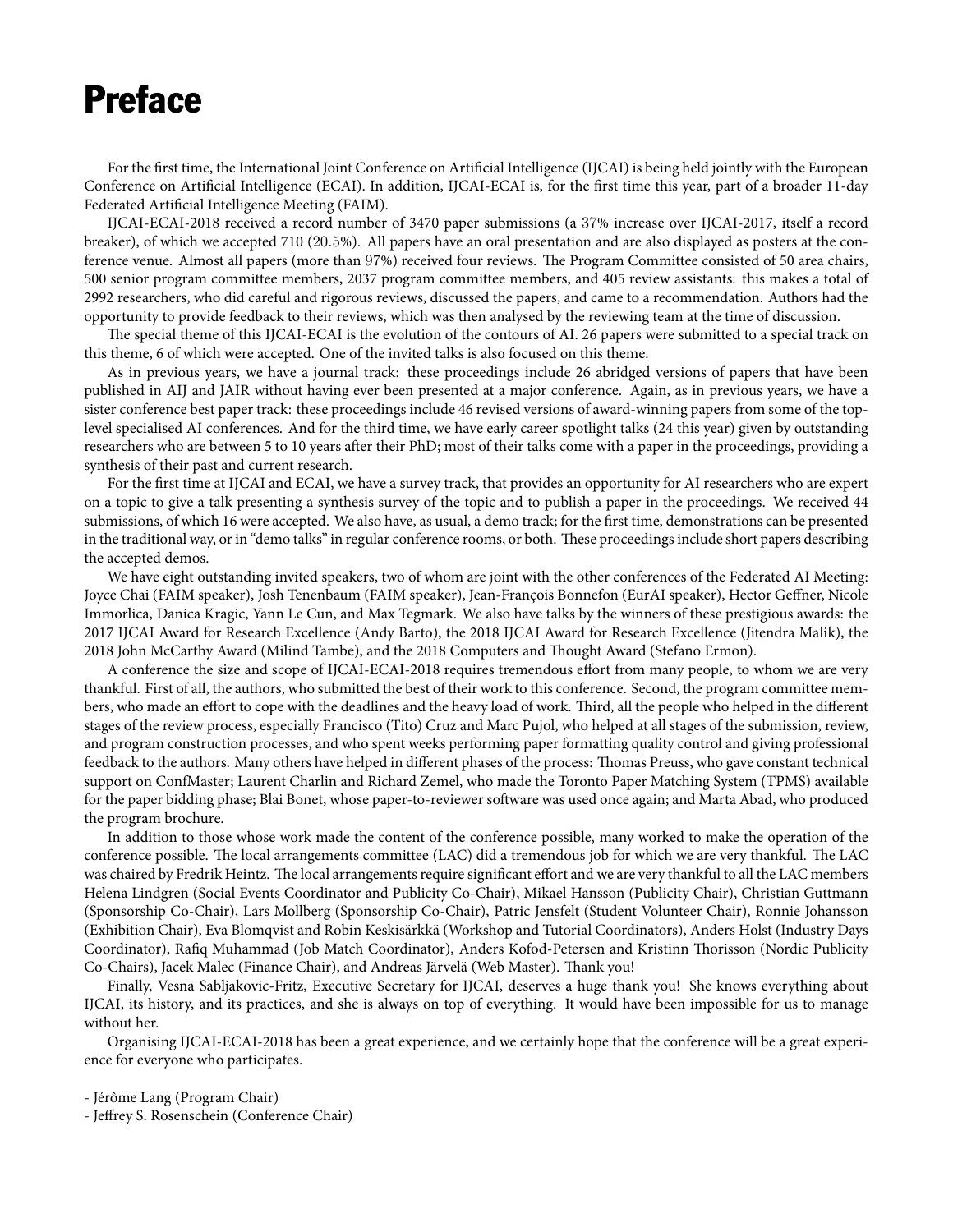# Preface

For the first time, the International Joint Conference on Artificial Intelligence (IJCAI) is being held jointly with the European Conference on Artificial Intelligence (ECAI). In addition, IJCAI-ECAI is, for the first time this year, part of a broader 11-day Federated Artificial Intelligence Meeting (FAIM).

IJCAI-ECAI-2018 received a record number of 3470 paper submissions (a 37% increase over IJCAI-2017, itself a record breaker), of which we accepted 710 (20.5%). All papers have an oral presentation and are also displayed as posters at the conference venue. Almost all papers (more than 97%) received four reviews. The Program Committee consisted of 50 area chairs, 500 senior program committee members, 2037 program committee members, and 405 review assistants: this makes a total of 2992 researchers, who did careful and rigorous reviews, discussed the papers, and came to a recommendation. Authors had the opportunity to provide feedback to their reviews, which was then analysed by the reviewing team at the time of discussion.

The special theme of this IJCAI-ECAI is the evolution of the contours of AI. 26 papers were submitted to a special track on this theme, 6 of which were accepted. One of the invited talks is also focused on this theme.

As in previous years, we have a journal track: these proceedings include 26 abridged versions of papers that have been published in AIJ and JAIR without having ever been presented at a major conference. Again, as in previous years, we have a sister conference best paper track: these proceedings include 46 revised versions of award-winning papers from some of the top-level specialised AI conferences. And for the third time, we have early career spotlight talks (24 this year) given by outstanding researchers who are between 5 to 10 years after their PhD; most of their talks come with a paper in the proceedings, providing a synthesis of their past and current research.

For the first time at IJCAI and ECAI, we have a survey track, that provides an opportunity for AI researchers who are expert on a topic to give a talk presenting a synthesis survey of the topic and to publish a paper in the proceedings. We received 44 submissions, of which 16 were accepted. We also have, as usual, a demo track; for the first time, demonstrations can be presented in the traditional way, or in "demo talks" in regular conference rooms, or both. These proceedings include short papers describing the accepted demos.

We have eight outstanding invited speakers, two of whom are joint with the other conferences of the Federated AI Meeting: Joyce Chai (FAIM speaker), Josh Tenenbaum (FAIM speaker), Jean-François Bonnefon (EurAI speaker), Hector Geffner, Nicole Immorlica, Danica Kragic, Yann Le Cun, and Max Tegmark. We also have talks by the winners of these prestigious awards: the 2017 IJCAI Award for Research Excellence (Andy Barto), the 2018 IJCAI Award for Research Excellence (Jitendra Malik), the 2018 John McCarthy Award (Milind Tambe), and the 2018 Computers and Thought Award (Stefano Ermon).

A conference the size and scope of IJCAI-ECAI-2018 requires tremendous effort from many people, to whom we are very thankful. First of all, the authors, who submitted the best of their work to this conference. Second, the program committee members, who made an effort to cope with the deadlines and the heavy load of work. Third, all the people who helped in the different stages of the review process, especially Francisco (Tito) Cruz and Marc Pujol, who helped at all stages of the submission, review, and program construction processes, and who spent weeks performing paper formatting quality control and giving professional feedback to the authors. Many others have helped in different phases of the process: Thomas Preuss, who gave constant technical support on ConfMaster; Laurent Charlin and Richard Zemel, who made the Toronto Paper Matching System (TPMS) available for the paper bidding phase; Blai Bonet, whose paper-to-reviewer software was used once again; and Marta Abad, who produced the program brochure.

In addition to those whose work made the content of the conference possible, many worked to make the operation of the conference possible. The local arrangements committee (LAC) did a tremendous job for which we are very thankful. The LAC was chaired by Fredrik Heintz. The local arrangements require significant effort and we are very thankful to all the LAC members Helena Lindgren (Social Events Coordinator and Publicity Co-Chair), Mikael Hansson (Publicity Chair), Christian Guttmann (Sponsorship Co-Chair), Lars Mollberg (Sponsorship Co-Chair), Patric Jensfelt (Student Volunteer Chair), Ronnie Johansson (Exhibition Chair), Eva Blomqvist and Robin Keskisärkkä (Workshop and Tutorial Coordinators), Anders Holst (Industry Days Coordinator), Rafiq Muhammad (Job Match Coordinator), Anders Kofod-Petersen and Kristinn Thorisson (Nordic Publicity Co-Chairs), Jacek Malec (Finance Chair), and Andreas Järvelä (Web Master). Thank you!

Finally, Vesna Sabljakovic-Fritz, Executive Secretary for IJCAI, deserves a huge thank you! She knows everything about IJCAI, its history, and its practices, and she is always on top of everything. It would have been impossible for us to manage without her.

Organising IJCAI-ECAI-2018 has been a great experience, and we certainly hope that the conference will be a great experience for everyone who participates.

- Jérôme Lang (Program Chair)
- Jeffrey S. Rosenschein (Conference Chair)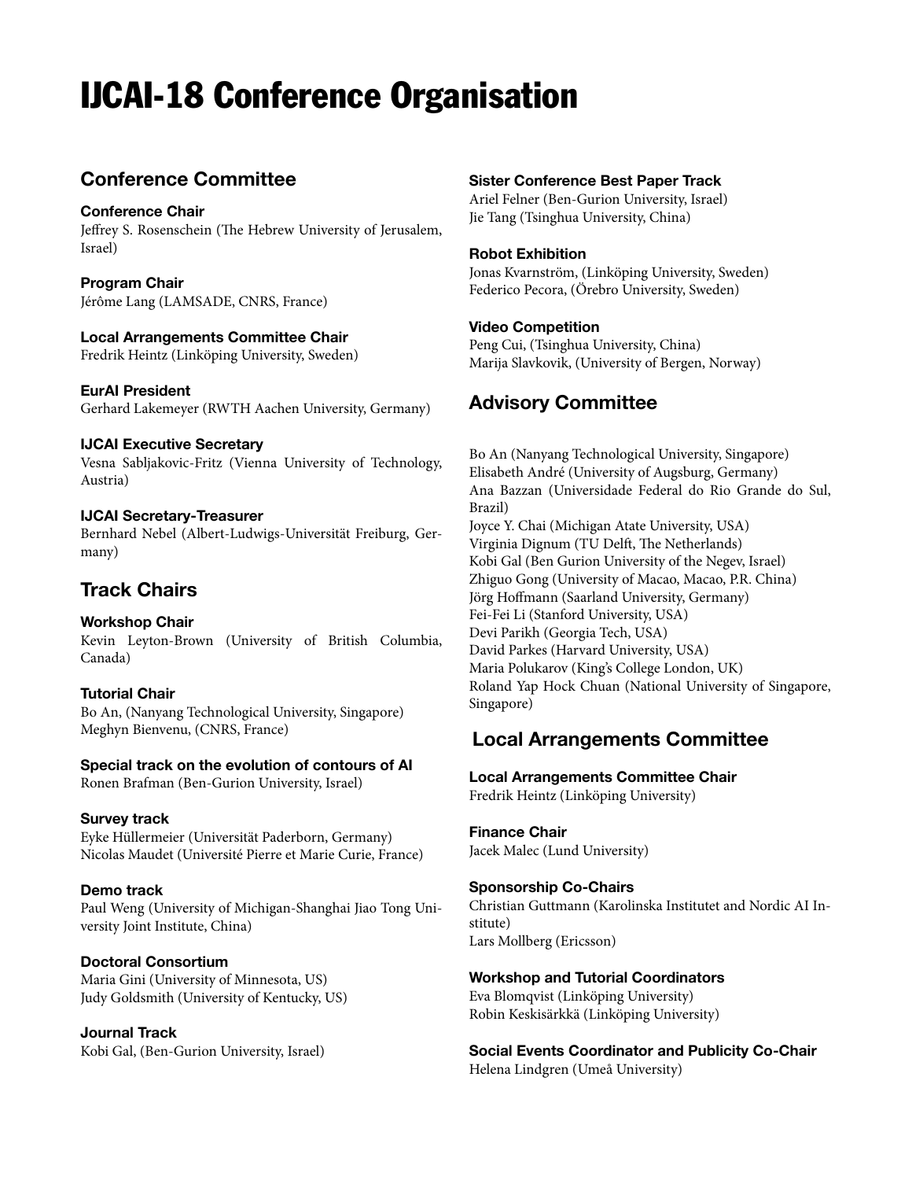# IJCAI-18 Conference Organisation

## Conference Committee

**Conference Chair**
Jeffrey S. Rosenschein (The Hebrew University of Jerusalem, Israel)

**Program Chair**
Jérôme Lang (LAMSADE, CNRS, France)

**Local Arrangements Committee Chair**
Fredrik Heintz (Linköping University, Sweden)

**EurAI President**
Gerhard Lakemeyer (RWTH Aachen University, Germany)

**IJCAI Executive Secretary**
Vesna Sabljakovic-Fritz (Vienna University of Technology, Austria)

**IJCAI Secretary-Treasurer**
Bernhard Nebel (Albert-Ludwigs-Universität Freiburg, Germany)

## Track Chairs

**Workshop Chair**
Kevin Leyton-Brown (University of British Columbia, Canada)

**Tutorial Chair**
Bo An, (Nanyang Technological University, Singapore)
Meghyn Bienvenu, (CNRS, France)

**Special track on the evolution of contours of AI**
Ronen Brafman (Ben-Gurion University, Israel)

**Survey track**
Eyke Hüllermeier (Universität Paderborn, Germany)
Nicolas Maudet (Université Pierre et Marie Curie, France)

**Demo track**
Paul Weng (University of Michigan-Shanghai Jiao Tong University Joint Institute, China)

**Doctoral Consortium**
Maria Gini (University of Minnesota, US)
Judy Goldsmith (University of Kentucky, US)

**Journal Track**
Kobi Gal, (Ben-Gurion University, Israel)

**Sister Conference Best Paper Track**
Ariel Felner (Ben-Gurion University, Israel)
Jie Tang (Tsinghua University, China)

**Robot Exhibition**
Jonas Kvarnström, (Linköping University, Sweden)
Federico Pecora, (Örebro University, Sweden)

**Video Competition**
Peng Cui, (Tsinghua University, China)
Marija Slavkovik, (University of Bergen, Norway)

## Advisory Committee

Bo An (Nanyang Technological University, Singapore)
Elisabeth André (University of Augsburg, Germany)
Ana Bazzan (Universidade Federal do Rio Grande do Sul, Brazil)
Joyce Y. Chai (Michigan Atate University, USA)
Virginia Dignum (TU Delft, The Netherlands)
Kobi Gal (Ben Gurion University of the Negev, Israel)
Zhiguo Gong (University of Macao, Macao, P.R. China)
Jörg Hoffmann (Saarland University, Germany)
Fei-Fei Li (Stanford University, USA)
Devi Parikh (Georgia Tech, USA)
David Parkes (Harvard University, USA)
Maria Polukarov (King's College London, UK)
Roland Yap Hock Chuan (National University of Singapore, Singapore)

## Local Arrangements Committee

**Local Arrangements Committee Chair**
Fredrik Heintz (Linköping University)

**Finance Chair**
Jacek Malec (Lund University)

**Sponsorship Co-Chairs**
Christian Guttmann (Karolinska Institutet and Nordic AI Institute)
Lars Mollberg (Ericsson)

**Workshop and Tutorial Coordinators**
Eva Blomqvist (Linköping University)
Robin Keskisärkkä (Linköping University)

**Social Events Coordinator and Publicity Co-Chair**
Helena Lindgren (Umeå University)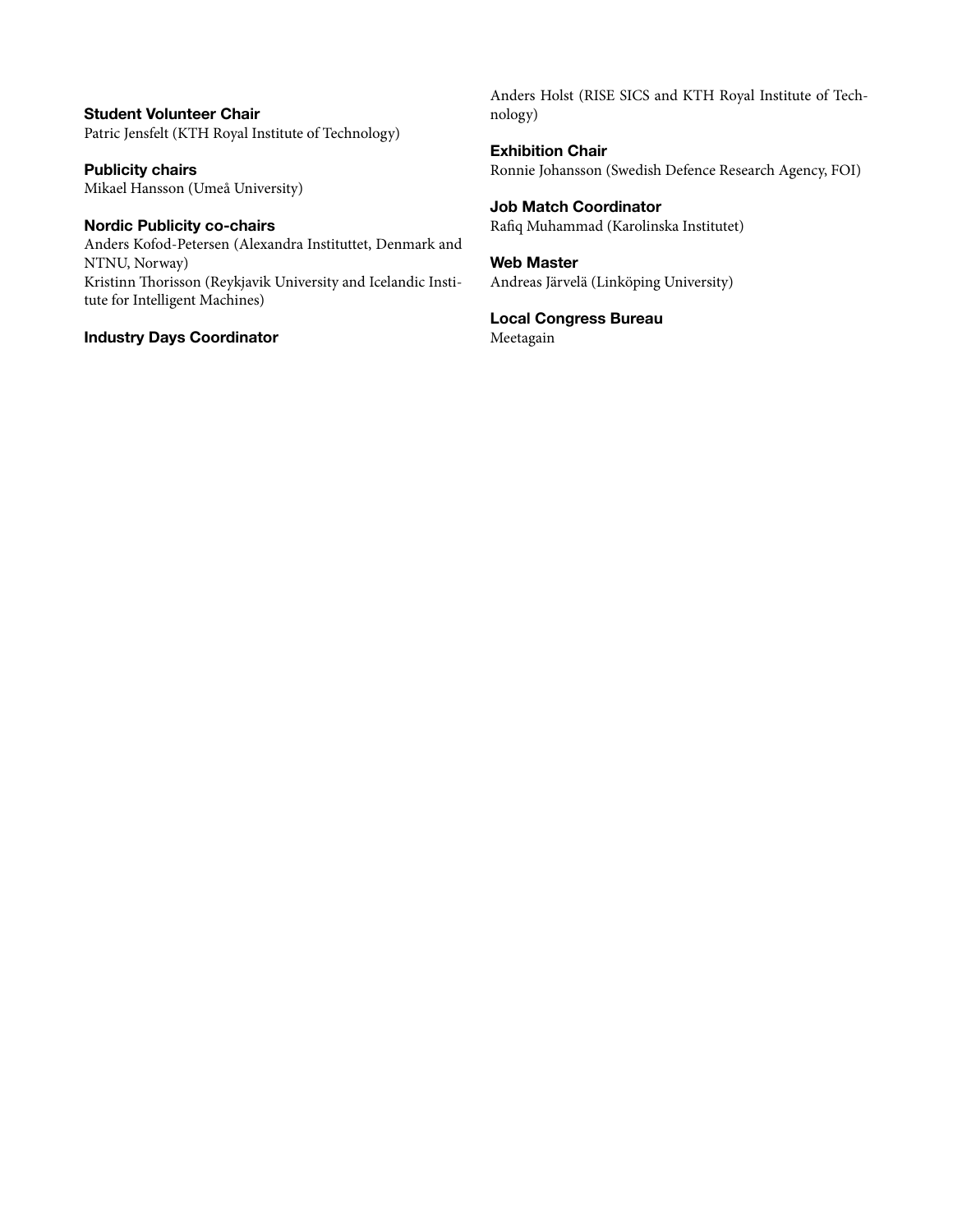### Student Volunteer Chair

Patric Jensfelt (KTH Royal Institute of Technology)

### Publicity chairs

Mikael Hansson (Umeå University)

### Nordic Publicity co-chairs

Anders Kofod-Petersen (Alexandra Instituttet, Denmark and NTNU, Norway)
Kristinn Thorisson (Reykjavik University and Icelandic Institute for Intelligent Machines)

### Industry Days Coordinator

Anders Holst (RISE SICS and KTH Royal Institute of Technology)

### Exhibition Chair

Ronnie Johansson (Swedish Defence Research Agency, FOI)

### Job Match Coordinator

Rafiq Muhammad (Karolinska Institutet)

### Web Master

Andreas Järvelä (Linköping University)

### Local Congress Bureau

Meetagain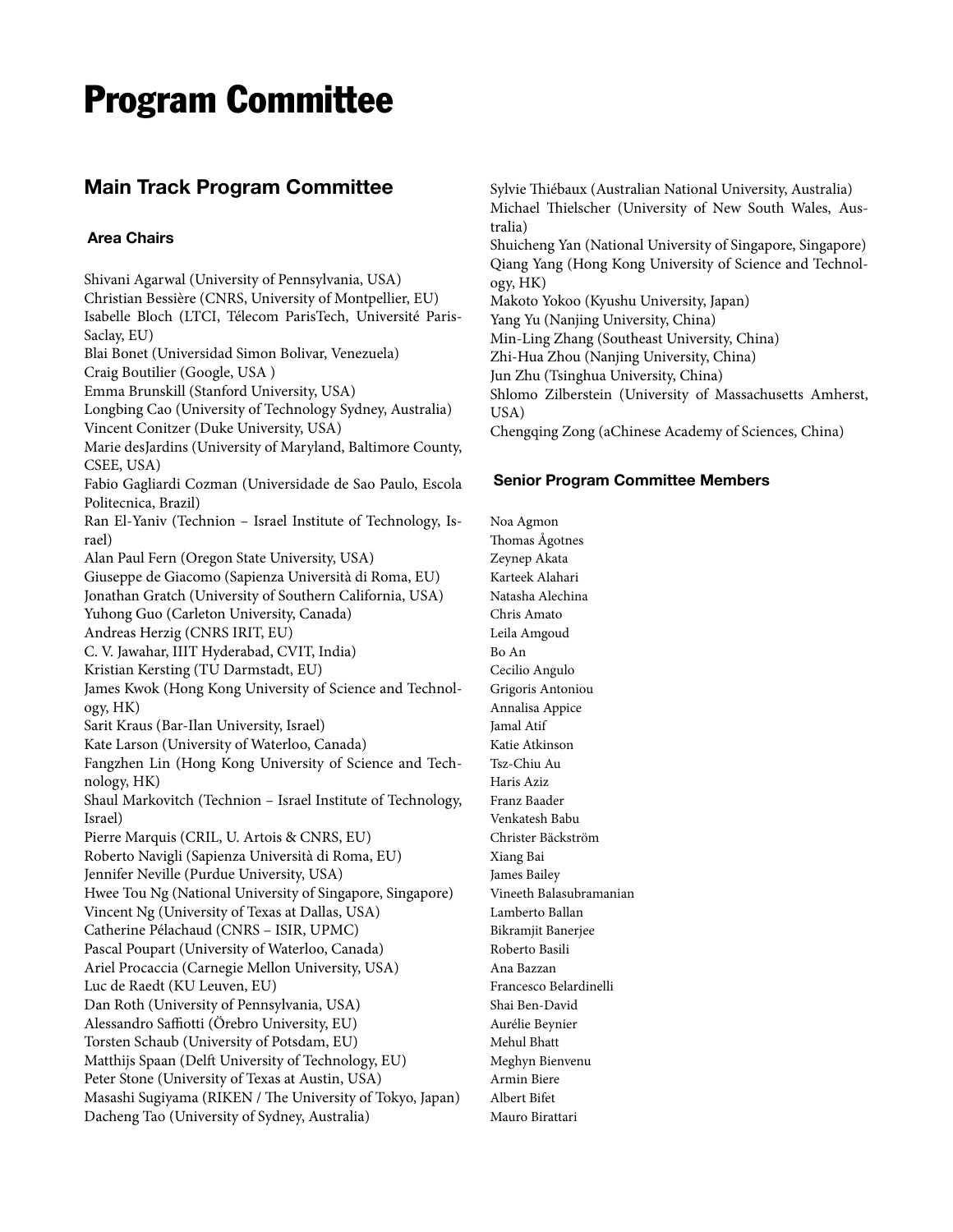# Program Committee

## Main Track Program Committee

### Area Chairs

Shivani Agarwal (University of Pennsylvania, USA)
Christian Bessière (CNRS, University of Montpellier, EU)
Isabelle Bloch (LTCI, Télecom ParisTech, Université Paris-Saclay, EU)
Blai Bonet (Universidad Simon Bolivar, Venezuela)
Craig Boutilier (Google, USA )
Emma Brunskill (Stanford University, USA)
Longbing Cao (University of Technology Sydney, Australia)
Vincent Conitzer (Duke University, USA)
Marie desJardins (University of Maryland, Baltimore County, CSEE, USA)
Fabio Gagliardi Cozman (Universidade de Sao Paulo, Escola Politecnica, Brazil)
Ran El-Yaniv (Technion – Israel Institute of Technology, Israel)
Alan Paul Fern (Oregon State University, USA)
Giuseppe de Giacomo (Sapienza Università di Roma, EU)
Jonathan Gratch (University of Southern California, USA)
Yuhong Guo (Carleton University, Canada)
Andreas Herzig (CNRS IRIT, EU)
C. V. Jawahar, IIIT Hyderabad, CVIT, India)
Kristian Kersting (TU Darmstadt, EU)
James Kwok (Hong Kong University of Science and Technology, HK)
Sarit Kraus (Bar-Ilan University, Israel)
Kate Larson (University of Waterloo, Canada)
Fangzhen Lin (Hong Kong University of Science and Technology, HK)
Shaul Markovitch (Technion – Israel Institute of Technology, Israel)
Pierre Marquis (CRIL, U. Artois & CNRS, EU)
Roberto Navigli (Sapienza Università di Roma, EU)
Jennifer Neville (Purdue University, USA)
Hwee Tou Ng (National University of Singapore, Singapore)
Vincent Ng (University of Texas at Dallas, USA)
Catherine Pélachaud (CNRS – ISIR, UPMC)
Pascal Poupart (University of Waterloo, Canada)
Ariel Procaccia (Carnegie Mellon University, USA)
Luc de Raedt (KU Leuven, EU)
Dan Roth (University of Pennsylvania, USA)
Alessandro Saffiotti (Örebro University, EU)
Torsten Schaub (University of Potsdam, EU)
Matthijs Spaan (Delft University of Technology, EU)
Peter Stone (University of Texas at Austin, USA)
Masashi Sugiyama (RIKEN / The University of Tokyo, Japan)
Dacheng Tao (University of Sydney, Australia)
Sylvie Thiébaux (Australian National University, Australia)
Michael Thielscher (University of New South Wales, Australia)
Shuicheng Yan (National University of Singapore, Singapore)
Qiang Yang (Hong Kong University of Science and Technology, HK)
Makoto Yokoo (Kyushu University, Japan)
Yang Yu (Nanjing University, China)
Min-Ling Zhang (Southeast University, China)
Zhi-Hua Zhou (Nanjing University, China)
Jun Zhu (Tsinghua University, China)
Shlomo Zilberstein (University of Massachusetts Amherst, USA)
Chengqing Zong (aChinese Academy of Sciences, China)

### Senior Program Committee Members

Noa Agmon
Thomas Ågotnes
Zeynep Akata
Karteek Alahari
Natasha Alechina
Chris Amato
Leila Amgoud
Bo An
Cecilio Angulo
Grigoris Antoniou
Annalisa Appice
Jamal Atif
Katie Atkinson
Tsz-Chiu Au
Haris Aziz
Franz Baader
Venkatesh Babu
Christer Bäckström
Xiang Bai
James Bailey
Vineeth Balasubramanian
Lamberto Ballan
Bikramjit Banerjee
Roberto Basili
Ana Bazzan
Francesco Belardinelli
Shai Ben-David
Aurélie Beynier
Mehul Bhatt
Meghyn Bienvenu
Armin Biere
Albert Bifet
Mauro Birattari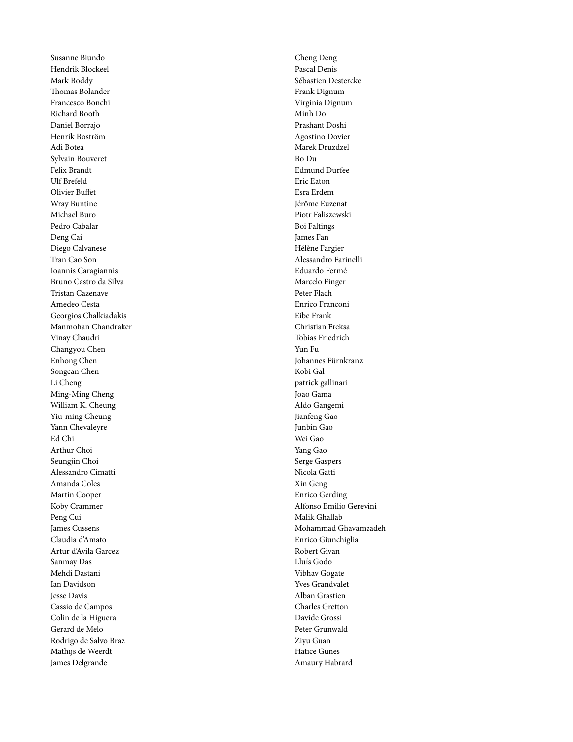Susanne Biundo
Hendrik Blockeel
Mark Boddy
Thomas Bolander
Francesco Bonchi
Richard Booth
Daniel Borrajo
Henrik Boström
Adi Botea
Sylvain Bouveret
Felix Brandt
Ulf Brefeld
Olivier Buffet
Wray Buntine
Michael Buro
Pedro Cabalar
Deng Cai
Diego Calvanese
Tran Cao Son
Ioannis Caragiannis
Bruno Castro da Silva
Tristan Cazenave
Amedeo Cesta
Georgios Chalkiadakis
Manmohan Chandraker
Vinay Chaudri
Changyou Chen
Enhong Chen
Songcan Chen
Li Cheng
Ming-Ming Cheng
William K. Cheung
Yiu-ming Cheung
Yann Chevaleyre
Ed Chi
Arthur Choi
Seungjin Choi
Alessandro Cimatti
Amanda Coles
Martin Cooper
Koby Crammer
Peng Cui
James Cussens
Claudia d'Amato
Artur d'Avila Garcez
Sanmay Das
Mehdi Dastani
Ian Davidson
Jesse Davis
Cassio de Campos
Colin de la Higuera
Gerard de Melo
Rodrigo de Salvo Braz
Mathijs de Weerdt
James Delgrande
Cheng Deng
Pascal Denis
Sébastien Destercke
Frank Dignum
Virginia Dignum
Minh Do
Prashant Doshi
Agostino Dovier
Marek Druzdzel
Bo Du
Edmund Durfee
Eric Eaton
Esra Erdem
Jérôme Euzenat
Piotr Faliszewski
Boi Faltings
James Fan
Hélène Fargier
Alessandro Farinelli
Eduardo Fermé
Marcelo Finger
Peter Flach
Enrico Franconi
Eibe Frank
Christian Freksa
Tobias Friedrich
Yun Fu
Johannes Fürnkranz
Kobi Gal
patrick gallinari
Joao Gama
Aldo Gangemi
Jianfeng Gao
Junbin Gao
Wei Gao
Yang Gao
Serge Gaspers
Nicola Gatti
Xin Geng
Enrico Gerding
Alfonso Emilio Gerevini
Malik Ghallab
Mohammad Ghavamzadeh
Enrico Giunchiglia
Robert Givan
Lluís Godo
Vibhav Gogate
Yves Grandvalet
Alban Grastien
Charles Gretton
Davide Grossi
Peter Grunwald
Ziyu Guan
Hatice Gunes
Amaury Habrard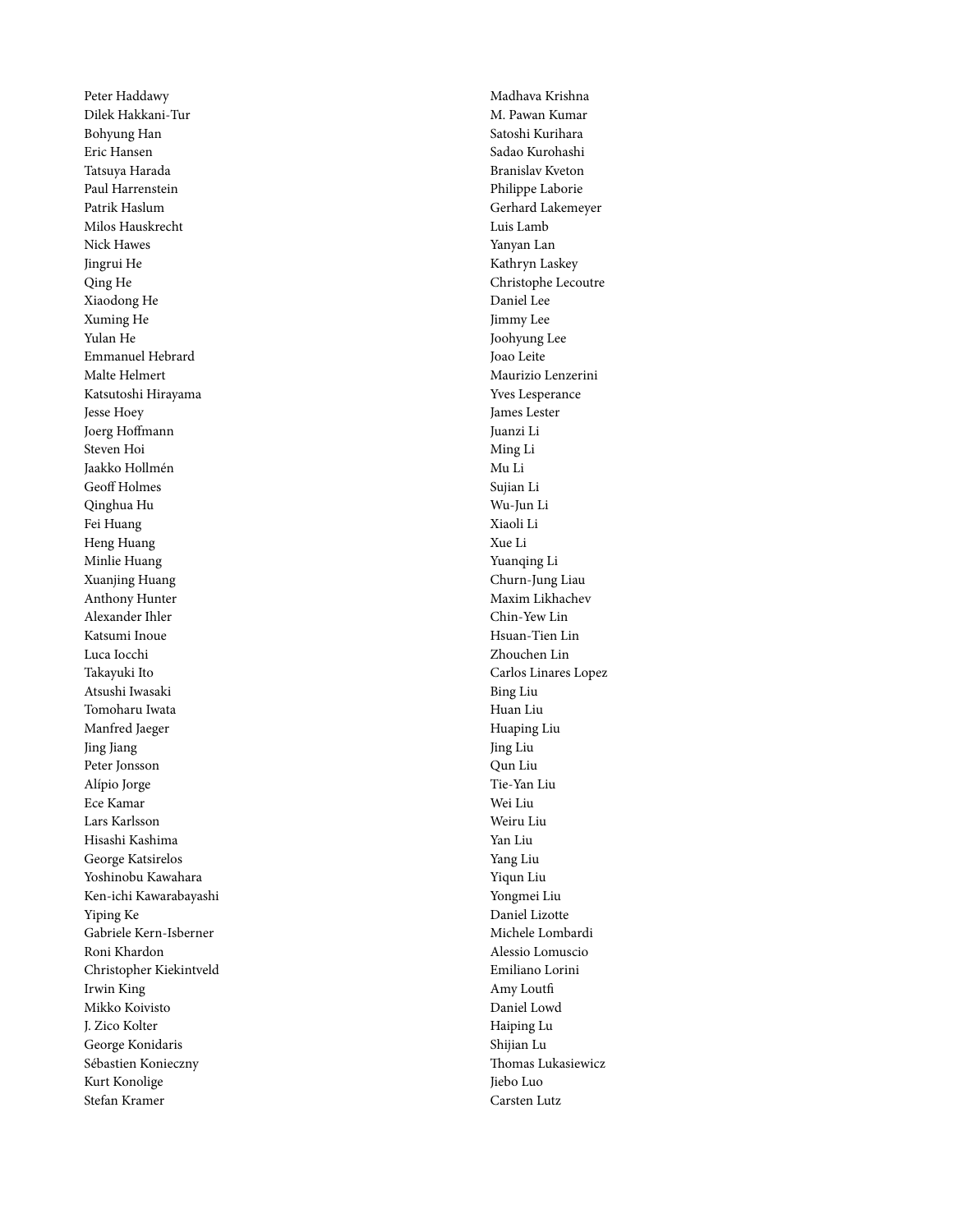Peter Haddawy
Dilek Hakkani-Tur
Bohyung Han
Eric Hansen
Tatsuya Harada
Paul Harrenstein
Patrik Haslum
Milos Hauskrecht
Nick Hawes
Jingrui He
Qing He
Xiaodong He
Xuming He
Yulan He
Emmanuel Hebrard
Malte Helmert
Katsutoshi Hirayama
Jesse Hoey
Joerg Hoffmann
Steven Hoi
Jaakko Hollmén
Geoff Holmes
Qinghua Hu
Fei Huang
Heng Huang
Minlie Huang
Xuanjing Huang
Anthony Hunter
Alexander Ihler
Katsumi Inoue
Luca Iocchi
Takayuki Ito
Atsushi Iwasaki
Tomoharu Iwata
Manfred Jaeger
Jing Jiang
Peter Jonsson
Alípio Jorge
Ece Kamar
Lars Karlsson
Hisashi Kashima
George Katsirelos
Yoshinobu Kawahara
Ken-ichi Kawarabayashi
Yiping Ke
Gabriele Kern-Isberner
Roni Khardon
Christopher Kiekintveld
Irwin King
Mikko Koivisto
J. Zico Kolter
George Konidaris
Sébastien Konieczny
Kurt Konolige
Stefan Kramer
Madhava Krishna
M. Pawan Kumar
Satoshi Kurihara
Sadao Kurohashi
Branislav Kveton
Philippe Laborie
Gerhard Lakemeyer
Luis Lamb
Yanyan Lan
Kathryn Laskey
Christophe Lecoutre
Daniel Lee
Jimmy Lee
Joohyung Lee
Joao Leite
Maurizio Lenzerini
Yves Lesperance
James Lester
Juanzi Li
Ming Li
Mu Li
Sujian Li
Wu-Jun Li
Xiaoli Li
Xue Li
Yuanqing Li
Churn-Jung Liau
Maxim Likhachev
Chin-Yew Lin
Hsuan-Tien Lin
Zhouchen Lin
Carlos Linares Lopez
Bing Liu
Huan Liu
Huaping Liu
Jing Liu
Qun Liu
Tie-Yan Liu
Wei Liu
Weiru Liu
Yan Liu
Yang Liu
Yiqun Liu
Yongmei Liu
Daniel Lizotte
Michele Lombardi
Alessio Lomuscio
Emiliano Lorini
Amy Loutfi
Daniel Lowd
Haiping Lu
Shijian Lu
Thomas Lukasiewicz
Jiebo Luo
Carsten Lutz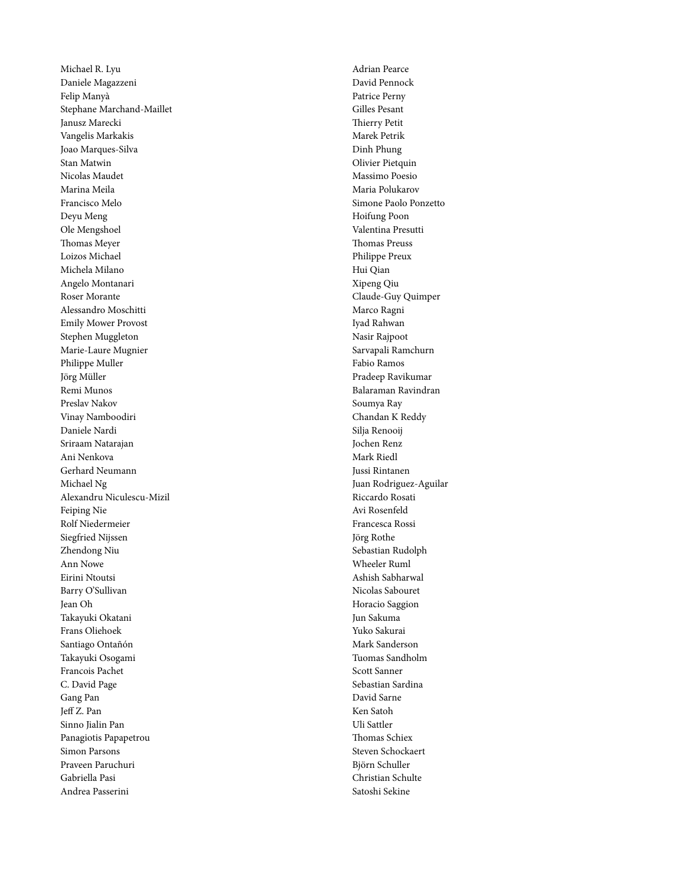Michael R. Lyu
Daniele Magazzeni
Felip Manyà
Stephane Marchand-Maillet
Janusz Marecki
Vangelis Markakis
Joao Marques-Silva
Stan Matwin
Nicolas Maudet
Marina Meila
Francisco Melo
Deyu Meng
Ole Mengshoel
Thomas Meyer
Loizos Michael
Michela Milano
Angelo Montanari
Roser Morante
Alessandro Moschitti
Emily Mower Provost
Stephen Muggleton
Marie-Laure Mugnier
Philippe Muller
Jörg Müller
Remi Munos
Preslav Nakov
Vinay Namboodiri
Daniele Nardi
Sriraam Natarajan
Ani Nenkova
Gerhard Neumann
Michael Ng
Alexandru Niculescu-Mizil
Feiping Nie
Rolf Niedermeier
Siegfried Nijssen
Zhendong Niu
Ann Nowe
Eirini Ntoutsi
Barry O'Sullivan
Jean Oh
Takayuki Okatani
Frans Oliehoek
Santiago Ontañón
Takayuki Osogami
Francois Pachet
C. David Page
Gang Pan
Jeff Z. Pan
Sinno Jialin Pan
Panagiotis Papapetrou
Simon Parsons
Praveen Paruchuri
Gabriella Pasi
Andrea Passerini
Adrian Pearce
David Pennock
Patrice Perny
Gilles Pesant
Thierry Petit
Marek Petrik
Dinh Phung
Olivier Pietquin
Massimo Poesio
Maria Polukarov
Simone Paolo Ponzetto
Hoifung Poon
Valentina Presutti
Thomas Preuss
Philippe Preux
Hui Qian
Xipeng Qiu
Claude-Guy Quimper
Marco Ragni
Iyad Rahwan
Nasir Rajpoot
Sarvapali Ramchurn
Fabio Ramos
Pradeep Ravikumar
Balaraman Ravindran
Soumya Ray
Chandan K Reddy
Silja Renooij
Jochen Renz
Mark Riedl
Jussi Rintanen
Juan Rodriguez-Aguilar
Riccardo Rosati
Avi Rosenfeld
Francesca Rossi
Jörg Rothe
Sebastian Rudolph
Wheeler Ruml
Ashish Sabharwal
Nicolas Sabouret
Horacio Saggion
Jun Sakuma
Yuko Sakurai
Mark Sanderson
Tuomas Sandholm
Scott Sanner
Sebastian Sardina
David Sarne
Ken Satoh
Uli Sattler
Thomas Schiex
Steven Schockaert
Björn Schuller
Christian Schulte
Satoshi Sekine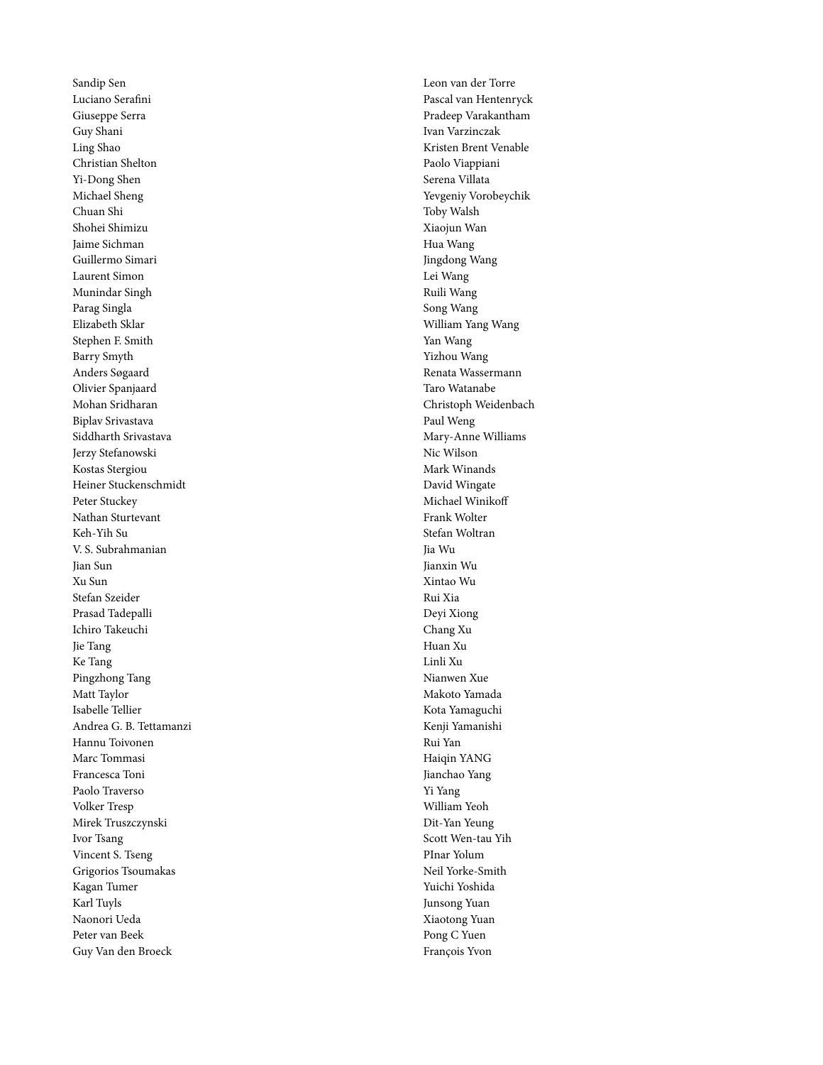Sandip Sen
Luciano Serafini
Giuseppe Serra
Guy Shani
Ling Shao
Christian Shelton
Yi-Dong Shen
Michael Sheng
Chuan Shi
Shohei Shimizu
Jaime Sichman
Guillermo Simari
Laurent Simon
Munindar Singh
Parag Singla
Elizabeth Sklar
Stephen F. Smith
Barry Smyth
Anders Søgaard
Olivier Spanjaard
Mohan Sridharan
Biplav Srivastava
Siddharth Srivastava
Jerzy Stefanowski
Kostas Stergiou
Heiner Stuckenschmidt
Peter Stuckey
Nathan Sturtevant
Keh-Yih Su
V. S. Subrahmanian
Jian Sun
Xu Sun
Stefan Szeider
Prasad Tadepalli
Ichiro Takeuchi
Jie Tang
Ke Tang
Pingzhong Tang
Matt Taylor
Isabelle Tellier
Andrea G. B. Tettamanzi
Hannu Toivonen
Marc Tommasi
Francesca Toni
Paolo Traverso
Volker Tresp
Mirek Truszczynski
Ivor Tsang
Vincent S. Tseng
Grigorios Tsoumakas
Kagan Tumer
Karl Tuyls
Naonori Ueda
Peter van Beek
Guy Van den Broeck
Leon van der Torre
Pascal van Hentenryck
Pradeep Varakantham
Ivan Varzinczak
Kristen Brent Venable
Paolo Viappiani
Serena Villata
Yevgeniy Vorobeychik
Toby Walsh
Xiaojun Wan
Hua Wang
Jingdong Wang
Lei Wang
Ruili Wang
Song Wang
William Yang Wang
Yan Wang
Yizhou Wang
Renata Wassermann
Taro Watanabe
Christoph Weidenbach
Paul Weng
Mary-Anne Williams
Nic Wilson
Mark Winands
David Wingate
Michael Winikoff
Frank Wolter
Stefan Woltran
Jia Wu
Jianxin Wu
Xintao Wu
Rui Xia
Deyi Xiong
Chang Xu
Huan Xu
Linli Xu
Nianwen Xue
Makoto Yamada
Kota Yamaguchi
Kenji Yamanishi
Rui Yan
Haiqin YANG
Jianchao Yang
Yi Yang
William Yeoh
Dit-Yan Yeung
Scott Wen-tau Yih
PInar Yolum
Neil Yorke-Smith
Yuichi Yoshida
Junsong Yuan
Xiaotong Yuan
Pong C Yuen
François Yvon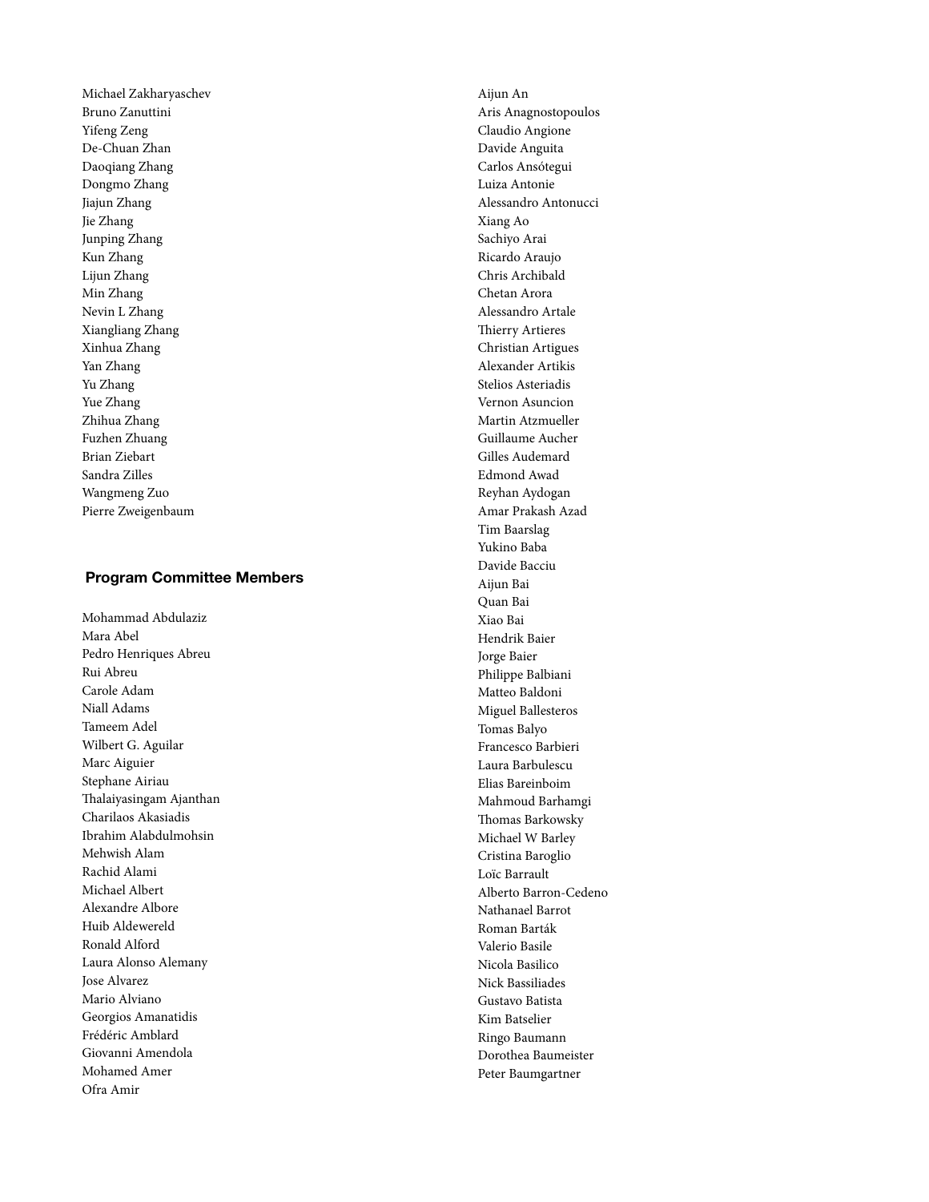Michael Zakharyaschev
Bruno Zanuttini
Yifeng Zeng
De-Chuan Zhan
Daoqiang Zhang
Dongmo Zhang
Jiajun Zhang
Jie Zhang
Junping Zhang
Kun Zhang
Lijun Zhang
Min Zhang
Nevin L Zhang
Xiangliang Zhang
Xinhua Zhang
Yan Zhang
Yu Zhang
Yue Zhang
Zhihua Zhang
Fuzhen Zhuang
Brian Ziebart
Sandra Zilles
Wangmeng Zuo
Pierre Zweigenbaum

## Program Committee Members

Mohammad Abdulaziz
Mara Abel
Pedro Henriques Abreu
Rui Abreu
Carole Adam
Niall Adams
Tameem Adel
Wilbert G. Aguilar
Marc Aiguier
Stephane Airiau
Thalaiyasingam Ajanthan
Charilaos Akasiadis
Ibrahim Alabdulmohsin
Mehwish Alam
Rachid Alami
Michael Albert
Alexandre Albore
Huib Aldewereld
Ronald Alford
Laura Alonso Alemany
Jose Alvarez
Mario Alviano
Georgios Amanatidis
Frédéric Amblard
Giovanni Amendola
Mohamed Amer
Ofra Amir
Aijun An
Aris Anagnostopoulos
Claudio Angione
Davide Anguita
Carlos Ansótegui
Luiza Antonie
Alessandro Antonucci
Xiang Ao
Sachiyo Arai
Ricardo Araujo
Chris Archibald
Chetan Arora
Alessandro Artale
Thierry Artieres
Christian Artigues
Alexander Artikis
Stelios Asteriadis
Vernon Asuncion
Martin Atzmueller
Guillaume Aucher
Gilles Audemard
Edmond Awad
Reyhan Aydogan
Amar Prakash Azad
Tim Baarslag
Yukino Baba
Davide Bacciu
Aijun Bai
Quan Bai
Xiao Bai
Hendrik Baier
Jorge Baier
Philippe Balbiani
Matteo Baldoni
Miguel Ballesteros
Tomas Balyo
Francesco Barbieri
Laura Barbulescu
Elias Bareinboim
Mahmoud Barhamgi
Thomas Barkowsky
Michael W Barley
Cristina Baroglio
Loïc Barrault
Alberto Barron-Cedeno
Nathanael Barrot
Roman Barták
Valerio Basile
Nicola Basilico
Nick Bassiliades
Gustavo Batista
Kim Batselier
Ringo Baumann
Dorothea Baumeister
Peter Baumgartner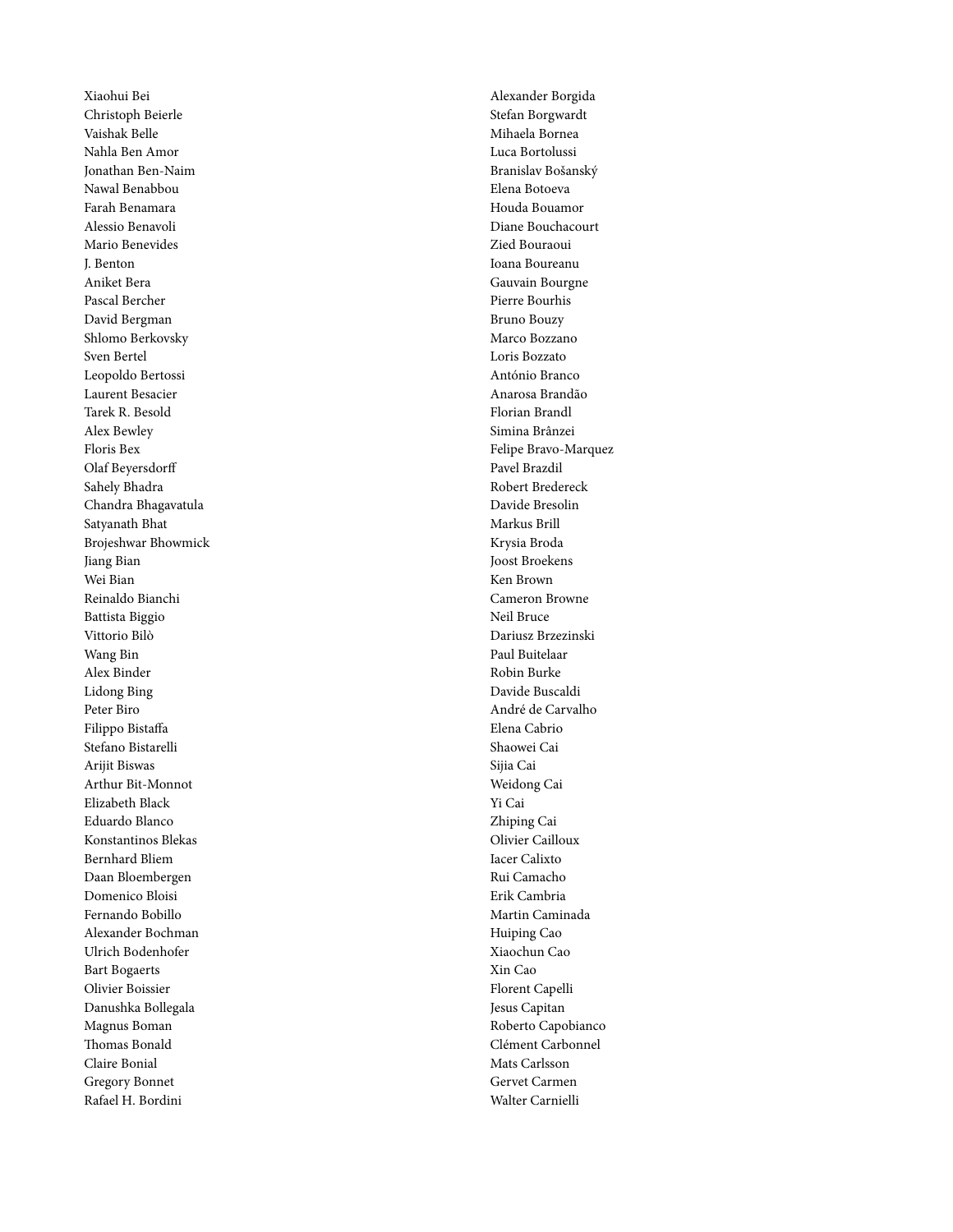Xiaohui Bei
Christoph Beierle
Vaishak Belle
Nahla Ben Amor
Jonathan Ben-Naim
Nawal Benabbou
Farah Benamara
Alessio Benavoli
Mario Benevides
J. Benton
Aniket Bera
Pascal Bercher
David Bergman
Shlomo Berkovsky
Sven Bertel
Leopoldo Bertossi
Laurent Besacier
Tarek R. Besold
Alex Bewley
Floris Bex
Olaf Beyersdorff
Sahely Bhadra
Chandra Bhagavatula
Satyanath Bhat
Brojeshwar Bhowmick
Jiang Bian
Wei Bian
Reinaldo Bianchi
Battista Biggio
Vittorio Bilò
Wang Bin
Alex Binder
Lidong Bing
Peter Biro
Filippo Bistaffa
Stefano Bistarelli
Arijit Biswas
Arthur Bit-Monnot
Elizabeth Black
Eduardo Blanco
Konstantinos Blekas
Bernhard Bliem
Daan Bloembergen
Domenico Bloisi
Fernando Bobillo
Alexander Bochman
Ulrich Bodenhofer
Bart Bogaerts
Olivier Boissier
Danushka Bollegala
Magnus Boman
Thomas Bonald
Claire Bonial
Gregory Bonnet
Rafael H. Bordini
Alexander Borgida
Stefan Borgwardt
Mihaela Bornea
Luca Bortolussi
Branislav Bošanský
Elena Botoeva
Houda Bouamor
Diane Bouchacourt
Zied Bouraoui
Ioana Boureanu
Gauvain Bourgne
Pierre Bourhis
Bruno Bouzy
Marco Bozzano
Loris Bozzato
António Branco
Anarosa Brandão
Florian Brandl
Simina Brânzei
Felipe Bravo-Marquez
Pavel Brazdil
Robert Bredereck
Davide Bresolin
Markus Brill
Krysia Broda
Joost Broekens
Ken Brown
Cameron Browne
Neil Bruce
Dariusz Brzezinski
Paul Buitelaar
Robin Burke
Davide Buscaldi
André de Carvalho
Elena Cabrio
Shaowei Cai
Sijia Cai
Weidong Cai
Yi Cai
Zhiping Cai
Olivier Cailloux
Iacer Calixto
Rui Camacho
Erik Cambria
Martin Caminada
Huiping Cao
Xiaochun Cao
Xin Cao
Florent Capelli
Jesus Capitan
Roberto Capobianco
Clément Carbonnel
Mats Carlsson
Gervet Carmen
Walter Carnielli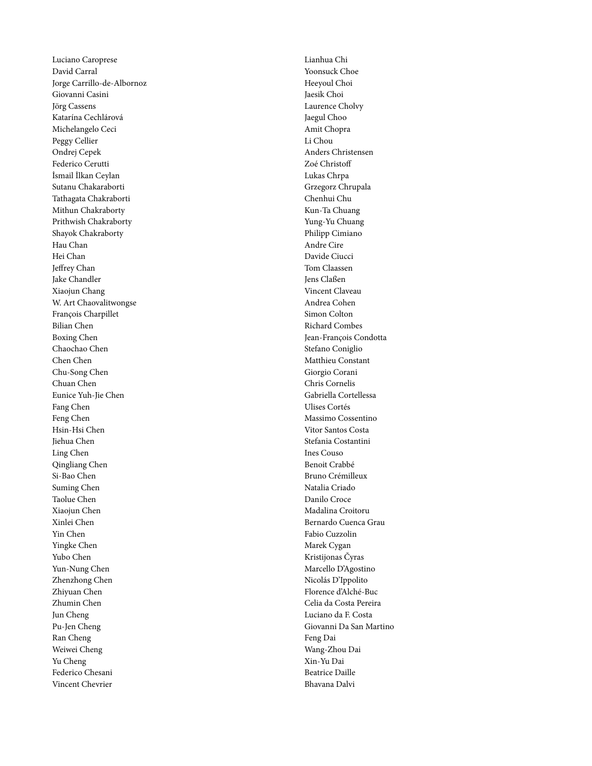Luciano Caroprese
David Carral
Jorge Carrillo-de-Albornoz
Giovanni Casini
Jörg Cassens
Katarína Cechlárová
Michelangelo Ceci
Peggy Cellier
Ondrej Cepek
Federico Cerutti
İsmail İlkan Ceylan
Sutanu Chakaraborti
Tathagata Chakraborti
Mithun Chakraborty
Prithwish Chakraborty
Shayok Chakraborty
Hau Chan
Hei Chan
Jeffrey Chan
Jake Chandler
Xiaojun Chang
W. Art Chaovalitwongse
François Charpillet
Bilian Chen
Boxing Chen
Chaochao Chen
Chen Chen
Chu-Song Chen
Chuan Chen
Eunice Yuh-Jie Chen
Fang Chen
Feng Chen
Hsin-Hsi Chen
Jiehua Chen
Ling Chen
Qingliang Chen
Si-Bao Chen
Suming Chen
Taolue Chen
Xiaojun Chen
Xinlei Chen
Yin Chen
Yingke Chen
Yubo Chen
Yun-Nung Chen
Zhenzhong Chen
Zhiyuan Chen
Zhumin Chen
Jun Cheng
Pu-Jen Cheng
Ran Cheng
Weiwei Cheng
Yu Cheng
Federico Chesani
Vincent Chevrier
Lianhua Chi
Yoonsuck Choe
Heeyoul Choi
Jaesik Choi
Laurence Cholvy
Jaegul Choo
Amit Chopra
Li Chou
Anders Christensen
Zoé Christoff
Lukas Chrpa
Grzegorz Chrupala
Chenhui Chu
Kun-Ta Chuang
Yung-Yu Chuang
Philipp Cimiano
Andre Cire
Davide Ciucci
Tom Claassen
Jens Claßen
Vincent Claveau
Andrea Cohen
Simon Colton
Richard Combes
Jean-François Condotta
Stefano Coniglio
Matthieu Constant
Giorgio Corani
Chris Cornelis
Gabriella Cortellessa
Ulises Cortés
Massimo Cossentino
Vitor Santos Costa
Stefania Costantini
Ines Couso
Benoit Crabbé
Bruno Crémilleux
Natalia Criado
Danilo Croce
Madalina Croitoru
Bernardo Cuenca Grau
Fabio Cuzzolin
Marek Cygan
Kristijonas Čyras
Marcello D'Agostino
Nicolás D'Ippolito
Florence d'Alché-Buc
Celia da Costa Pereira
Luciano da F. Costa
Giovanni Da San Martino
Feng Dai
Wang-Zhou Dai
Xin-Yu Dai
Beatrice Daille
Bhavana Dalvi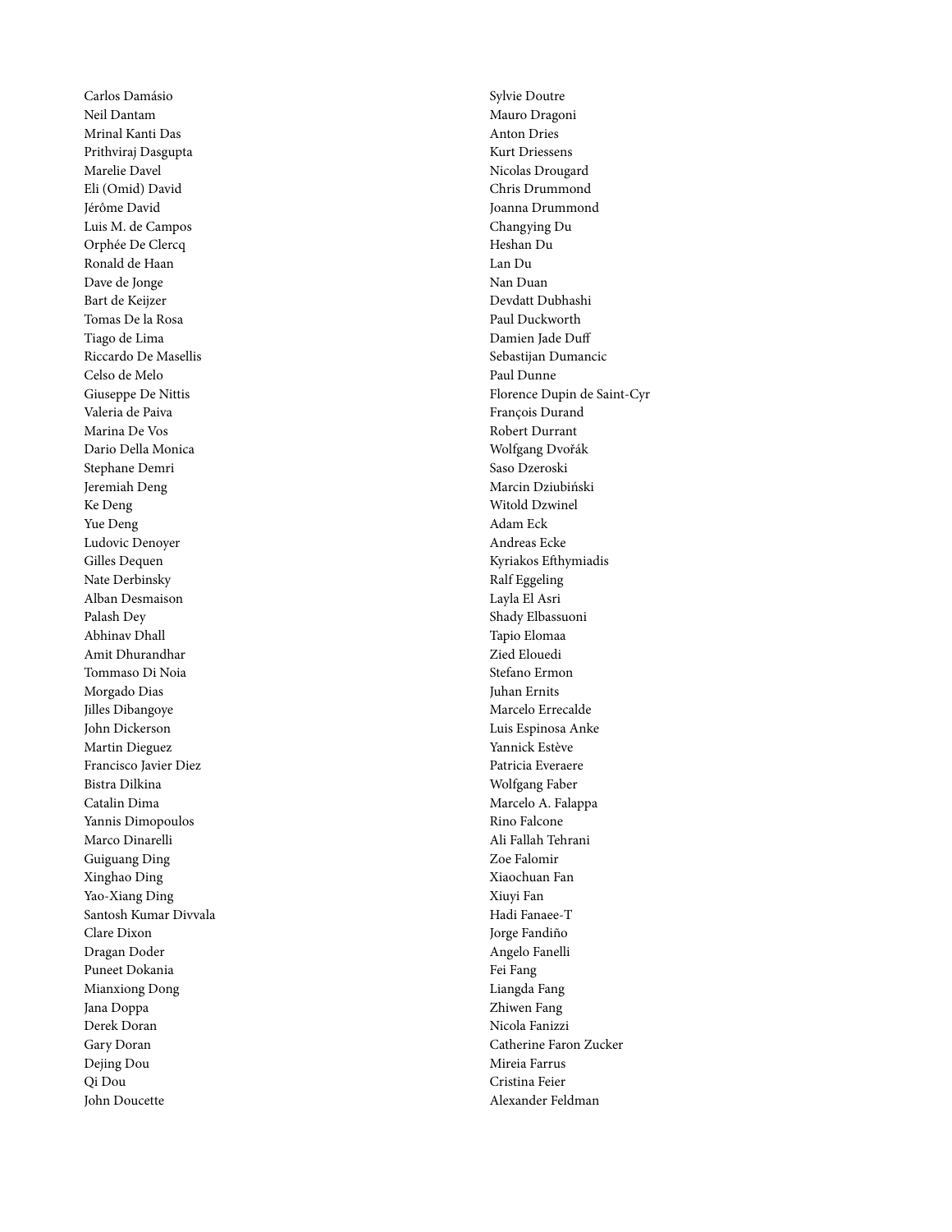Carlos Damásio
Neil Dantam
Mrinal Kanti Das
Prithviraj Dasgupta
Marelie Davel
Eli (Omid) David
Jérôme David
Luis M. de Campos
Orphée De Clercq
Ronald de Haan
Dave de Jonge
Bart de Keijzer
Tomas De la Rosa
Tiago de Lima
Riccardo De Masellis
Celso de Melo
Giuseppe De Nittis
Valeria de Paiva
Marina De Vos
Dario Della Monica
Stephane Demri
Jeremiah Deng
Ke Deng
Yue Deng
Ludovic Denoyer
Gilles Dequen
Nate Derbinsky
Alban Desmaison
Palash Dey
Abhinav Dhall
Amit Dhurandhar
Tommaso Di Noia
Morgado Dias
Jilles Dibangoye
John Dickerson
Martin Dieguez
Francisco Javier Diez
Bistra Dilkina
Catalin Dima
Yannis Dimopoulos
Marco Dinarelli
Guiguang Ding
Xinghao Ding
Yao-Xiang Ding
Santosh Kumar Divvala
Clare Dixon
Dragan Doder
Puneet Dokania
Mianxiong Dong
Jana Doppa
Derek Doran
Gary Doran
Dejing Dou
Qi Dou
John Doucette
Sylvie Doutre
Mauro Dragoni
Anton Dries
Kurt Driessens
Nicolas Drougard
Chris Drummond
Joanna Drummond
Changying Du
Heshan Du
Lan Du
Nan Duan
Devdatt Dubhashi
Paul Duckworth
Damien Jade Duff
Sebastijan Dumancic
Paul Dunne
Florence Dupin de Saint-Cyr
François Durand
Robert Durrant
Wolfgang Dvořák
Saso Dzeroski
Marcin Dziubiński
Witold Dzwinel
Adam Eck
Andreas Ecke
Kyriakos Efthymiadis
Ralf Eggeling
Layla El Asri
Shady Elbassuoni
Tapio Elomaa
Zied Elouedi
Stefano Ermon
Juhan Ernits
Marcelo Errecalde
Luis Espinosa Anke
Yannick Estève
Patricia Everaere
Wolfgang Faber
Marcelo A. Falappa
Rino Falcone
Ali Fallah Tehrani
Zoe Falomir
Xiaochuan Fan
Xiuyi Fan
Hadi Fanaee-T
Jorge Fandiño
Angelo Fanelli
Fei Fang
Liangda Fang
Zhiwen Fang
Nicola Fanizzi
Catherine Faron Zucker
Mireia Farrus
Cristina Feier
Alexander Feldman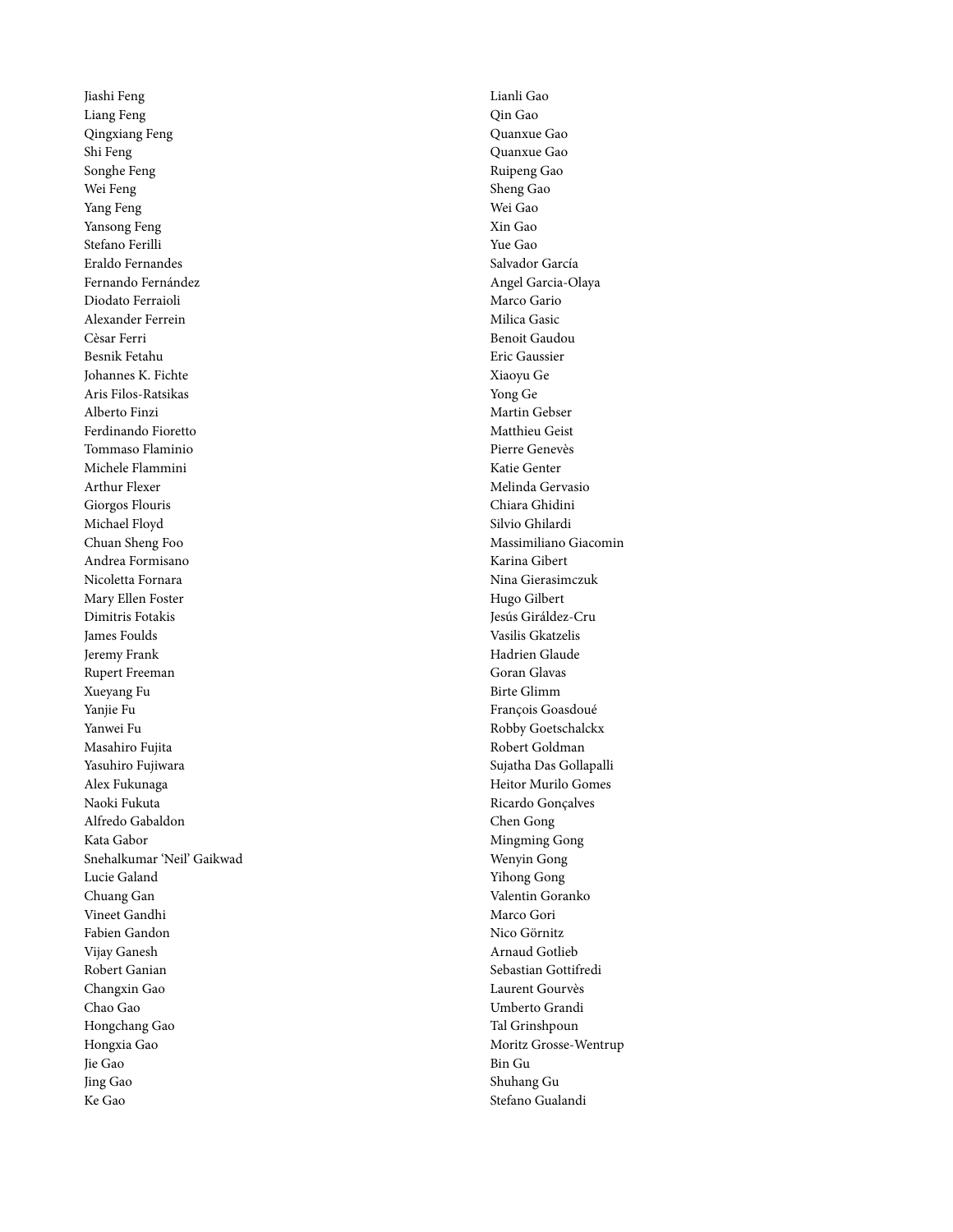Jiashi Feng
Liang Feng
Qingxiang Feng
Shi Feng
Songhe Feng
Wei Feng
Yang Feng
Yansong Feng
Stefano Ferilli
Eraldo Fernandes
Fernando Fernández
Diodato Ferraioli
Alexander Ferrein
Cèsar Ferri
Besnik Fetahu
Johannes K. Fichte
Aris Filos-Ratsikas
Alberto Finzi
Ferdinando Fioretto
Tommaso Flaminio
Michele Flammini
Arthur Flexer
Giorgos Flouris
Michael Floyd
Chuan Sheng Foo
Andrea Formisano
Nicoletta Fornara
Mary Ellen Foster
Dimitris Fotakis
James Foulds
Jeremy Frank
Rupert Freeman
Xueyang Fu
Yanjie Fu
Yanwei Fu
Masahiro Fujita
Yasuhiro Fujiwara
Alex Fukunaga
Naoki Fukuta
Alfredo Gabaldon
Kata Gabor
Snehalkumar 'Neil' Gaikwad
Lucie Galand
Chuang Gan
Vineet Gandhi
Fabien Gandon
Vijay Ganesh
Robert Ganian
Changxin Gao
Chao Gao
Hongchang Gao
Hongxia Gao
Jie Gao
Jing Gao
Ke Gao
Lianli Gao
Qin Gao
Quanxue Gao
Quanxue Gao
Ruipeng Gao
Sheng Gao
Wei Gao
Xin Gao
Yue Gao
Salvador García
Angel Garcia-Olaya
Marco Gario
Milica Gasic
Benoit Gaudou
Eric Gaussier
Xiaoyu Ge
Yong Ge
Martin Gebser
Matthieu Geist
Pierre Genevès
Katie Genter
Melinda Gervasio
Chiara Ghidini
Silvio Ghilardi
Massimiliano Giacomin
Karina Gibert
Nina Gierasimczuk
Hugo Gilbert
Jesús Giráldez-Cru
Vasilis Gkatzelis
Hadrien Glaude
Goran Glavas
Birte Glimm
François Goasdoué
Robby Goetschalckx
Robert Goldman
Sujatha Das Gollapalli
Heitor Murilo Gomes
Ricardo Gonçalves
Chen Gong
Mingming Gong
Wenyin Gong
Yihong Gong
Valentin Goranko
Marco Gori
Nico Görnitz
Arnaud Gotlieb
Sebastian Gottifredi
Laurent Gourvès
Umberto Grandi
Tal Grinshpoun
Moritz Grosse-Wentrup
Bin Gu
Shuhang Gu
Stefano Gualandi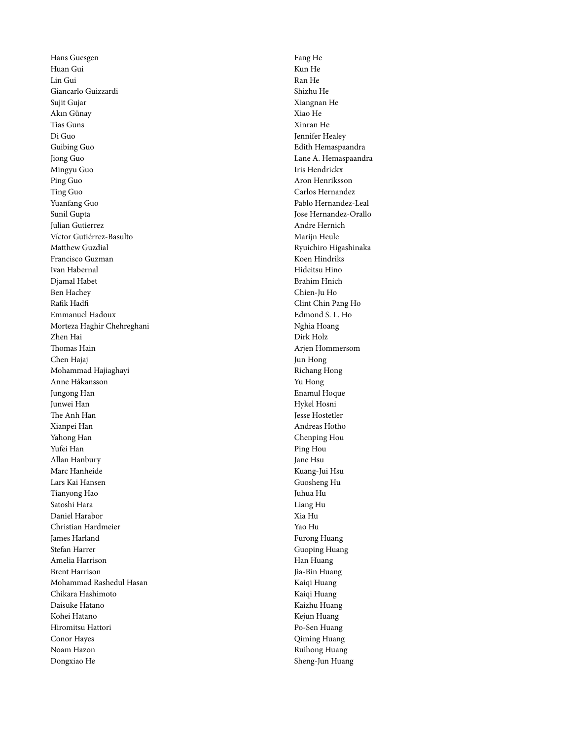Hans Guesgen
Huan Gui
Lin Gui
Giancarlo Guizzardi
Sujit Gujar
Akın Günay
Tias Guns
Di Guo
Guibing Guo
Jiong Guo
Mingyu Guo
Ping Guo
Ting Guo
Yuanfang Guo
Sunil Gupta
Julian Gutierrez
Víctor Gutiérrez-Basulto
Matthew Guzdial
Francisco Guzman
Ivan Habernal
Djamal Habet
Ben Hachey
Rafik Hadfi
Emmanuel Hadoux
Morteza Haghir Chehreghani
Zhen Hai
Thomas Hain
Chen Hajaj
Mohammad Hajiaghayi
Anne Håkansson
Jungong Han
Junwei Han
The Anh Han
Xianpei Han
Yahong Han
Yufei Han
Allan Hanbury
Marc Hanheide
Lars Kai Hansen
Tianyong Hao
Satoshi Hara
Daniel Harabor
Christian Hardmeier
James Harland
Stefan Harrer
Amelia Harrison
Brent Harrison
Mohammad Rashedul Hasan
Chikara Hashimoto
Daisuke Hatano
Kohei Hatano
Hiromitsu Hattori
Conor Hayes
Noam Hazon
Dongxiao He
Fang He
Kun He
Ran He
Shizhu He
Xiangnan He
Xiao He
Xinran He
Jennifer Healey
Edith Hemaspaandra
Lane A. Hemaspaandra
Iris Hendrickx
Aron Henriksson
Carlos Hernandez
Pablo Hernandez-Leal
Jose Hernandez-Orallo
Andre Hernich
Marijn Heule
Ryuichiro Higashinaka
Koen Hindriks
Hideitsu Hino
Brahim Hnich
Chien-Ju Ho
Clint Chin Pang Ho
Edmond S. L. Ho
Nghia Hoang
Dirk Holz
Arjen Hommersom
Jun Hong
Richang Hong
Yu Hong
Enamul Hoque
Hykel Hosni
Jesse Hostetler
Andreas Hotho
Chenping Hou
Ping Hou
Jane Hsu
Kuang-Jui Hsu
Guosheng Hu
Juhua Hu
Liang Hu
Xia Hu
Yao Hu
Furong Huang
Guoping Huang
Han Huang
Jia-Bin Huang
Kaiqi Huang
Kaiqi Huang
Kaizhu Huang
Kejun Huang
Po-Sen Huang
Qiming Huang
Ruihong Huang
Sheng-Jun Huang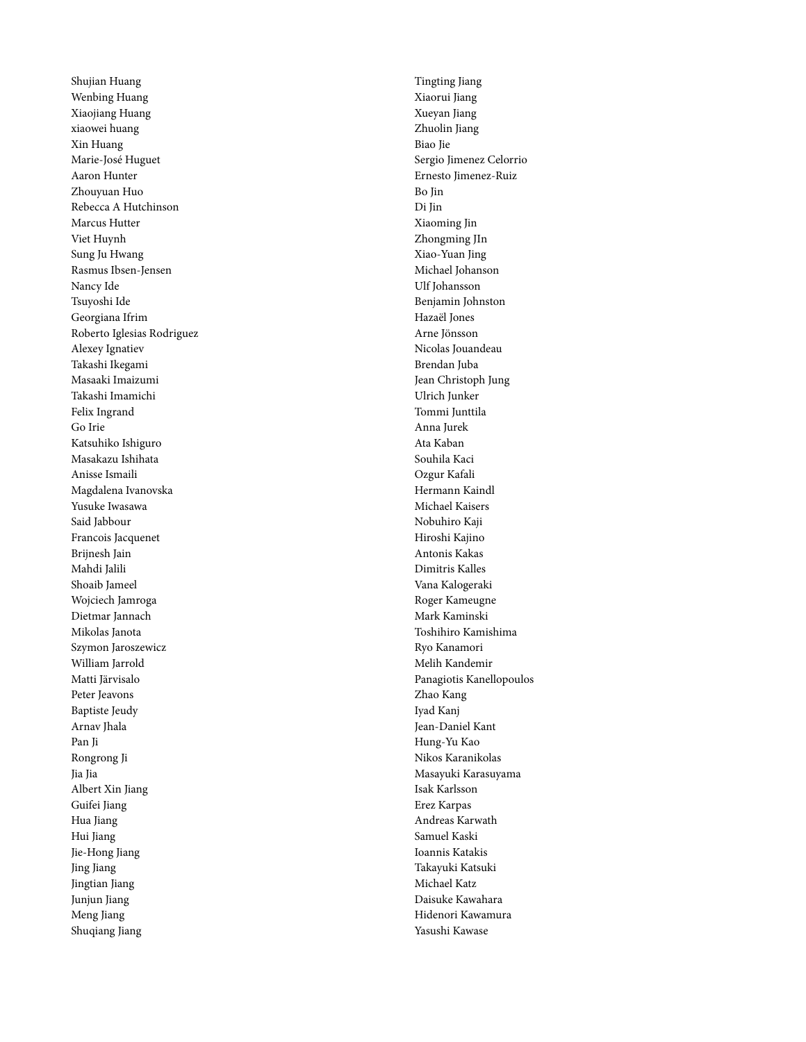Shujian Huang
Wenbing Huang
Xiaojiang Huang
xiaowei huang
Xin Huang
Marie-José Huguet
Aaron Hunter
Zhouyuan Huo
Rebecca A Hutchinson
Marcus Hutter
Viet Huynh
Sung Ju Hwang
Rasmus Ibsen-Jensen
Nancy Ide
Tsuyoshi Ide
Georgiana Ifrim
Roberto Iglesias Rodriguez
Alexey Ignatiev
Takashi Ikegami
Masaaki Imaizumi
Takashi Imamichi
Felix Ingrand
Go Irie
Katsuhiko Ishiguro
Masakazu Ishihata
Anisse Ismaili
Magdalena Ivanovska
Yusuke Iwasawa
Said Jabbour
Francois Jacquenet
Brijnesh Jain
Mahdi Jalili
Shoaib Jameel
Wojciech Jamroga
Dietmar Jannach
Mikolas Janota
Szymon Jaroszewicz
William Jarrold
Matti Järvisalo
Peter Jeavons
Baptiste Jeudy
Arnav Jhala
Pan Ji
Rongrong Ji
Jia Jia
Albert Xin Jiang
Guifei Jiang
Hua Jiang
Hui Jiang
Jie-Hong Jiang
Jing Jiang
Jingtian Jiang
Junjun Jiang
Meng Jiang
Shuqiang Jiang
Tingting Jiang
Xiaorui Jiang
Xueyan Jiang
Zhuolin Jiang
Biao Jie
Sergio Jimenez Celorrio
Ernesto Jimenez-Ruiz
Bo Jin
Di Jin
Xiaoming Jin
Zhongming JIn
Xiao-Yuan Jing
Michael Johanson
Ulf Johansson
Benjamin Johnston
Hazaël Jones
Arne Jönsson
Nicolas Jouandeau
Brendan Juba
Jean Christoph Jung
Ulrich Junker
Tommi Junttila
Anna Jurek
Ata Kaban
Souhila Kaci
Ozgur Kafali
Hermann Kaindl
Michael Kaisers
Nobuhiro Kaji
Hiroshi Kajino
Antonis Kakas
Dimitris Kalles
Vana Kalogeraki
Roger Kameugne
Mark Kaminski
Toshihiro Kamishima
Ryo Kanamori
Melih Kandemir
Panagiotis Kanellopoulos
Zhao Kang
Iyad Kanj
Jean-Daniel Kant
Hung-Yu Kao
Nikos Karanikolas
Masayuki Karasuyama
Isak Karlsson
Erez Karpas
Andreas Karwath
Samuel Kaski
Ioannis Katakis
Takayuki Katsuki
Michael Katz
Daisuke Kawahara
Hidenori Kawamura
Yasushi Kawase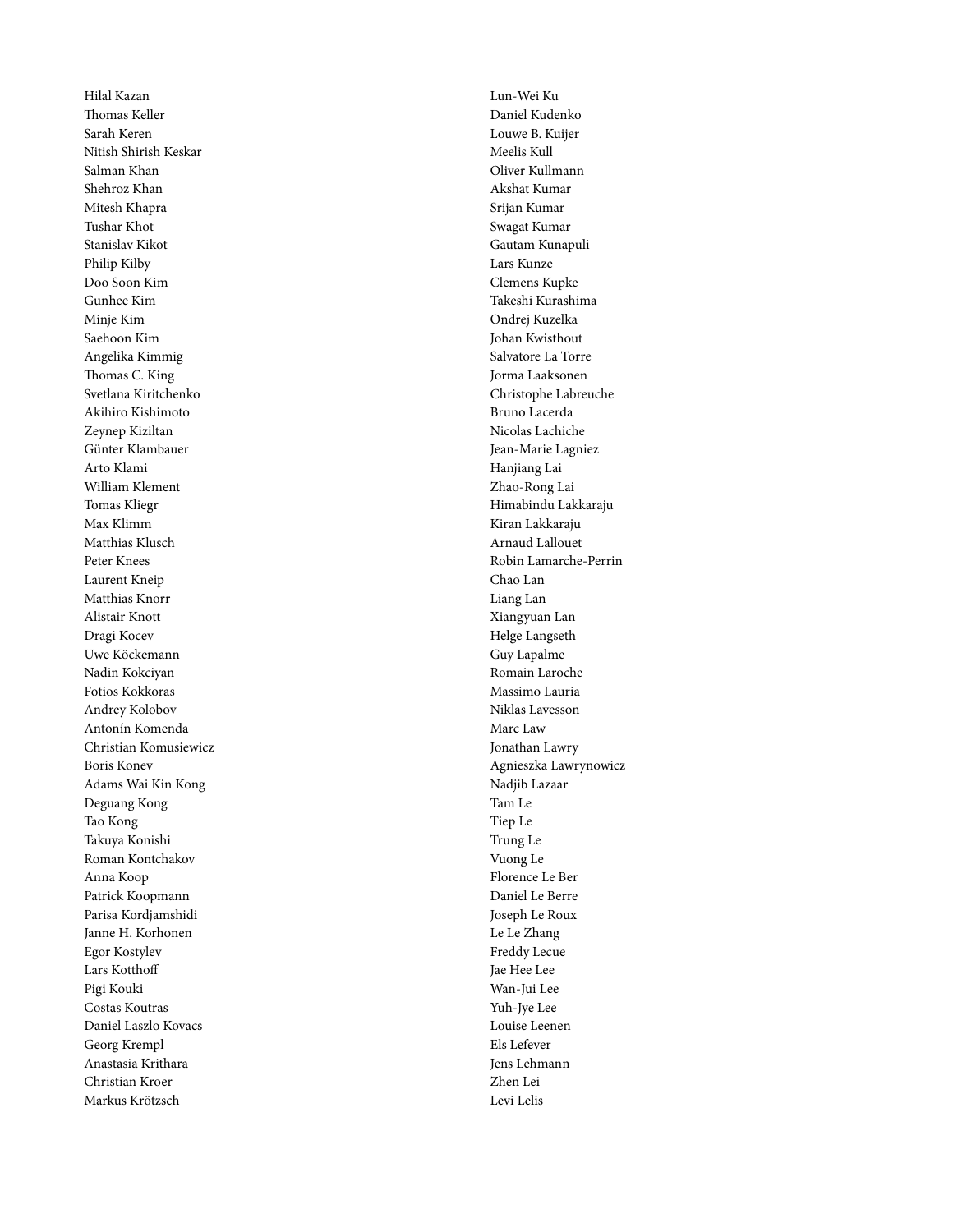Hilal Kazan
Thomas Keller
Sarah Keren
Nitish Shirish Keskar
Salman Khan
Shehroz Khan
Mitesh Khapra
Tushar Khot
Stanislav Kikot
Philip Kilby
Doo Soon Kim
Gunhee Kim
Minje Kim
Saehoon Kim
Angelika Kimmig
Thomas C. King
Svetlana Kiritchenko
Akihiro Kishimoto
Zeynep Kiziltan
Günter Klambauer
Arto Klami
William Klement
Tomas Kliegr
Max Klimm
Matthias Klusch
Peter Knees
Laurent Kneip
Matthias Knorr
Alistair Knott
Dragi Kocev
Uwe Köckemann
Nadin Kokciyan
Fotios Kokkoras
Andrey Kolobov
Antonín Komenda
Christian Komusiewicz
Boris Konev
Adams Wai Kin Kong
Deguang Kong
Tao Kong
Takuya Konishi
Roman Kontchakov
Anna Koop
Patrick Koopmann
Parisa Kordjamshidi
Janne H. Korhonen
Egor Kostylev
Lars Kotthoff
Pigi Kouki
Costas Koutras
Daniel Laszlo Kovacs
Georg Krempl
Anastasia Krithara
Christian Kroer
Markus Krötzsch
Lun-Wei Ku
Daniel Kudenko
Louwe B. Kuijer
Meelis Kull
Oliver Kullmann
Akshat Kumar
Srijan Kumar
Swagat Kumar
Gautam Kunapuli
Lars Kunze
Clemens Kupke
Takeshi Kurashima
Ondrej Kuzelka
Johan Kwisthout
Salvatore La Torre
Jorma Laaksonen
Christophe Labreuche
Bruno Lacerda
Nicolas Lachiche
Jean-Marie Lagniez
Hanjiang Lai
Zhao-Rong Lai
Himabindu Lakkaraju
Kiran Lakkaraju
Arnaud Lallouet
Robin Lamarche-Perrin
Chao Lan
Liang Lan
Xiangyuan Lan
Helge Langseth
Guy Lapalme
Romain Laroche
Massimo Lauria
Niklas Lavesson
Marc Law
Jonathan Lawry
Agnieszka Lawrynowicz
Nadjib Lazaar
Tam Le
Tiep Le
Trung Le
Vuong Le
Florence Le Ber
Daniel Le Berre
Joseph Le Roux
Le Le Zhang
Freddy Lecue
Jae Hee Lee
Wan-Jui Lee
Yuh-Jye Lee
Louise Leenen
Els Lefever
Jens Lehmann
Zhen Lei
Levi Lelis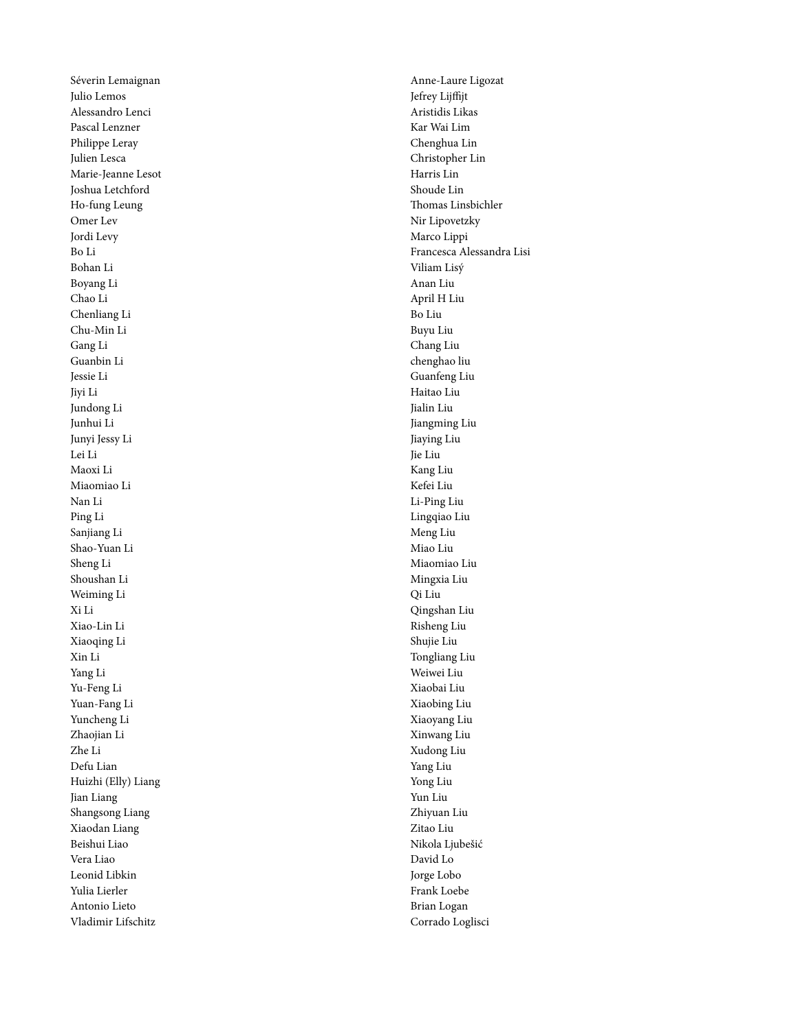Séverin Lemaignan
Julio Lemos
Alessandro Lenci
Pascal Lenzner
Philippe Leray
Julien Lesca
Marie-Jeanne Lesot
Joshua Letchford
Ho-fung Leung
Omer Lev
Jordi Levy
Bo Li
Bohan Li
Boyang Li
Chao Li
Chenliang Li
Chu-Min Li
Gang Li
Guanbin Li
Jessie Li
Jiyi Li
Jundong Li
Junhui Li
Junyi Jessy Li
Lei Li
Maoxi Li
Miaomiao Li
Nan Li
Ping Li
Sanjiang Li
Shao-Yuan Li
Sheng Li
Shoushan Li
Weiming Li
Xi Li
Xiao-Lin Li
Xiaoqing Li
Xin Li
Yang Li
Yu-Feng Li
Yuan-Fang Li
Yuncheng Li
Zhaojian Li
Zhe Li
Defu Lian
Huizhi (Elly) Liang
Jian Liang
Shangsong Liang
Xiaodan Liang
Beishui Liao
Vera Liao
Leonid Libkin
Yulia Lierler
Antonio Lieto
Vladimir Lifschitz
Anne-Laure Ligozat
Jefrey Lijffijt
Aristidis Likas
Kar Wai Lim
Chenghua Lin
Christopher Lin
Harris Lin
Shoude Lin
Thomas Linsbichler
Nir Lipovetzky
Marco Lippi
Francesca Alessandra Lisi
Viliam Lisý
Anan Liu
April H Liu
Bo Liu
Buyu Liu
Chang Liu
chenghao liu
Guanfeng Liu
Haitao Liu
Jialin Liu
Jiangming Liu
Jiaying Liu
Jie Liu
Kang Liu
Kefei Liu
Li-Ping Liu
Lingqiao Liu
Meng Liu
Miao Liu
Miaomiao Liu
Mingxia Liu
Qi Liu
Qingshan Liu
Risheng Liu
Shujie Liu
Tongliang Liu
Weiwei Liu
Xiaobai Liu
Xiaobing Liu
Xiaoyang Liu
Xinwang Liu
Xudong Liu
Yang Liu
Yong Liu
Yun Liu
Zhiyuan Liu
Zitao Liu
Nikola Ljubešić
David Lo
Jorge Lobo
Frank Loebe
Brian Logan
Corrado Loglisci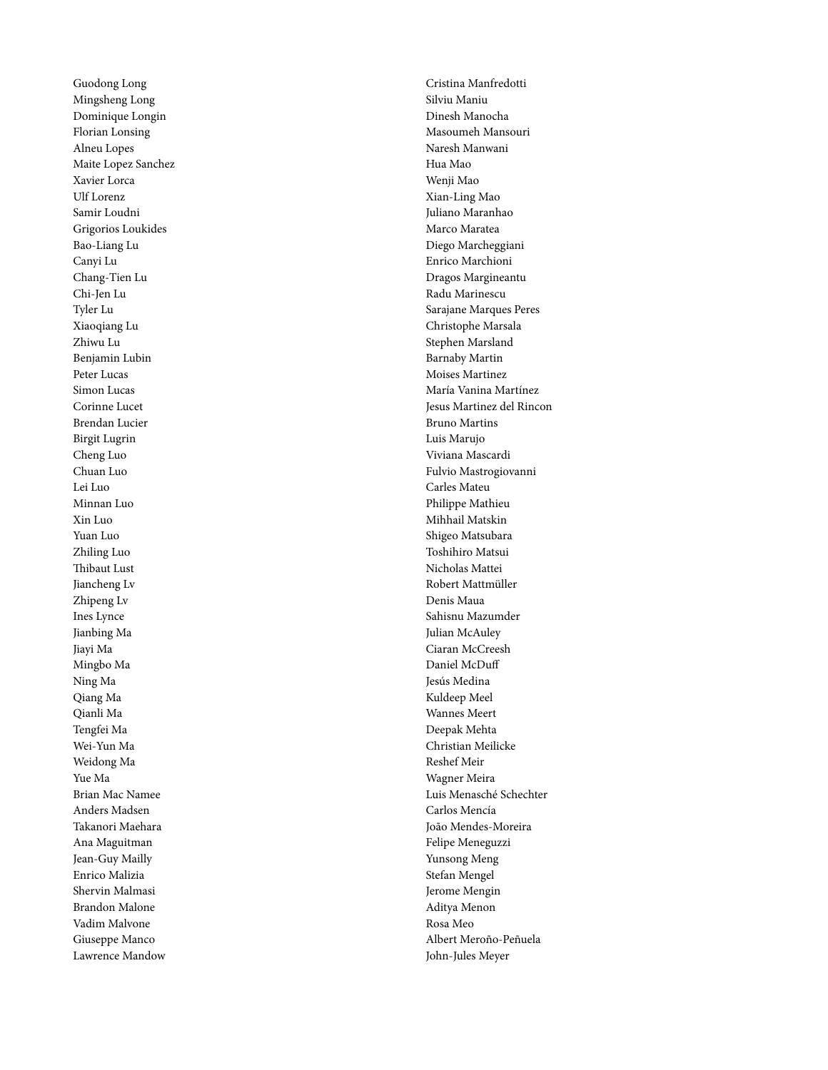Guodong Long
Mingsheng Long
Dominique Longin
Florian Lonsing
Alneu Lopes
Maite Lopez Sanchez
Xavier Lorca
Ulf Lorenz
Samir Loudni
Grigorios Loukides
Bao-Liang Lu
Canyi Lu
Chang-Tien Lu
Chi-Jen Lu
Tyler Lu
Xiaoqiang Lu
Zhiwu Lu
Benjamin Lubin
Peter Lucas
Simon Lucas
Corinne Lucet
Brendan Lucier
Birgit Lugrin
Cheng Luo
Chuan Luo
Lei Luo
Minnan Luo
Xin Luo
Yuan Luo
Zhiling Luo
Thibaut Lust
Jiancheng Lv
Zhipeng Lv
Ines Lynce
Jianbing Ma
Jiayi Ma
Mingbo Ma
Ning Ma
Qiang Ma
Qianli Ma
Tengfei Ma
Wei-Yun Ma
Weidong Ma
Yue Ma
Brian Mac Namee
Anders Madsen
Takanori Maehara
Ana Maguitman
Jean-Guy Mailly
Enrico Malizia
Shervin Malmasi
Brandon Malone
Vadim Malvone
Giuseppe Manco
Lawrence Mandow
Cristina Manfredotti
Silviu Maniu
Dinesh Manocha
Masoumeh Mansouri
Naresh Manwani
Hua Mao
Wenji Mao
Xian-Ling Mao
Juliano Maranhao
Marco Maratea
Diego Marcheggiani
Enrico Marchioni
Dragos Margineantu
Radu Marinescu
Sarajane Marques Peres
Christophe Marsala
Stephen Marsland
Barnaby Martin
Moises Martinez
María Vanina Martínez
Jesus Martinez del Rincon
Bruno Martins
Luis Marujo
Viviana Mascardi
Fulvio Mastrogiovanni
Carles Mateu
Philippe Mathieu
Mihhail Matskin
Shigeo Matsubara
Toshihiro Matsui
Nicholas Mattei
Robert Mattmüller
Denis Maua
Sahisnu Mazumder
Julian McAuley
Ciaran McCreesh
Daniel McDuff
Jesús Medina
Kuldeep Meel
Wannes Meert
Deepak Mehta
Christian Meilicke
Reshef Meir
Wagner Meira
Luis Menasché Schechter
Carlos Mencía
João Mendes-Moreira
Felipe Meneguzzi
Yunsong Meng
Stefan Mengel
Jerome Mengin
Aditya Menon
Rosa Meo
Albert Meroño-Peñuela
John-Jules Meyer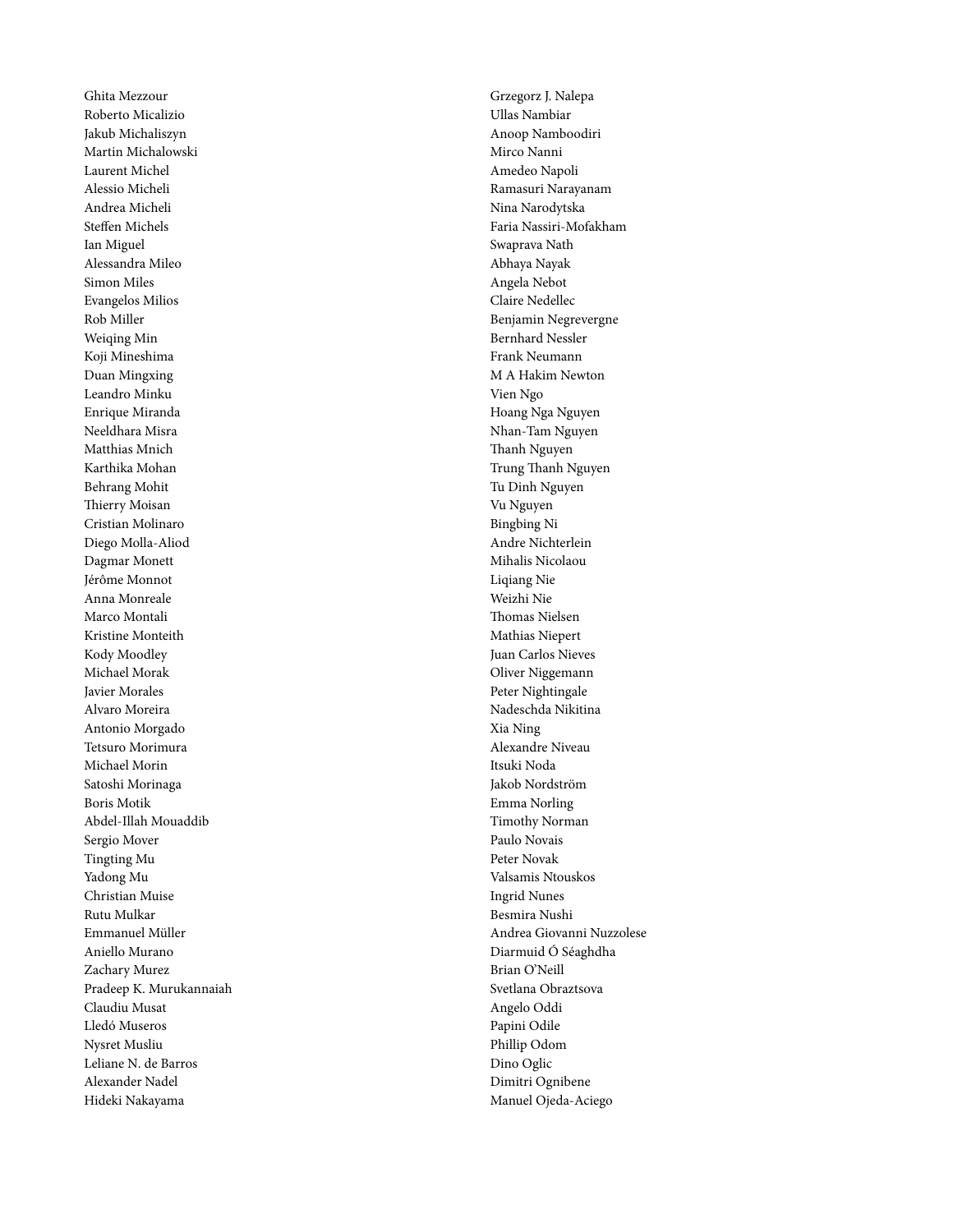Ghita Mezzour
Roberto Micalizio
Jakub Michaliszyn
Martin Michalowski
Laurent Michel
Alessio Micheli
Andrea Micheli
Steffen Michels
Ian Miguel
Alessandra Mileo
Simon Miles
Evangelos Milios
Rob Miller
Weiqing Min
Koji Mineshima
Duan Mingxing
Leandro Minku
Enrique Miranda
Neeldhara Misra
Matthias Mnich
Karthika Mohan
Behrang Mohit
Thierry Moisan
Cristian Molinaro
Diego Molla-Aliod
Dagmar Monett
Jérôme Monnot
Anna Monreale
Marco Montali
Kristine Monteith
Kody Moodley
Michael Morak
Javier Morales
Alvaro Moreira
Antonio Morgado
Tetsuro Morimura
Michael Morin
Satoshi Morinaga
Boris Motik
Abdel-Illah Mouaddib
Sergio Mover
Tingting Mu
Yadong Mu
Christian Muise
Rutu Mulkar
Emmanuel Müller
Aniello Murano
Zachary Murez
Pradeep K. Murukannaiah
Claudiu Musat
Lledó Museros
Nysret Musliu
Leliane N. de Barros
Alexander Nadel
Hideki Nakayama
Grzegorz J. Nalepa
Ullas Nambiar
Anoop Namboodiri
Mirco Nanni
Amedeo Napoli
Ramasuri Narayanam
Nina Narodytska
Faria Nassiri-Mofakham
Swaprava Nath
Abhaya Nayak
Angela Nebot
Claire Nedellec
Benjamin Negrevergne
Bernhard Nessler
Frank Neumann
M A Hakim Newton
Vien Ngo
Hoang Nga Nguyen
Nhan-Tam Nguyen
Thanh Nguyen
Trung Thanh Nguyen
Tu Dinh Nguyen
Vu Nguyen
Bingbing Ni
Andre Nichterlein
Mihalis Nicolaou
Liqiang Nie
Weizhi Nie
Thomas Nielsen
Mathias Niepert
Juan Carlos Nieves
Oliver Niggemann
Peter Nightingale
Nadeschda Nikitina
Xia Ning
Alexandre Niveau
Itsuki Noda
Jakob Nordström
Emma Norling
Timothy Norman
Paulo Novais
Peter Novak
Valsamis Ntouskos
Ingrid Nunes
Besmira Nushi
Andrea Giovanni Nuzzolese
Diarmuid Ó Séaghdha
Brian O'Neill
Svetlana Obraztsova
Angelo Oddi
Papini Odile
Phillip Odom
Dino Oglic
Dimitri Ognibene
Manuel Ojeda-Aciego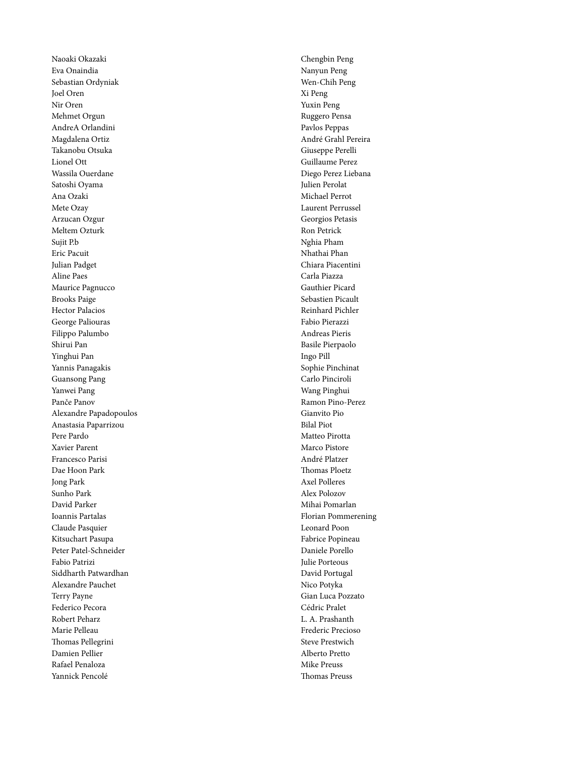Naoaki Okazaki
Eva Onaindia
Sebastian Ordyniak
Joel Oren
Nir Oren
Mehmet Orgun
AndreA Orlandini
Magdalena Ortiz
Takanobu Otsuka
Lionel Ott
Wassila Ouerdane
Satoshi Oyama
Ana Ozaki
Mete Ozay
Arzucan Ozgur
Meltem Ozturk
Sujit P.b
Eric Pacuit
Julian Padget
Aline Paes
Maurice Pagnucco
Brooks Paige
Hector Palacios
George Paliouras
Filippo Palumbo
Shirui Pan
Yinghui Pan
Yannis Panagakis
Guansong Pang
Yanwei Pang
Panče Panov
Alexandre Papadopoulos
Anastasia Paparrizou
Pere Pardo
Xavier Parent
Francesco Parisi
Dae Hoon Park
Jong Park
Sunho Park
David Parker
Ioannis Partalas
Claude Pasquier
Kitsuchart Pasupa
Peter Patel-Schneider
Fabio Patrizi
Siddharth Patwardhan
Alexandre Pauchet
Terry Payne
Federico Pecora
Robert Peharz
Marie Pelleau
Thomas Pellegrini
Damien Pellier
Rafael Penaloza
Yannick Pencolé
Chengbin Peng
Nanyun Peng
Wen-Chih Peng
Xi Peng
Yuxin Peng
Ruggero Pensa
Pavlos Peppas
André Grahl Pereira
Giuseppe Perelli
Guillaume Perez
Diego Perez Liebana
Julien Perolat
Michael Perrot
Laurent Perrussel
Georgios Petasis
Ron Petrick
Nghia Pham
Nhathai Phan
Chiara Piacentini
Carla Piazza
Gauthier Picard
Sebastien Picault
Reinhard Pichler
Fabio Pierazzi
Andreas Pieris
Basile Pierpaolo
Ingo Pill
Sophie Pinchinat
Carlo Pinciroli
Wang Pinghui
Ramon Pino-Perez
Gianvito Pio
Bilal Piot
Matteo Pirotta
Marco Pistore
André Platzer
Thomas Ploetz
Axel Polleres
Alex Polozov
Mihai Pomarlan
Florian Pommerening
Leonard Poon
Fabrice Popineau
Daniele Porello
Julie Porteous
David Portugal
Nico Potyka
Gian Luca Pozzato
Cédric Pralet
L. A. Prashanth
Frederic Precioso
Steve Prestwich
Alberto Pretto
Mike Preuss
Thomas Preuss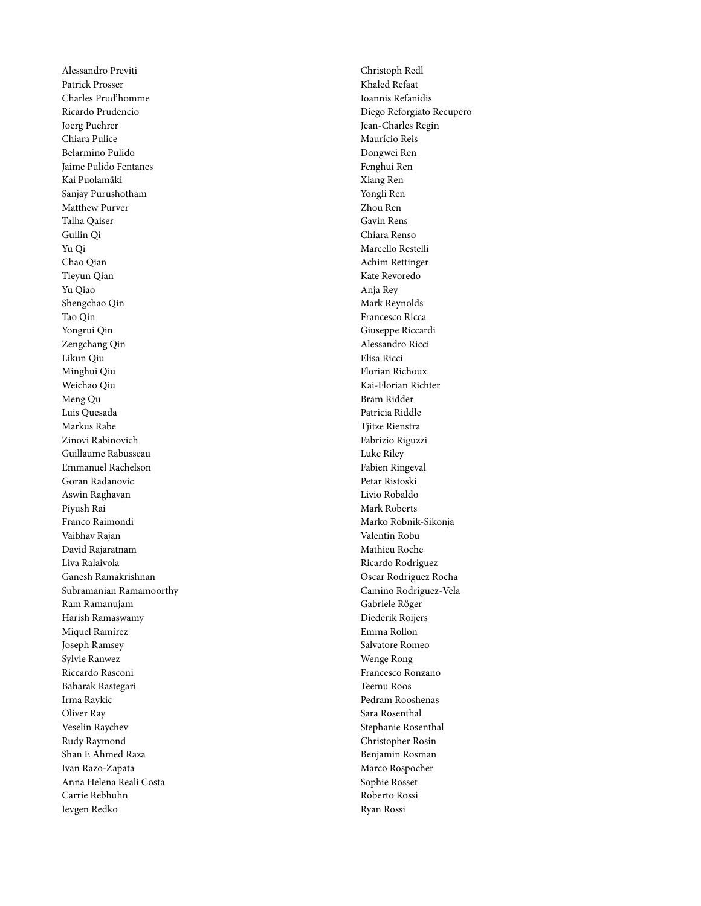Alessandro Previti
Patrick Prosser
Charles Prud'homme
Ricardo Prudencio
Joerg Puehrer
Chiara Pulice
Belarmino Pulido
Jaime Pulido Fentanes
Kai Puolamäki
Sanjay Purushotham
Matthew Purver
Talha Qaiser
Guilin Qi
Yu Qi
Chao Qian
Tieyun Qian
Yu Qiao
Shengchao Qin
Tao Qin
Yongrui Qin
Zengchang Qin
Likun Qiu
Minghui Qiu
Weichao Qiu
Meng Qu
Luis Quesada
Markus Rabe
Zinovi Rabinovich
Guillaume Rabusseau
Emmanuel Rachelson
Goran Radanovic
Aswin Raghavan
Piyush Rai
Franco Raimondi
Vaibhav Rajan
David Rajaratnam
Liva Ralaivola
Ganesh Ramakrishnan
Subramanian Ramamoorthy
Ram Ramanujam
Harish Ramaswamy
Miquel Ramírez
Joseph Ramsey
Sylvie Ranwez
Riccardo Rasconi
Baharak Rastegari
Irma Ravkic
Oliver Ray
Veselin Raychev
Rudy Raymond
Shan E Ahmed Raza
Ivan Razo-Zapata
Anna Helena Reali Costa
Carrie Rebhuhn
Ievgen Redko
Christoph Redl
Khaled Refaat
Ioannis Refanidis
Diego Reforgiato Recupero
Jean-Charles Regin
Maurício Reis
Dongwei Ren
Fenghui Ren
Xiang Ren
Yongli Ren
Zhou Ren
Gavin Rens
Chiara Renso
Marcello Restelli
Achim Rettinger
Kate Revoredo
Anja Rey
Mark Reynolds
Francesco Ricca
Giuseppe Riccardi
Alessandro Ricci
Elisa Ricci
Florian Richoux
Kai-Florian Richter
Bram Ridder
Patricia Riddle
Tjitze Rienstra
Fabrizio Riguzzi
Luke Riley
Fabien Ringeval
Petar Ristoski
Livio Robaldo
Mark Roberts
Marko Robnik-Sikonja
Valentin Robu
Mathieu Roche
Ricardo Rodriguez
Oscar Rodriguez Rocha
Camino Rodriguez-Vela
Gabriele Röger
Diederik Roijers
Emma Rollon
Salvatore Romeo
Wenge Rong
Francesco Ronzano
Teemu Roos
Pedram Rooshenas
Sara Rosenthal
Stephanie Rosenthal
Christopher Rosin
Benjamin Rosman
Marco Rospocher
Sophie Rosset
Roberto Rossi
Ryan Rossi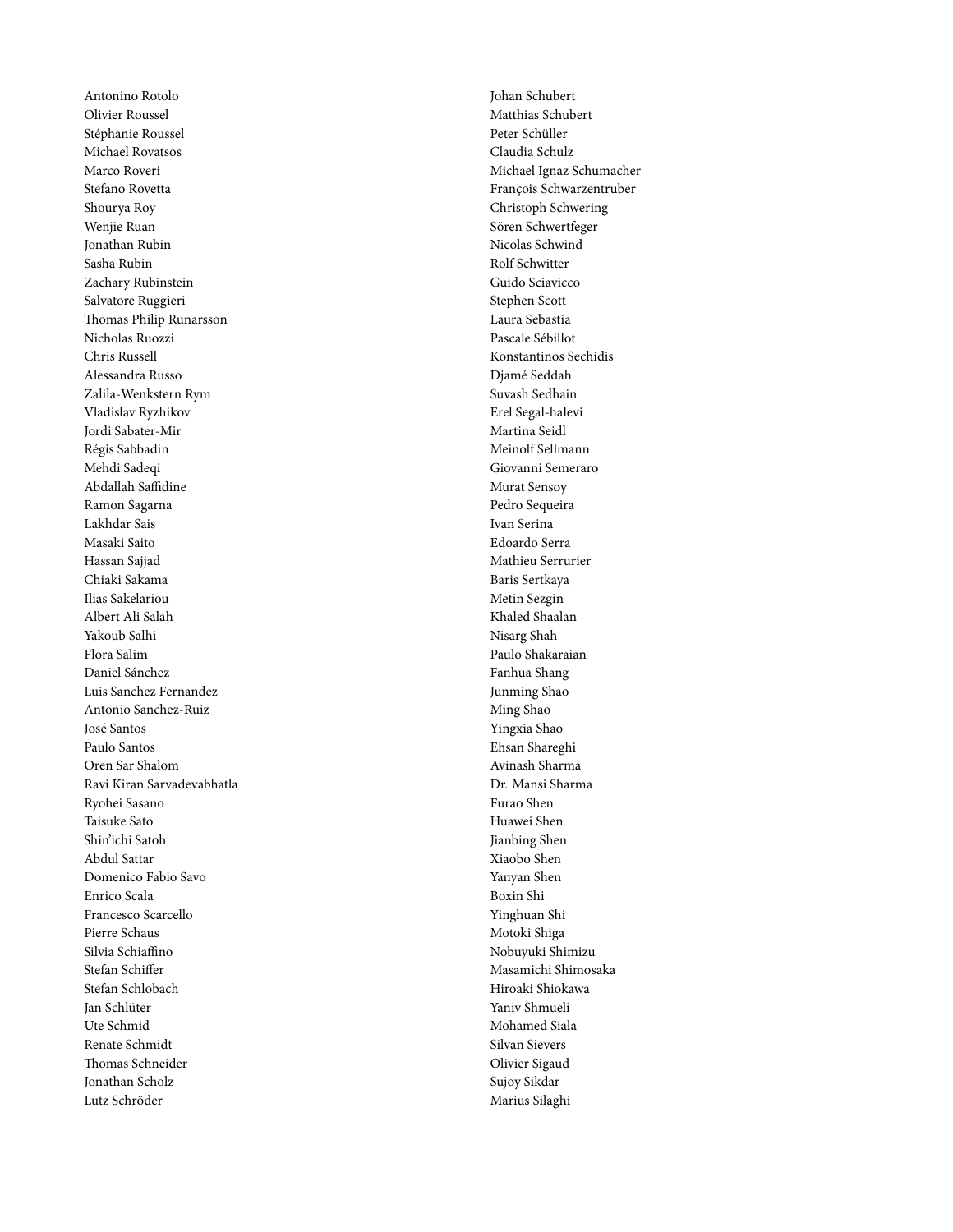Antonino Rotolo
Olivier Roussel
Stéphanie Roussel
Michael Rovatsos
Marco Roveri
Stefano Rovetta
Shourya Roy
Wenjie Ruan
Jonathan Rubin
Sasha Rubin
Zachary Rubinstein
Salvatore Ruggieri
Thomas Philip Runarsson
Nicholas Ruozzi
Chris Russell
Alessandra Russo
Zalila-Wenkstern Rym
Vladislav Ryzhikov
Jordi Sabater-Mir
Régis Sabbadin
Mehdi Sadeqi
Abdallah Saffidine
Ramon Sagarna
Lakhdar Sais
Masaki Saito
Hassan Sajjad
Chiaki Sakama
Ilias Sakelariou
Albert Ali Salah
Yakoub Salhi
Flora Salim
Daniel Sánchez
Luis Sanchez Fernandez
Antonio Sanchez-Ruiz
José Santos
Paulo Santos
Oren Sar Shalom
Ravi Kiran Sarvadevabhatla
Ryohei Sasano
Taisuke Sato
Shin'ichi Satoh
Abdul Sattar
Domenico Fabio Savo
Enrico Scala
Francesco Scarcello
Pierre Schaus
Silvia Schiaffino
Stefan Schiffer
Stefan Schlobach
Jan Schlüter
Ute Schmid
Renate Schmidt
Thomas Schneider
Jonathan Scholz
Lutz Schröder
Johan Schubert
Matthias Schubert
Peter Schüller
Claudia Schulz
Michael Ignaz Schumacher
François Schwarzentruber
Christoph Schwering
Sören Schwertfeger
Nicolas Schwind
Rolf Schwitter
Guido Sciavicco
Stephen Scott
Laura Sebastia
Pascale Sébillot
Konstantinos Sechidis
Djamé Seddah
Suvash Sedhain
Erel Segal-halevi
Martina Seidl
Meinolf Sellmann
Giovanni Semeraro
Murat Sensoy
Pedro Sequeira
Ivan Serina
Edoardo Serra
Mathieu Serrurier
Baris Sertkaya
Metin Sezgin
Khaled Shaalan
Nisarg Shah
Paulo Shakaraian
Fanhua Shang
Junming Shao
Ming Shao
Yingxia Shao
Ehsan Shareghi
Avinash Sharma
Dr. Mansi Sharma
Furao Shen
Huawei Shen
Jianbing Shen
Xiaobo Shen
Yanyan Shen
Boxin Shi
Yinghuan Shi
Motoki Shiga
Nobuyuki Shimizu
Masamichi Shimosaka
Hiroaki Shiokawa
Yaniv Shmueli
Mohamed Siala
Silvan Sievers
Olivier Sigaud
Sujoy Sikdar
Marius Silaghi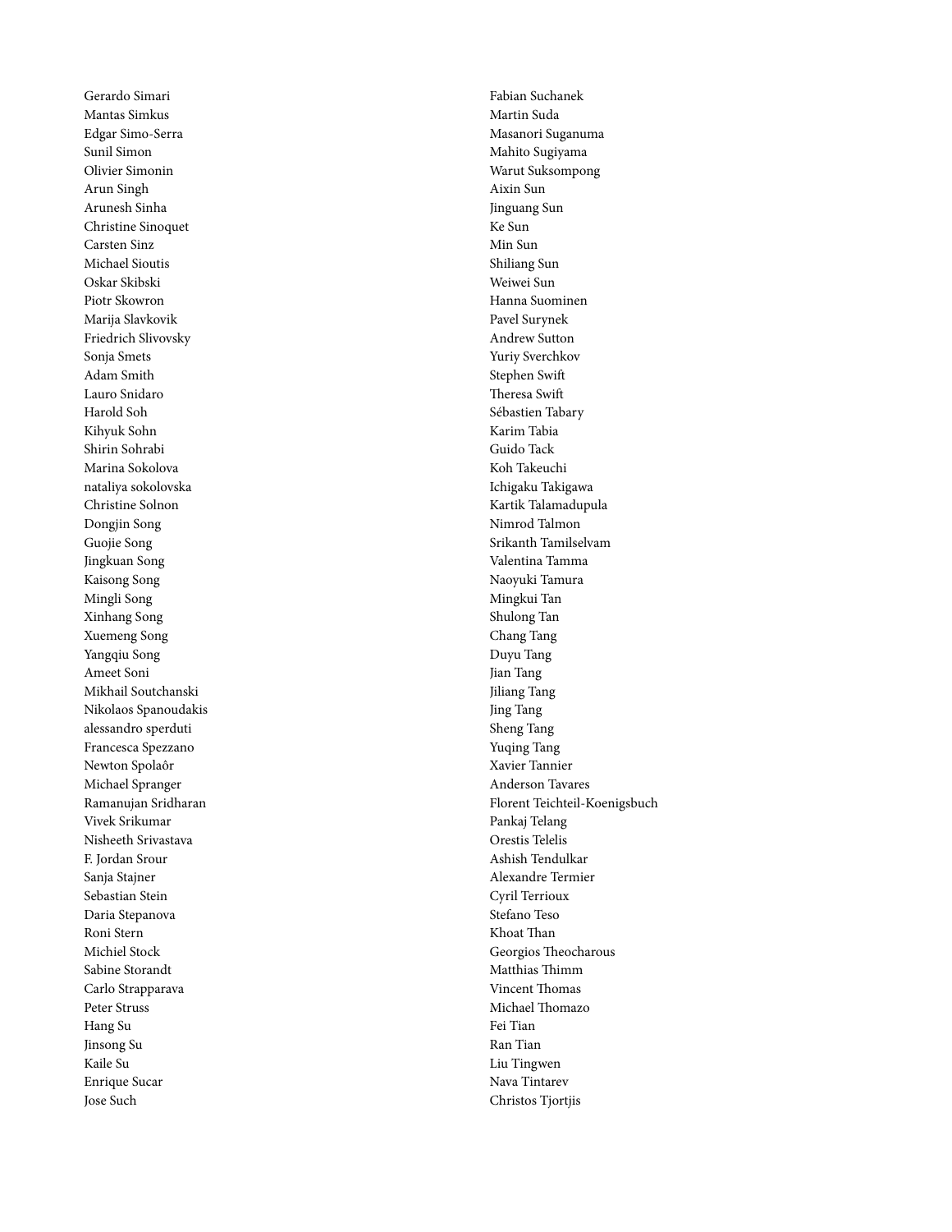Gerardo Simari
Mantas Simkus
Edgar Simo-Serra
Sunil Simon
Olivier Simonin
Arun Singh
Arunesh Sinha
Christine Sinoquet
Carsten Sinz
Michael Sioutis
Oskar Skibski
Piotr Skowron
Marija Slavkovik
Friedrich Slivovsky
Sonja Smets
Adam Smith
Lauro Snidaro
Harold Soh
Kihyuk Sohn
Shirin Sohrabi
Marina Sokolova
nataliya sokolovska
Christine Solnon
Dongjin Song
Guojie Song
Jingkuan Song
Kaisong Song
Mingli Song
Xinhang Song
Xuemeng Song
Yangqiu Song
Ameet Soni
Mikhail Soutchanski
Nikolaos Spanoudakis
alessandro sperduti
Francesca Spezzano
Newton Spolaôr
Michael Spranger
Ramanujan Sridharan
Vivek Srikumar
Nisheeth Srivastava
F. Jordan Srour
Sanja Stajner
Sebastian Stein
Daria Stepanova
Roni Stern
Michiel Stock
Sabine Storandt
Carlo Strapparava
Peter Struss
Hang Su
Jinsong Su
Kaile Su
Enrique Sucar
Jose Such
Fabian Suchanek
Martin Suda
Masanori Suganuma
Mahito Sugiyama
Warut Suksompong
Aixin Sun
Jinguang Sun
Ke Sun
Min Sun
Shiliang Sun
Weiwei Sun
Hanna Suominen
Pavel Surynek
Andrew Sutton
Yuriy Sverchkov
Stephen Swift
Theresa Swift
Sébastien Tabary
Karim Tabia
Guido Tack
Koh Takeuchi
Ichigaku Takigawa
Kartik Talamadupula
Nimrod Talmon
Srikanth Tamilselvam
Valentina Tamma
Naoyuki Tamura
Mingkui Tan
Shulong Tan
Chang Tang
Duyu Tang
Jian Tang
Jiliang Tang
Jing Tang
Sheng Tang
Yuqing Tang
Xavier Tannier
Anderson Tavares
Florent Teichteil-Koenigsbuch
Pankaj Telang
Orestis Telelis
Ashish Tendulkar
Alexandre Termier
Cyril Terrioux
Stefano Teso
Khoat Than
Georgios Theocharous
Matthias Thimm
Vincent Thomas
Michael Thomazo
Fei Tian
Ran Tian
Liu Tingwen
Nava Tintarev
Christos Tjortjis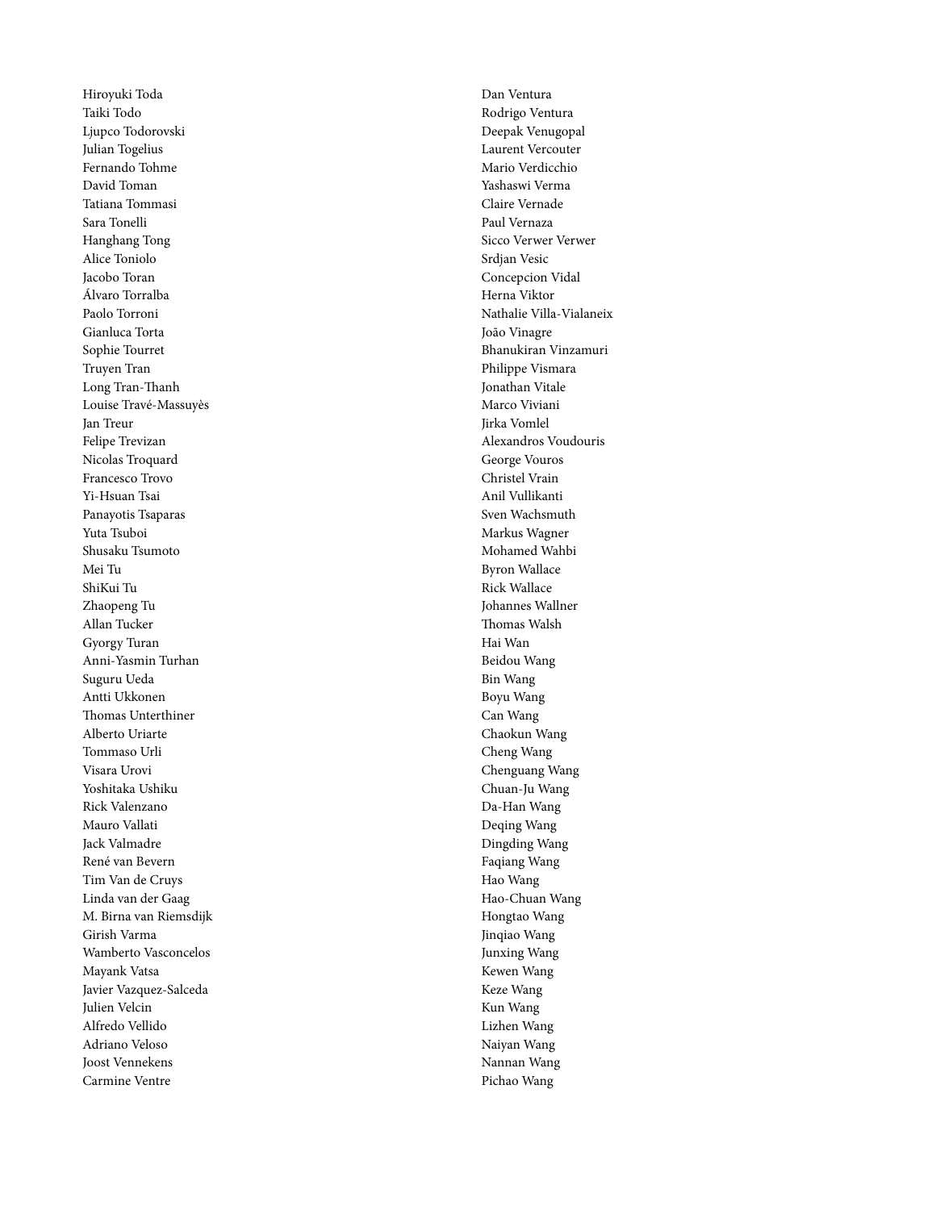Hiroyuki Toda
Taiki Todo
Ljupco Todorovski
Julian Togelius
Fernando Tohme
David Toman
Tatiana Tommasi
Sara Tonelli
Hanghang Tong
Alice Toniolo
Jacobo Toran
Álvaro Torralba
Paolo Torroni
Gianluca Torta
Sophie Tourret
Truyen Tran
Long Tran-Thanh
Louise Travé-Massuyès
Jan Treur
Felipe Trevizan
Nicolas Troquard
Francesco Trovo
Yi-Hsuan Tsai
Panayotis Tsaparas
Yuta Tsuboi
Shusaku Tsumoto
Mei Tu
ShiKui Tu
Zhaopeng Tu
Allan Tucker
Gyorgy Turan
Anni-Yasmin Turhan
Suguru Ueda
Antti Ukkonen
Thomas Unterthiner
Alberto Uriarte
Tommaso Urli
Visara Urovi
Yoshitaka Ushiku
Rick Valenzano
Mauro Vallati
Jack Valmadre
René van Bevern
Tim Van de Cruys
Linda van der Gaag
M. Birna van Riemsdijk
Girish Varma
Wamberto Vasconcelos
Mayank Vatsa
Javier Vazquez-Salceda
Julien Velcin
Alfredo Vellido
Adriano Veloso
Joost Vennekens
Carmine Ventre
Dan Ventura
Rodrigo Ventura
Deepak Venugopal
Laurent Vercouter
Mario Verdicchio
Yashaswi Verma
Claire Vernade
Paul Vernaza
Sicco Verwer Verwer
Srdjan Vesic
Concepcion Vidal
Herna Viktor
Nathalie Villa-Vialaneix
João Vinagre
Bhanukiran Vinzamuri
Philippe Vismara
Jonathan Vitale
Marco Viviani
Jirka Vomlel
Alexandros Voudouris
George Vouros
Christel Vrain
Anil Vullikanti
Sven Wachsmuth
Markus Wagner
Mohamed Wahbi
Byron Wallace
Rick Wallace
Johannes Wallner
Thomas Walsh
Hai Wan
Beidou Wang
Bin Wang
Boyu Wang
Can Wang
Chaokun Wang
Cheng Wang
Chenguang Wang
Chuan-Ju Wang
Da-Han Wang
Deqing Wang
Dingding Wang
Faqiang Wang
Hao Wang
Hao-Chuan Wang
Hongtao Wang
Jinqiao Wang
Junxing Wang
Kewen Wang
Keze Wang
Kun Wang
Lizhen Wang
Naiyan Wang
Nannan Wang
Pichao Wang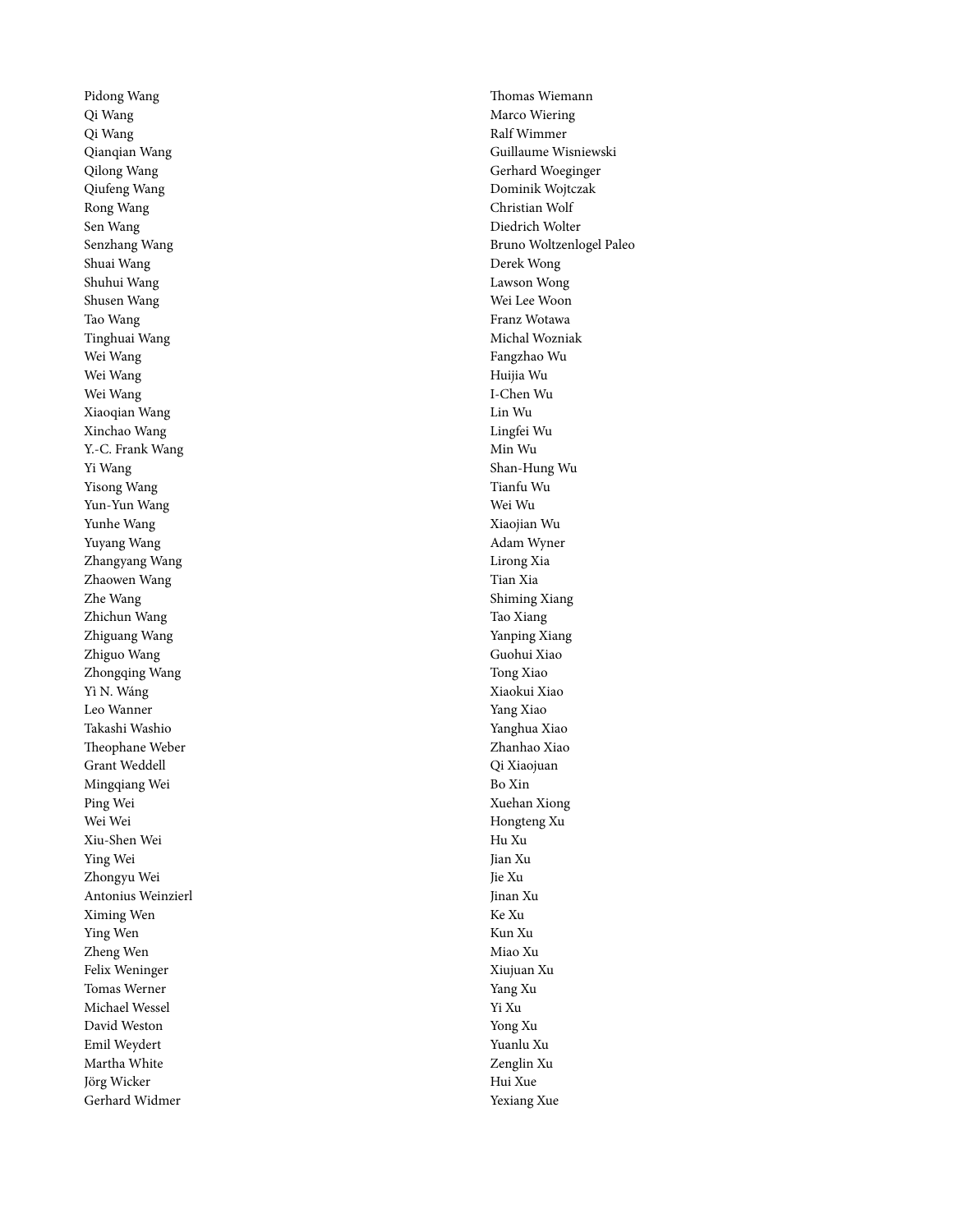Pidong Wang
Qi Wang
Qi Wang
Qianqian Wang
Qilong Wang
Qiufeng Wang
Rong Wang
Sen Wang
Senzhang Wang
Shuai Wang
Shuhui Wang
Shusen Wang
Tao Wang
Tinghuai Wang
Wei Wang
Wei Wang
Wei Wang
Xiaoqian Wang
Xinchao Wang
Y.-C. Frank Wang
Yi Wang
Yisong Wang
Yun-Yun Wang
Yunhe Wang
Yuyang Wang
Zhangyang Wang
Zhaowen Wang
Zhe Wang
Zhichun Wang
Zhiguang Wang
Zhiguo Wang
Zhongqing Wang
Yì N. Wáng
Leo Wanner
Takashi Washio
Theophane Weber
Grant Weddell
Mingqiang Wei
Ping Wei
Wei Wei
Xiu-Shen Wei
Ying Wei
Zhongyu Wei
Antonius Weinzierl
Ximing Wen
Ying Wen
Zheng Wen
Felix Weninger
Tomas Werner
Michael Wessel
David Weston
Emil Weydert
Martha White
Jörg Wicker
Gerhard Widmer
Thomas Wiemann
Marco Wiering
Ralf Wimmer
Guillaume Wisniewski
Gerhard Woeginger
Dominik Wojtczak
Christian Wolf
Diedrich Wolter
Bruno Woltzenlogel Paleo
Derek Wong
Lawson Wong
Wei Lee Woon
Franz Wotawa
Michal Wozniak
Fangzhao Wu
Huijia Wu
I-Chen Wu
Lin Wu
Lingfei Wu
Min Wu
Shan-Hung Wu
Tianfu Wu
Wei Wu
Xiaojian Wu
Adam Wyner
Lirong Xia
Tian Xia
Shiming Xiang
Tao Xiang
Yanping Xiang
Guohui Xiao
Tong Xiao
Xiaokui Xiao
Yang Xiao
Yanghua Xiao
Zhanhao Xiao
Qi Xiaojuan
Bo Xin
Xuehan Xiong
Hongteng Xu
Hu Xu
Jian Xu
Jie Xu
Jinan Xu
Ke Xu
Kun Xu
Miao Xu
Xiujuan Xu
Yang Xu
Yi Xu
Yong Xu
Yuanlu Xu
Zenglin Xu
Hui Xue
Yexiang Xue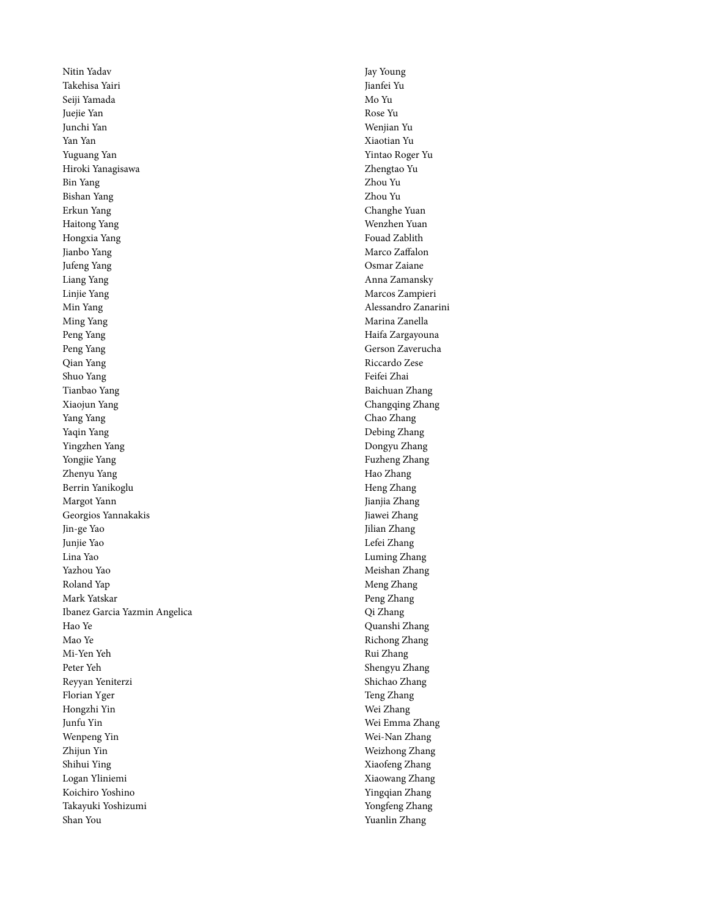Nitin Yadav
Takehisa Yairi
Seiji Yamada
Juejie Yan
Junchi Yan
Yan Yan
Yuguang Yan
Hiroki Yanagisawa
Bin Yang
Bishan Yang
Erkun Yang
Haitong Yang
Hongxia Yang
Jianbo Yang
Jufeng Yang
Liang Yang
Linjie Yang
Min Yang
Ming Yang
Peng Yang
Peng Yang
Qian Yang
Shuo Yang
Tianbao Yang
Xiaojun Yang
Yang Yang
Yaqin Yang
Yingzhen Yang
Yongjie Yang
Zhenyu Yang
Berrin Yanikoglu
Margot Yann
Georgios Yannakakis
Jin-ge Yao
Junjie Yao
Lina Yao
Yazhou Yao
Roland Yap
Mark Yatskar
Ibanez Garcia Yazmin Angelica
Hao Ye
Mao Ye
Mi-Yen Yeh
Peter Yeh
Reyyan Yeniterzi
Florian Yger
Hongzhi Yin
Junfu Yin
Wenpeng Yin
Zhijun Yin
Shihui Ying
Logan Yliniemi
Koichiro Yoshino
Takayuki Yoshizumi
Shan You
Jay Young
Jianfei Yu
Mo Yu
Rose Yu
Wenjian Yu
Xiaotian Yu
Yintao Roger Yu
Zhengtao Yu
Zhou Yu
Zhou Yu
Changhe Yuan
Wenzhen Yuan
Fouad Zablith
Marco Zaffalon
Osmar Zaiane
Anna Zamansky
Marcos Zampieri
Alessandro Zanarini
Marina Zanella
Haifa Zargayouna
Gerson Zaverucha
Riccardo Zese
Feifei Zhai
Baichuan Zhang
Changqing Zhang
Chao Zhang
Debing Zhang
Dongyu Zhang
Fuzheng Zhang
Hao Zhang
Heng Zhang
Jianjia Zhang
Jiawei Zhang
Jilian Zhang
Lefei Zhang
Luming Zhang
Meishan Zhang
Meng Zhang
Peng Zhang
Qi Zhang
Quanshi Zhang
Richong Zhang
Rui Zhang
Shengyu Zhang
Shichao Zhang
Teng Zhang
Wei Zhang
Wei Emma Zhang
Wei-Nan Zhang
Weizhong Zhang
Xiaofeng Zhang
Xiaowang Zhang
Yingqian Zhang
Yongfeng Zhang
Yuanlin Zhang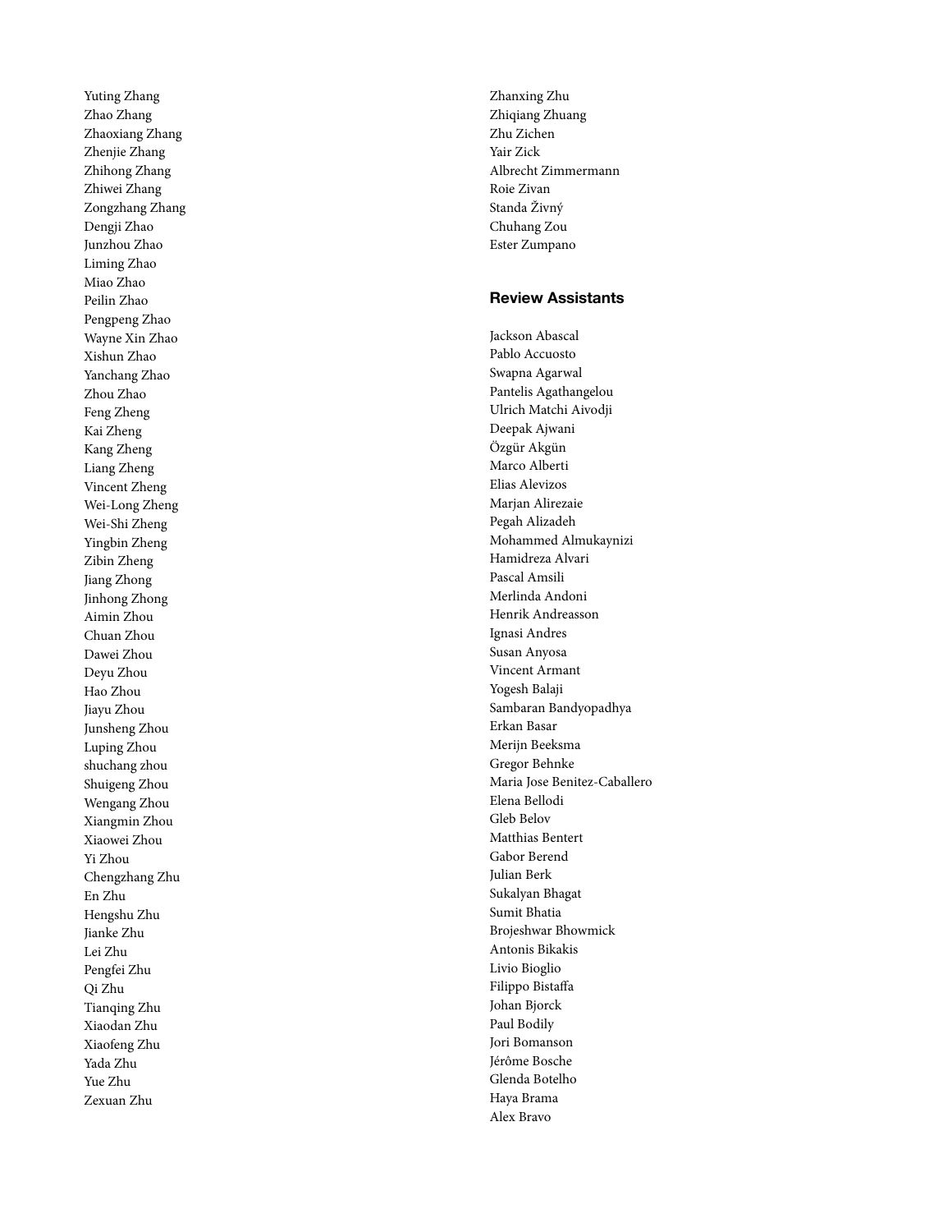Yuting Zhang
Zhao Zhang
Zhaoxiang Zhang
Zhenjie Zhang
Zhihong Zhang
Zhiwei Zhang
Zongzhang Zhang
Dengji Zhao
Junzhou Zhao
Liming Zhao
Miao Zhao
Peilin Zhao
Pengpeng Zhao
Wayne Xin Zhao
Xishun Zhao
Yanchang Zhao
Zhou Zhao
Feng Zheng
Kai Zheng
Kang Zheng
Liang Zheng
Vincent Zheng
Wei-Long Zheng
Wei-Shi Zheng
Yingbin Zheng
Zibin Zheng
Jiang Zhong
Jinhong Zhong
Aimin Zhou
Chuan Zhou
Dawei Zhou
Deyu Zhou
Hao Zhou
Jiayu Zhou
Junsheng Zhou
Luping Zhou
shuchang zhou
Shuigeng Zhou
Wengang Zhou
Xiangmin Zhou
Xiaowei Zhou
Yi Zhou
Chengzhang Zhu
En Zhu
Hengshu Zhu
Jianke Zhu
Lei Zhu
Pengfei Zhu
Qi Zhu
Tianqing Zhu
Xiaodan Zhu
Xiaofeng Zhu
Yada Zhu
Yue Zhu
Zexuan Zhu
Zhanxing Zhu
Zhiqiang Zhuang
Zhu Zichen
Yair Zick
Albrecht Zimmermann
Roie Zivan
Standa Živný
Chuhang Zou
Ester Zumpano

## Review Assistants

Jackson Abascal
Pablo Accuosto
Swapna Agarwal
Pantelis Agathangelou
Ulrich Matchi Aivodji
Deepak Ajwani
Özgür Akgün
Marco Alberti
Elias Alevizos
Marjan Alirezaie
Pegah Alizadeh
Mohammed Almukaynizi
Hamidreza Alvari
Pascal Amsili
Merlinda Andoni
Henrik Andreasson
Ignasi Andres
Susan Anyosa
Vincent Armant
Yogesh Balaji
Sambaran Bandyopadhya
Erkan Basar
Merijn Beeksma
Gregor Behnke
Maria Jose Benitez-Caballero
Elena Bellodi
Gleb Belov
Matthias Bentert
Gabor Berend
Julian Berk
Sukalyan Bhagat
Sumit Bhatia
Brojeshwar Bhowmick
Antonis Bikakis
Livio Bioglio
Filippo Bistaffa
Johan Bjorck
Paul Bodily
Jori Bomanson
Jérôme Bosche
Glenda Botelho
Haya Brama
Alex Bravo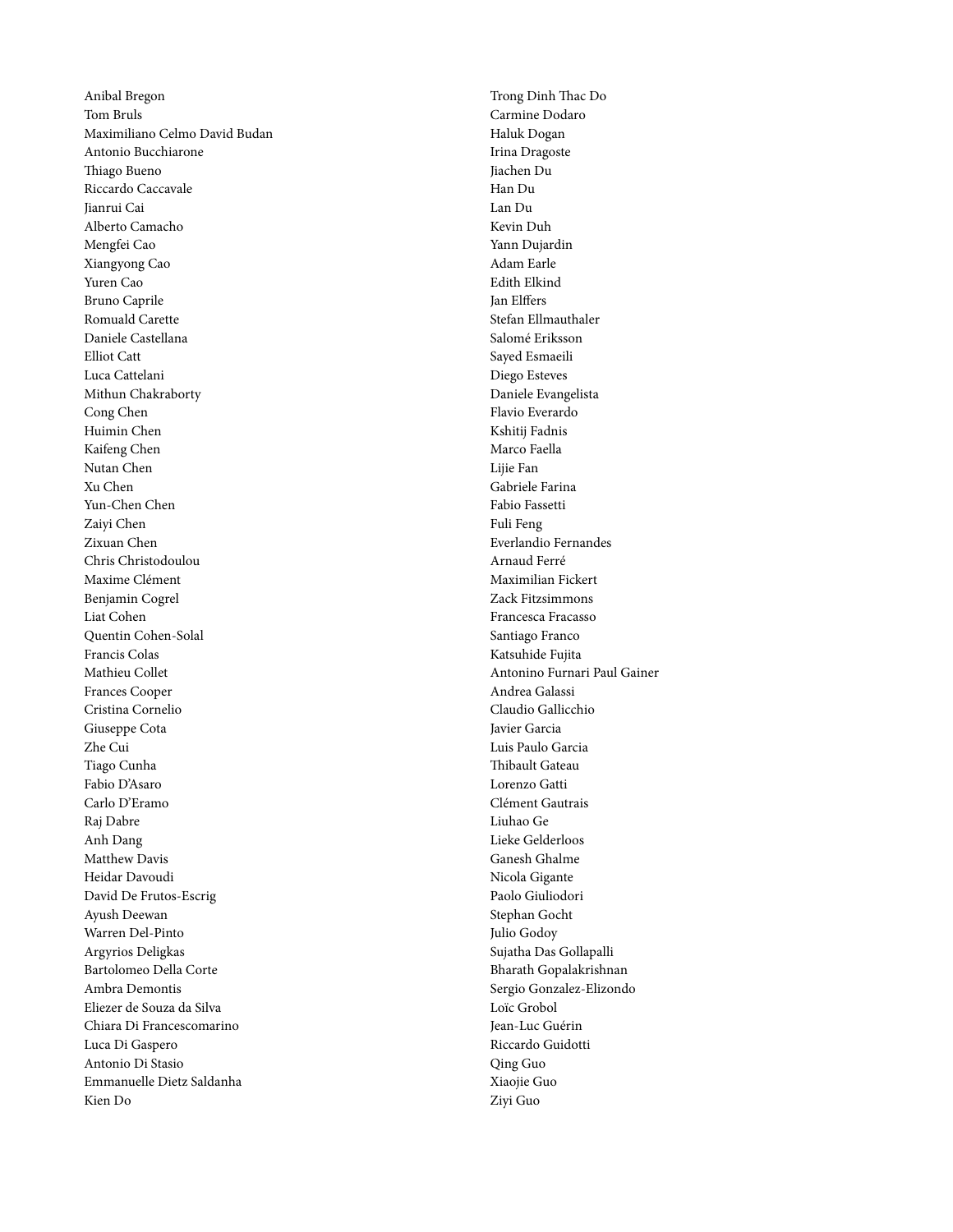Anibal Bregon
Tom Bruls
Maximiliano Celmo David Budan
Antonio Bucchiarone
Thiago Bueno
Riccardo Caccavale
Jianrui Cai
Alberto Camacho
Mengfei Cao
Xiangyong Cao
Yuren Cao
Bruno Caprile
Romuald Carette
Daniele Castellana
Elliot Catt
Luca Cattelani
Mithun Chakraborty
Cong Chen
Huimin Chen
Kaifeng Chen
Nutan Chen
Xu Chen
Yun-Chen Chen
Zaiyi Chen
Zixuan Chen
Chris Christodoulou
Maxime Clément
Benjamin Cogrel
Liat Cohen
Quentin Cohen-Solal
Francis Colas
Mathieu Collet
Frances Cooper
Cristina Cornelio
Giuseppe Cota
Zhe Cui
Tiago Cunha
Fabio D'Asaro
Carlo D'Eramo
Raj Dabre
Anh Dang
Matthew Davis
Heidar Davoudi
David De Frutos-Escrig
Ayush Deewan
Warren Del-Pinto
Argyrios Deligkas
Bartolomeo Della Corte
Ambra Demontis
Eliezer de Souza da Silva
Chiara Di Francescomarino
Luca Di Gaspero
Antonio Di Stasio
Emmanuelle Dietz Saldanha
Kien Do
Trong Dinh Thac Do
Carmine Dodaro
Haluk Dogan
Irina Dragoste
Jiachen Du
Han Du
Lan Du
Kevin Duh
Yann Dujardin
Adam Earle
Edith Elkind
Jan Elffers
Stefan Ellmauthaler
Salomé Eriksson
Sayed Esmaeili
Diego Esteves
Daniele Evangelista
Flavio Everardo
Kshitij Fadnis
Marco Faella
Lijie Fan
Gabriele Farina
Fabio Fassetti
Fuli Feng
Everlandio Fernandes
Arnaud Ferré
Maximilian Fickert
Zack Fitzsimmons
Francesca Fracasso
Santiago Franco
Katsuhide Fujita
Antonino Furnari Paul Gainer
Andrea Galassi
Claudio Gallicchio
Javier Garcia
Luis Paulo Garcia
Thibault Gateau
Lorenzo Gatti
Clément Gautrais
Liuhao Ge
Lieke Gelderloos
Ganesh Ghalme
Nicola Gigante
Paolo Giuliodori
Stephan Gocht
Julio Godoy
Sujatha Das Gollapalli
Bharath Gopalakrishnan
Sergio Gonzalez-Elizondo
Loïc Grobol
Jean-Luc Guérin
Riccardo Guidotti
Qing Guo
Xiaojie Guo
Ziyi Guo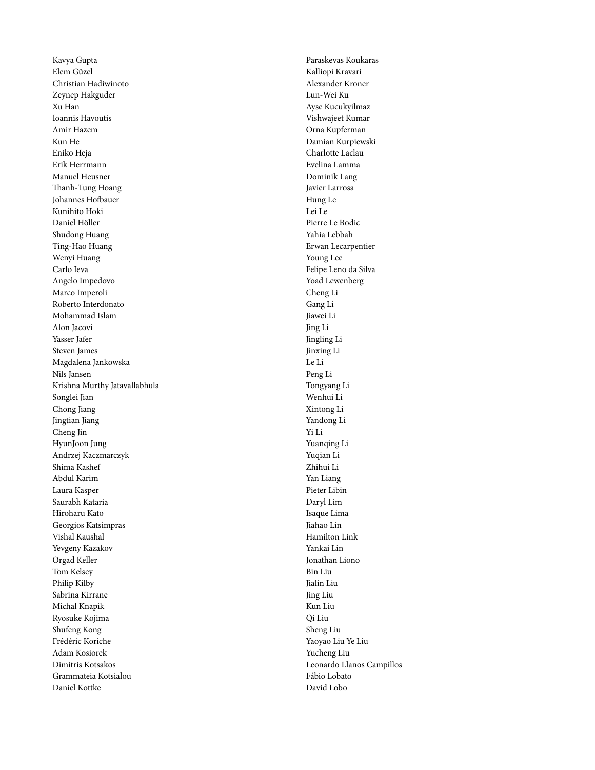Kavya Gupta
Elem Güzel
Christian Hadiwinoto
Zeynep Hakguder
Xu Han
Ioannis Havoutis
Amir Hazem
Kun He
Eniko Heja
Erik Herrmann
Manuel Heusner
Thanh-Tung Hoang
Johannes Hofbauer
Kunihito Hoki
Daniel Höller
Shudong Huang
Ting-Hao Huang
Wenyi Huang
Carlo Ieva
Angelo Impedovo
Marco Imperoli
Roberto Interdonato
Mohammad Islam
Alon Jacovi
Yasser Jafer
Steven James
Magdalena Jankowska
Nils Jansen
Krishna Murthy Jatavallabhula
Songlei Jian
Chong Jiang
Jingtian Jiang
Cheng Jin
HyunJoon Jung
Andrzej Kaczmarczyk
Shima Kashef
Abdul Karim
Laura Kasper
Saurabh Kataria
Hiroharu Kato
Georgios Katsimpras
Vishal Kaushal
Yevgeny Kazakov
Orgad Keller
Tom Kelsey
Philip Kilby
Sabrina Kirrane
Michal Knapik
Ryosuke Kojima
Shufeng Kong
Frédéric Koriche
Adam Kosiorek
Dimitris Kotsakos
Grammateia Kotsialou
Daniel Kottke
Paraskevas Koukaras
Kalliopi Kravari
Alexander Kroner
Lun-Wei Ku
Ayse Kucukyilmaz
Vishwajeet Kumar
Orna Kupferman
Damian Kurpiewski
Charlotte Laclau
Evelina Lamma
Dominik Lang
Javier Larrosa
Hung Le
Lei Le
Pierre Le Bodic
Yahia Lebbah
Erwan Lecarpentier
Young Lee
Felipe Leno da Silva
Yoad Lewenberg
Cheng Li
Gang Li
Jiawei Li
Jing Li
Jingling Li
Jinxing Li
Le Li
Peng Li
Tongyang Li
Wenhui Li
Xintong Li
Yandong Li
Yi Li
Yuanqing Li
Yuqian Li
Zhihui Li
Yan Liang
Pieter Libin
Daryl Lim
Isaque Lima
Jiahao Lin
Hamilton Link
Yankai Lin
Jonathan Liono
Bin Liu
Jialin Liu
Jing Liu
Kun Liu
Qi Liu
Sheng Liu
Yaoyao Liu Ye Liu
Yucheng Liu
Leonardo Llanos Campillos
Fábio Lobato
David Lobo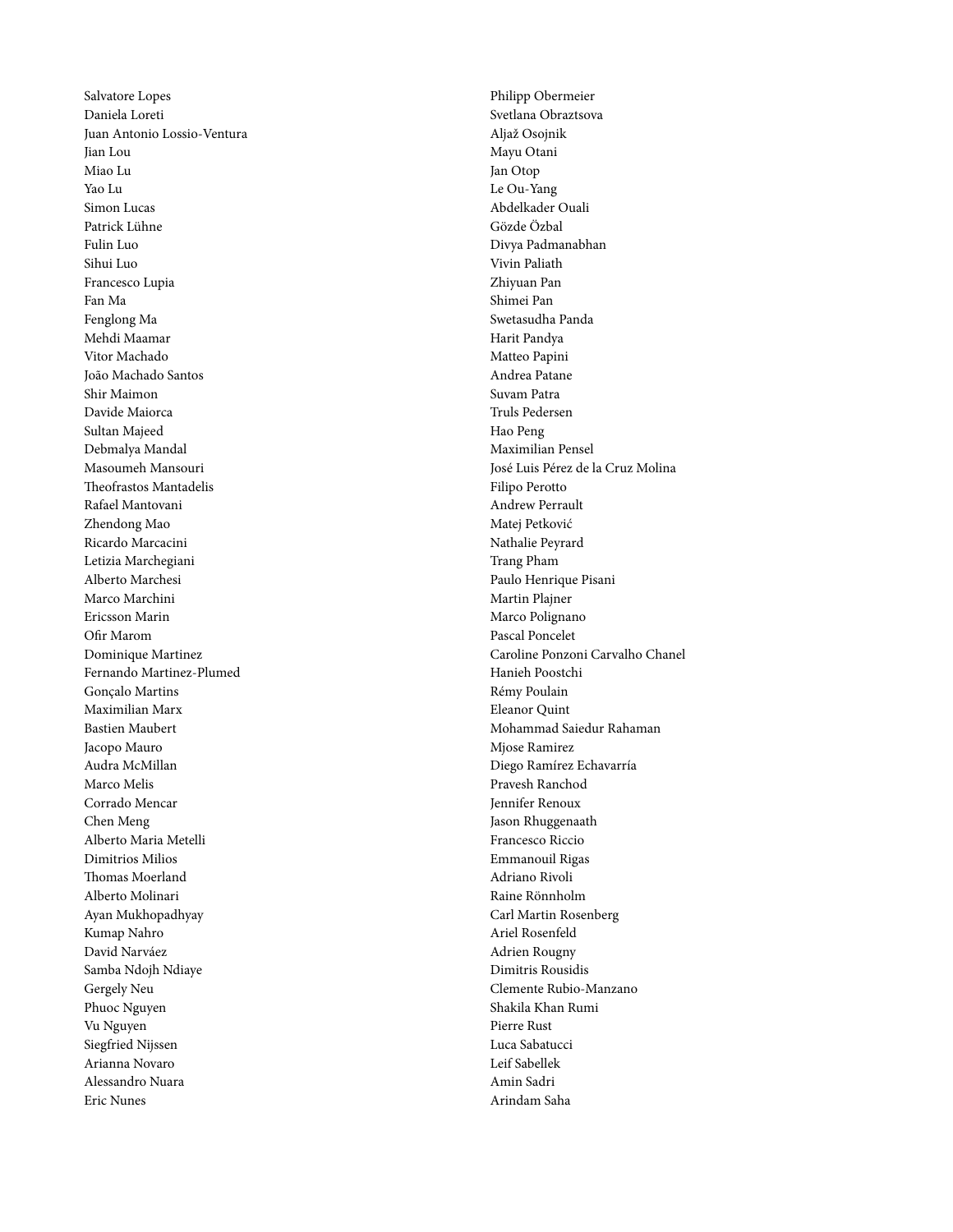Salvatore Lopes
Daniela Loreti
Juan Antonio Lossio-Ventura
Jian Lou
Miao Lu
Yao Lu
Simon Lucas
Patrick Lühne
Fulin Luo
Sihui Luo
Francesco Lupia
Fan Ma
Fenglong Ma
Mehdi Maamar
Vitor Machado
João Machado Santos
Shir Maimon
Davide Maiorca
Sultan Majeed
Debmalya Mandal
Masoumeh Mansouri
Theofrastos Mantadelis
Rafael Mantovani
Zhendong Mao
Ricardo Marcacini
Letizia Marchegiani
Alberto Marchesi
Marco Marchini
Ericsson Marin
Ofir Marom
Dominique Martinez
Fernando Martinez-Plumed
Gonçalo Martins
Maximilian Marx
Bastien Maubert
Jacopo Mauro
Audra McMillan
Marco Melis
Corrado Mencar
Chen Meng
Alberto Maria Metelli
Dimitrios Milios
Thomas Moerland
Alberto Molinari
Ayan Mukhopadhyay
Kumap Nahro
David Narváez
Samba Ndojh Ndiaye
Gergely Neu
Phuoc Nguyen
Vu Nguyen
Siegfried Nijssen
Arianna Novaro
Alessandro Nuara
Eric Nunes
Philipp Obermeier
Svetlana Obraztsova
Aljaž Osojnik
Mayu Otani
Jan Otop
Le Ou-Yang
Abdelkader Ouali
Gözde Özbal
Divya Padmanabhan
Vivin Paliath
Zhiyuan Pan
Shimei Pan
Swetasudha Panda
Harit Pandya
Matteo Papini
Andrea Patane
Suvam Patra
Truls Pedersen
Hao Peng
Maximilian Pensel
José Luis Pérez de la Cruz Molina
Filipo Perotto
Andrew Perrault
Matej Petković
Nathalie Peyrard
Trang Pham
Paulo Henrique Pisani
Martin Plajner
Marco Polignano
Pascal Poncelet
Caroline Ponzoni Carvalho Chanel
Hanieh Poostchi
Rémy Poulain
Eleanor Quint
Mohammad Saiedur Rahaman
Mjose Ramirez
Diego Ramírez Echavarría
Pravesh Ranchod
Jennifer Renoux
Jason Rhuggenaath
Francesco Riccio
Emmanouil Rigas
Adriano Rivoli
Raine Rönnholm
Carl Martin Rosenberg
Ariel Rosenfeld
Adrien Rougny
Dimitris Rousidis
Clemente Rubio-Manzano
Shakila Khan Rumi
Pierre Rust
Luca Sabatucci
Leif Sabellek
Amin Sadri
Arindam Saha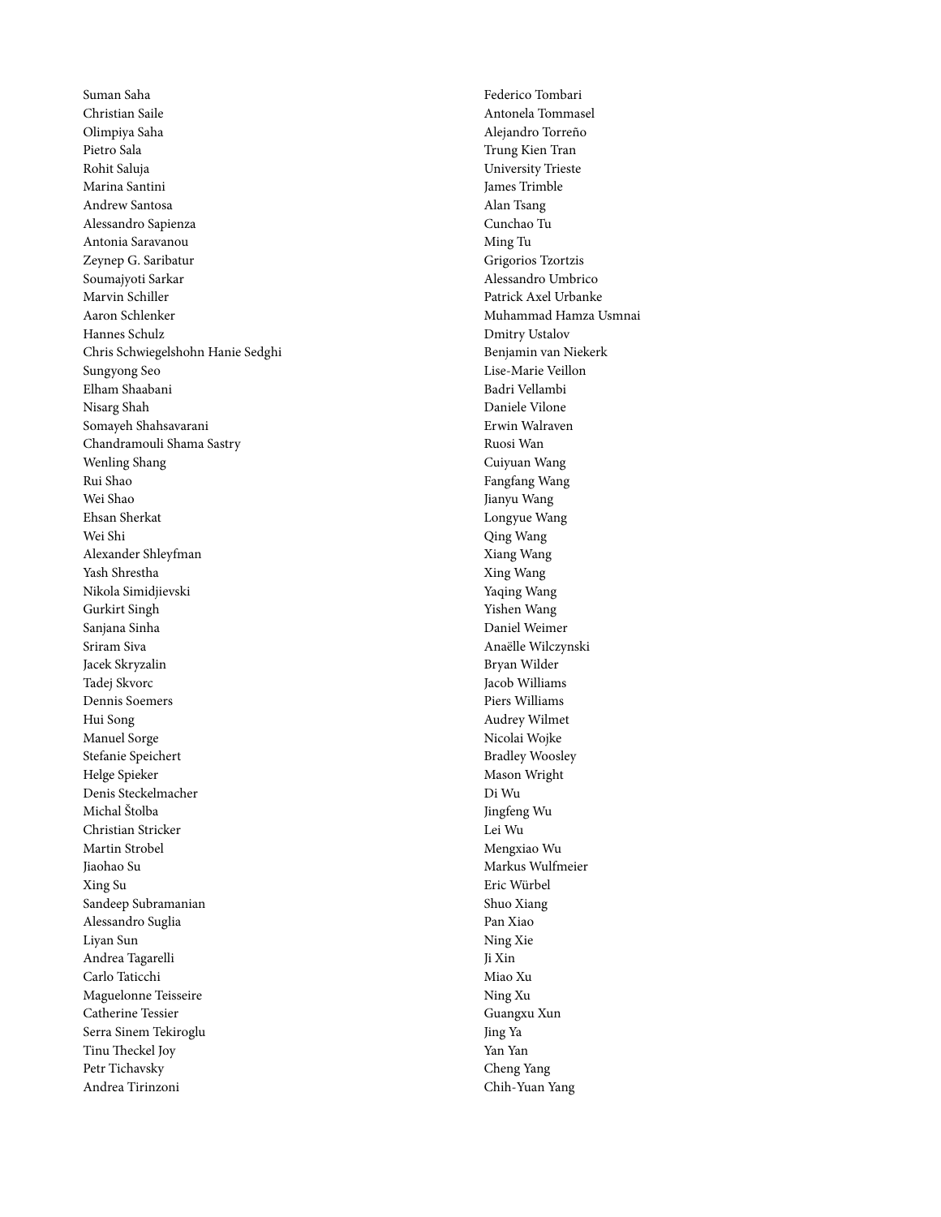Suman Saha
Christian Saile
Olimpiya Saha
Pietro Sala
Rohit Saluja
Marina Santini
Andrew Santosa
Alessandro Sapienza
Antonia Saravanou
Zeynep G. Saribatur
Soumajyoti Sarkar
Marvin Schiller
Aaron Schlenker
Hannes Schulz
Chris Schwiegelshohn Hanie Sedghi
Sungyong Seo
Elham Shaabani
Nisarg Shah
Somayeh Shahsavarani
Chandramouli Shama Sastry
Wenling Shang
Rui Shao
Wei Shao
Ehsan Sherkat
Wei Shi
Alexander Shleyfman
Yash Shrestha
Nikola Simidjievski
Gurkirt Singh
Sanjana Sinha
Sriram Siva
Jacek Skryzalin
Tadej Skvorc
Dennis Soemers
Hui Song
Manuel Sorge
Stefanie Speichert
Helge Spieker
Denis Steckelmacher
Michal Štolba
Christian Stricker
Martin Strobel
Jiaohao Su
Xing Su
Sandeep Subramanian
Alessandro Suglia
Liyan Sun
Andrea Tagarelli
Carlo Taticchi
Maguelonne Teisseire
Catherine Tessier
Serra Sinem Tekiroglu
Tinu Theckel Joy
Petr Tichavsky
Andrea Tirinzoni
Federico Tombari
Antonela Tommasel
Alejandro Torreño
Trung Kien Tran
University Trieste
James Trimble
Alan Tsang
Cunchao Tu
Ming Tu
Grigorios Tzortzis
Alessandro Umbrico
Patrick Axel Urbanke
Muhammad Hamza Usmnai
Dmitry Ustalov
Benjamin van Niekerk
Lise-Marie Veillon
Badri Vellambi
Daniele Vilone
Erwin Walraven
Ruosi Wan
Cuiyuan Wang
Fangfang Wang
Jianyu Wang
Longyue Wang
Qing Wang
Xiang Wang
Xing Wang
Yaqing Wang
Yishen Wang
Daniel Weimer
Anaëlle Wilczynski
Bryan Wilder
Jacob Williams
Piers Williams
Audrey Wilmet
Nicolai Wojke
Bradley Woosley
Mason Wright
Di Wu
Jingfeng Wu
Lei Wu
Mengxiao Wu
Markus Wulfmeier
Eric Würbel
Shuo Xiang
Pan Xiao
Ning Xie
Ji Xin
Miao Xu
Ning Xu
Guangxu Xun
Jing Ya
Yan Yan
Cheng Yang
Chih-Yuan Yang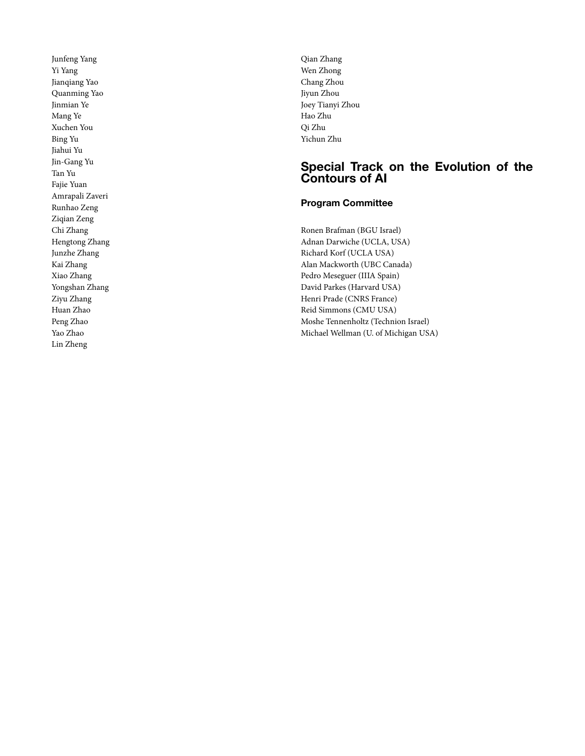Junfeng Yang
Yi Yang
Jianqiang Yao
Quanming Yao
Jinmian Ye
Mang Ye
Xuchen You
Bing Yu
Jiahui Yu
Jin-Gang Yu
Tan Yu
Fajie Yuan
Amrapali Zaveri
Runhao Zeng
Ziqian Zeng
Chi Zhang
Hengtong Zhang
Junzhe Zhang
Kai Zhang
Xiao Zhang
Yongshan Zhang
Ziyu Zhang
Huan Zhao
Peng Zhao
Yao Zhao
Lin Zheng
Qian Zhang
Wen Zhong
Chang Zhou
Jiyun Zhou
Joey Tianyi Zhou
Hao Zhu
Qi Zhu
Yichun Zhu

## Special Track on the Evolution of the Contours of AI

### Program Committee

Ronen Brafman (BGU Israel)
Adnan Darwiche (UCLA, USA)
Richard Korf (UCLA USA)
Alan Mackworth (UBC Canada)
Pedro Meseguer (IIIA Spain)
David Parkes (Harvard USA)
Henri Prade (CNRS France)
Reid Simmons (CMU USA)
Moshe Tennenholtz (Technion Israel)
Michael Wellman (U. of Michigan USA)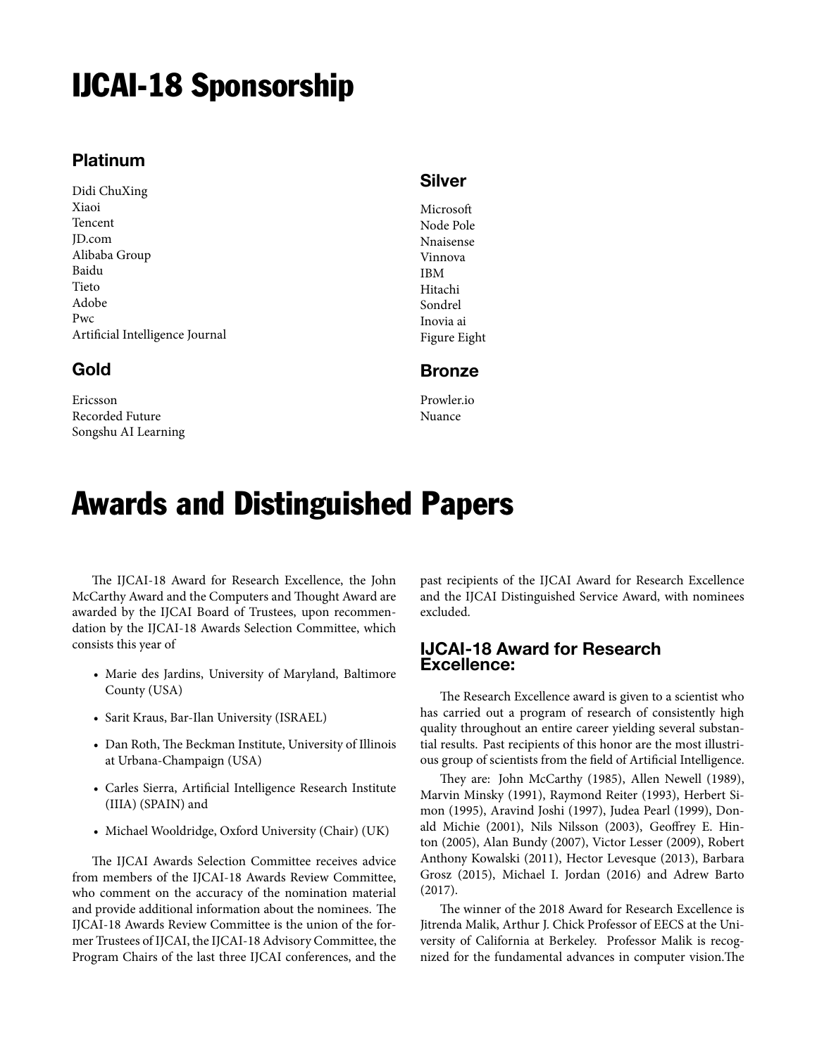# IJCAI-18 Sponsorship

### Platinum

Didi ChuXing
Xiaoi
Tencent
JD.com
Alibaba Group
Baidu
Tieto
Adobe
Pwc
Artificial Intelligence Journal

### Gold

Ericsson
Recorded Future
Songshu AI Learning

### Silver

Microsoft
Node Pole
Nnaisense
Vinnova
IBM
Hitachi
Sondrel
Inovia ai
Figure Eight

### Bronze

Prowler.io
Nuance

# Awards and Distinguished Papers

The IJCAI-18 Award for Research Excellence, the John McCarthy Award and the Computers and Thought Award are awarded by the IJCAI Board of Trustees, upon recommendation by the IJCAI-18 Awards Selection Committee, which consists this year of

- Marie des Jardins, University of Maryland, Baltimore County (USA)
- Sarit Kraus, Bar-Ilan University (ISRAEL)
- Dan Roth, The Beckman Institute, University of Illinois at Urbana-Champaign (USA)
- Carles Sierra, Artificial Intelligence Research Institute (IIIA) (SPAIN) and
- Michael Wooldridge, Oxford University (Chair) (UK)

The IJCAI Awards Selection Committee receives advice from members of the IJCAI-18 Awards Review Committee, who comment on the accuracy of the nomination material and provide additional information about the nominees. The IJCAI-18 Awards Review Committee is the union of the former Trustees of IJCAI, the IJCAI-18 Advisory Committee, the Program Chairs of the last three IJCAI conferences, and the past recipients of the IJCAI Award for Research Excellence and the IJCAI Distinguished Service Award, with nominees excluded.

### IJCAI-18 Award for Research Excellence:

The Research Excellence award is given to a scientist who has carried out a program of research of consistently high quality throughout an entire career yielding several substantial results. Past recipients of this honor are the most illustrious group of scientists from the field of Artificial Intelligence.

They are: John McCarthy (1985), Allen Newell (1989), Marvin Minsky (1991), Raymond Reiter (1993), Herbert Simon (1995), Aravind Joshi (1997), Judea Pearl (1999), Donald Michie (2001), Nils Nilsson (2003), Geoffrey E. Hinton (2005), Alan Bundy (2007), Victor Lesser (2009), Robert Anthony Kowalski (2011), Hector Levesque (2013), Barbara Grosz (2015), Michael I. Jordan (2016) and Adrew Barto (2017).

The winner of the 2018 Award for Research Excellence is Jitrenda Malik, Arthur J. Chick Professor of EECS at the University of California at Berkeley. Professor Malik is recognized for the fundamental advances in computer vision.The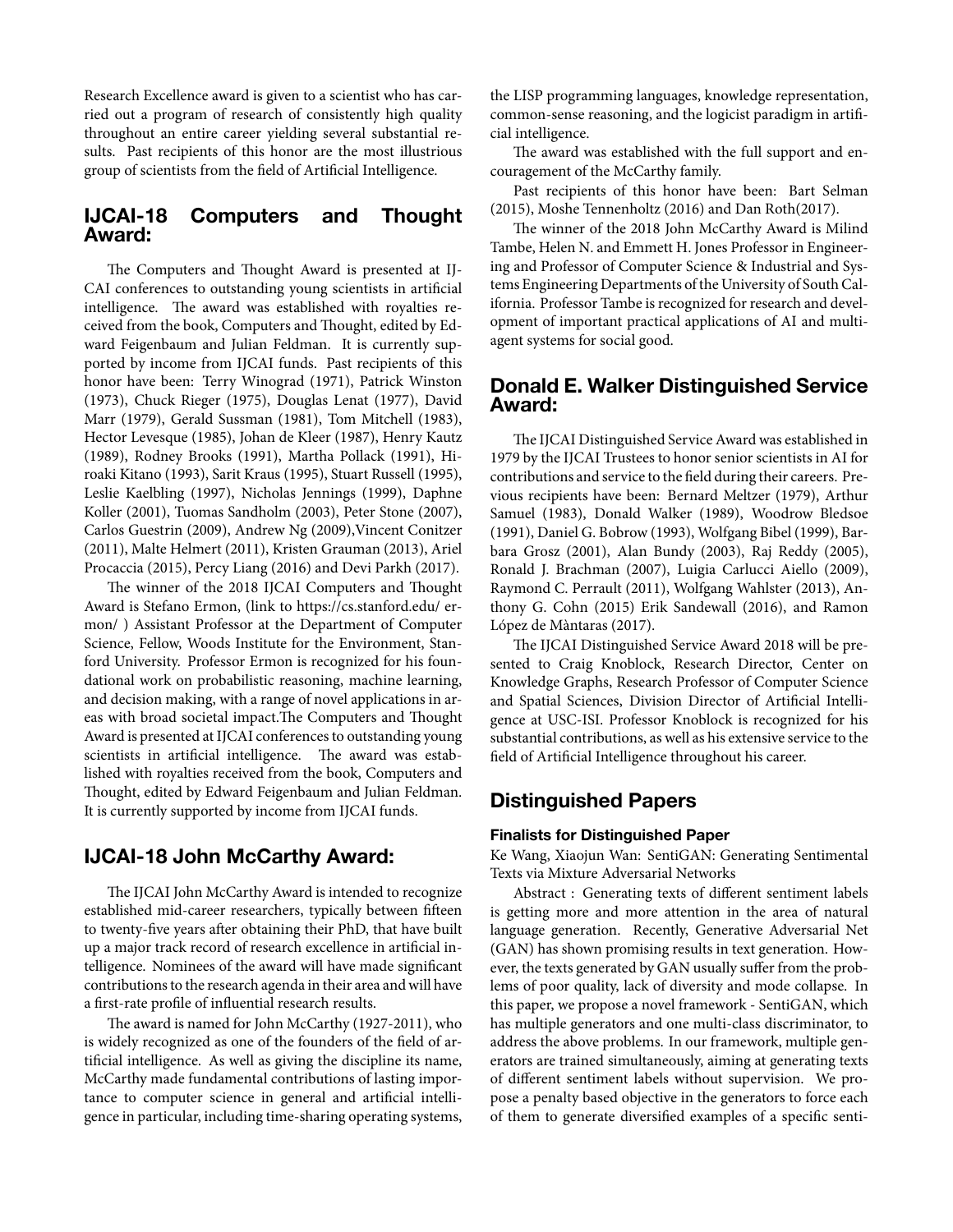Research Excellence award is given to a scientist who has carried out a program of research of consistently high quality throughout an entire career yielding several substantial results. Past recipients of this honor are the most illustrious group of scientists from the field of Artificial Intelligence.

## IJCAI-18 Computers and Thought Award:

The Computers and Thought Award is presented at IJCAI conferences to outstanding young scientists in artificial intelligence. The award was established with royalties received from the book, Computers and Thought, edited by Edward Feigenbaum and Julian Feldman. It is currently supported by income from IJCAI funds. Past recipients of this honor have been: Terry Winograd (1971), Patrick Winston (1973), Chuck Rieger (1975), Douglas Lenat (1977), David Marr (1979), Gerald Sussman (1981), Tom Mitchell (1983), Hector Levesque (1985), Johan de Kleer (1987), Henry Kautz (1989), Rodney Brooks (1991), Martha Pollack (1991), Hiroaki Kitano (1993), Sarit Kraus (1995), Stuart Russell (1995), Leslie Kaelbling (1997), Nicholas Jennings (1999), Daphne Koller (2001), Tuomas Sandholm (2003), Peter Stone (2007), Carlos Guestrin (2009), Andrew Ng (2009),Vincent Conitzer (2011), Malte Helmert (2011), Kristen Grauman (2013), Ariel Procaccia (2015), Percy Liang (2016) and Devi Parkh (2017).

The winner of the 2018 IJCAI Computers and Thought Award is Stefano Ermon, (link to https://cs.stanford.edu/ ermon/ ) Assistant Professor at the Department of Computer Science, Fellow, Woods Institute for the Environment, Stanford University. Professor Ermon is recognized for his foundational work on probabilistic reasoning, machine learning, and decision making, with a range of novel applications in areas with broad societal impact.The Computers and Thought Award is presented at IJCAI conferences to outstanding young scientists in artificial intelligence. The award was established with royalties received from the book, Computers and Thought, edited by Edward Feigenbaum and Julian Feldman. It is currently supported by income from IJCAI funds.

## IJCAI-18 John McCarthy Award:

The IJCAI John McCarthy Award is intended to recognize established mid-career researchers, typically between fifteen to twenty-five years after obtaining their PhD, that have built up a major track record of research excellence in artificial intelligence. Nominees of the award will have made significant contributions to the research agenda in their area and will have a first-rate profile of influential research results.

The award is named for John McCarthy (1927-2011), who is widely recognized as one of the founders of the field of artificial intelligence. As well as giving the discipline its name, McCarthy made fundamental contributions of lasting importance to computer science in general and artificial intelligence in particular, including time-sharing operating systems, the LISP programming languages, knowledge representation, common-sense reasoning, and the logicist paradigm in artificial intelligence.

The award was established with the full support and encouragement of the McCarthy family.

Past recipients of this honor have been: Bart Selman (2015), Moshe Tennenholtz (2016) and Dan Roth(2017).

The winner of the 2018 John McCarthy Award is Milind Tambe, Helen N. and Emmett H. Jones Professor in Engineering and Professor of Computer Science & Industrial and Systems Engineering Departments of the University of South California. Professor Tambe is recognized for research and development of important practical applications of AI and multiagent systems for social good.

## Donald E. Walker Distinguished Service Award:

The IJCAI Distinguished Service Award was established in 1979 by the IJCAI Trustees to honor senior scientists in AI for contributions and service to the field during their careers. Previous recipients have been: Bernard Meltzer (1979), Arthur Samuel (1983), Donald Walker (1989), Woodrow Bledsoe (1991), Daniel G. Bobrow (1993), Wolfgang Bibel (1999), Barbara Grosz (2001), Alan Bundy (2003), Raj Reddy (2005), Ronald J. Brachman (2007), Luigia Carlucci Aiello (2009), Raymond C. Perrault (2011), Wolfgang Wahlster (2013), Anthony G. Cohn (2015) Erik Sandewall (2016), and Ramon López de Màntaras (2017).

The IJCAI Distinguished Service Award 2018 will be presented to Craig Knoblock, Research Director, Center on Knowledge Graphs, Research Professor of Computer Science and Spatial Sciences, Division Director of Artificial Intelligence at USC-ISI. Professor Knoblock is recognized for his substantial contributions, as well as his extensive service to the field of Artificial Intelligence throughout his career.

## Distinguished Papers

### Finalists for Distinguished Paper

Ke Wang, Xiaojun Wan: SentiGAN: Generating Sentimental Texts via Mixture Adversarial Networks

Abstract : Generating texts of different sentiment labels is getting more and more attention in the area of natural language generation. Recently, Generative Adversarial Net (GAN) has shown promising results in text generation. However, the texts generated by GAN usually suffer from the problems of poor quality, lack of diversity and mode collapse. In this paper, we propose a novel framework - SentiGAN, which has multiple generators and one multi-class discriminator, to address the above problems. In our framework, multiple generators are trained simultaneously, aiming at generating texts of different sentiment labels without supervision. We propose a penalty based objective in the generators to force each of them to generate diversified examples of a specific senti-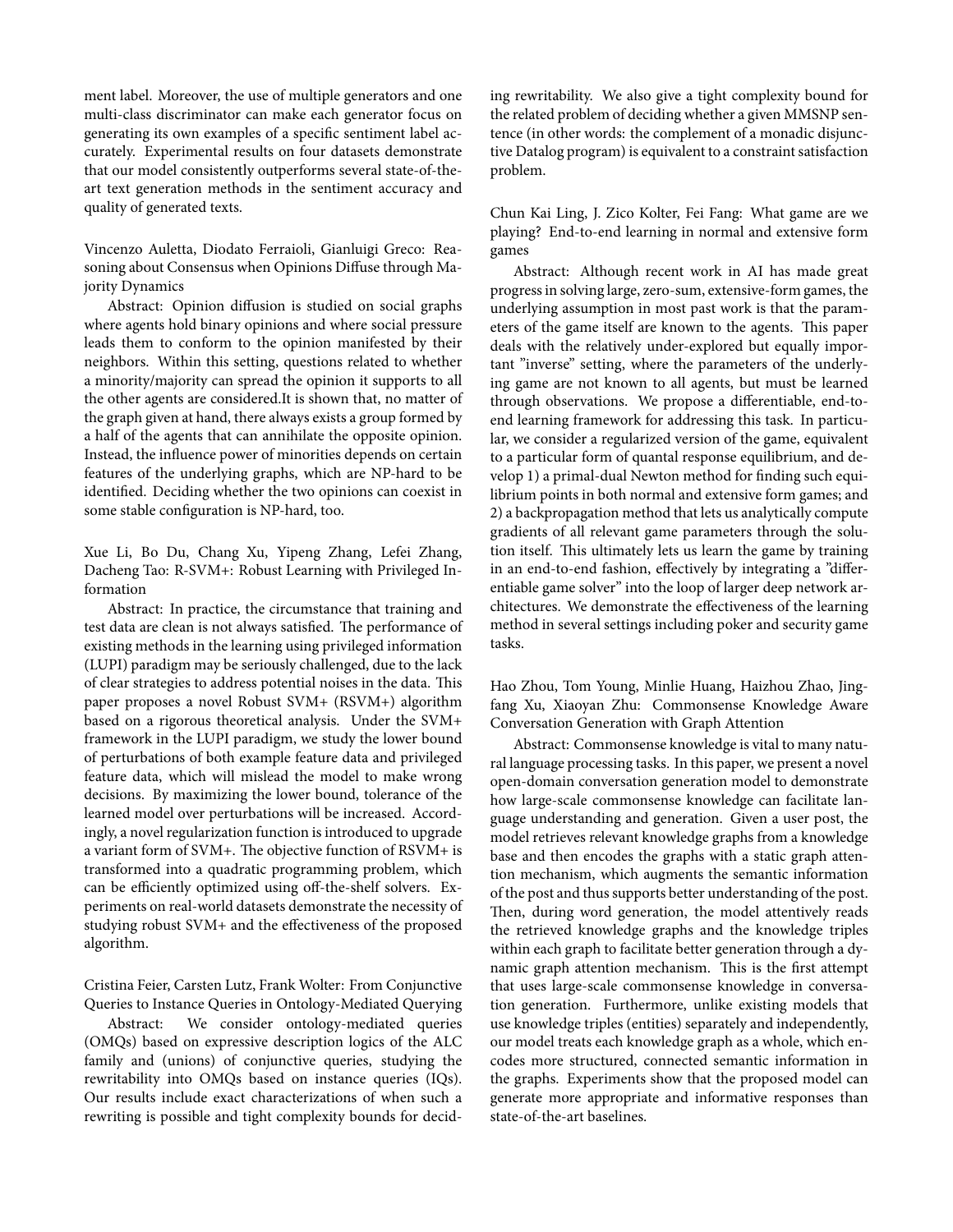ment label. Moreover, the use of multiple generators and one multi-class discriminator can make each generator focus on generating its own examples of a specific sentiment label accurately. Experimental results on four datasets demonstrate that our model consistently outperforms several state-of-the-art text generation methods in the sentiment accuracy and quality of generated texts.

Vincenzo Auletta, Diodato Ferraioli, Gianluigi Greco: Reasoning about Consensus when Opinions Diffuse through Majority Dynamics

Abstract: Opinion diffusion is studied on social graphs where agents hold binary opinions and where social pressure leads them to conform to the opinion manifested by their neighbors. Within this setting, questions related to whether a minority/majority can spread the opinion it supports to all the other agents are considered.It is shown that, no matter of the graph given at hand, there always exists a group formed by a half of the agents that can annihilate the opposite opinion. Instead, the influence power of minorities depends on certain features of the underlying graphs, which are NP-hard to be identified. Deciding whether the two opinions can coexist in some stable configuration is NP-hard, too.

Xue Li, Bo Du, Chang Xu, Yipeng Zhang, Lefei Zhang, Dacheng Tao: R-SVM+: Robust Learning with Privileged Information

Abstract: In practice, the circumstance that training and test data are clean is not always satisfied. The performance of existing methods in the learning using privileged information (LUPI) paradigm may be seriously challenged, due to the lack of clear strategies to address potential noises in the data. This paper proposes a novel Robust SVM+ (RSVM+) algorithm based on a rigorous theoretical analysis. Under the SVM+ framework in the LUPI paradigm, we study the lower bound of perturbations of both example feature data and privileged feature data, which will mislead the model to make wrong decisions. By maximizing the lower bound, tolerance of the learned model over perturbations will be increased. Accordingly, a novel regularization function is introduced to upgrade a variant form of SVM+. The objective function of RSVM+ is transformed into a quadratic programming problem, which can be efficiently optimized using off-the-shelf solvers. Experiments on real-world datasets demonstrate the necessity of studying robust SVM+ and the effectiveness of the proposed algorithm.

Cristina Feier, Carsten Lutz, Frank Wolter: From Conjunctive Queries to Instance Queries in Ontology-Mediated Querying

Abstract: We consider ontology-mediated queries (OMQs) based on expressive description logics of the ALC family and (unions) of conjunctive queries, studying the rewritability into OMQs based on instance queries (IQs). Our results include exact characterizations of when such a rewriting is possible and tight complexity bounds for deciding rewritability. We also give a tight complexity bound for the related problem of deciding whether a given MMSNP sentence (in other words: the complement of a monadic disjunctive Datalog program) is equivalent to a constraint satisfaction problem.

Chun Kai Ling, J. Zico Kolter, Fei Fang: What game are we playing? End-to-end learning in normal and extensive form games

Abstract: Although recent work in AI has made great progress in solving large, zero-sum, extensive-form games, the underlying assumption in most past work is that the parameters of the game itself are known to the agents. This paper deals with the relatively under-explored but equally important "inverse" setting, where the parameters of the underlying game are not known to all agents, but must be learned through observations. We propose a differentiable, end-to-end learning framework for addressing this task. In particular, we consider a regularized version of the game, equivalent to a particular form of quantal response equilibrium, and develop 1) a primal-dual Newton method for finding such equilibrium points in both normal and extensive form games; and 2) a backpropagation method that lets us analytically compute gradients of all relevant game parameters through the solution itself. This ultimately lets us learn the game by training in an end-to-end fashion, effectively by integrating a "differentiable game solver" into the loop of larger deep network architectures. We demonstrate the effectiveness of the learning method in several settings including poker and security game tasks.

Hao Zhou, Tom Young, Minlie Huang, Haizhou Zhao, Jingfang Xu, Xiaoyan Zhu: Commonsense Knowledge Aware Conversation Generation with Graph Attention

Abstract: Commonsense knowledge is vital to many natural language processing tasks. In this paper, we present a novel open-domain conversation generation model to demonstrate how large-scale commonsense knowledge can facilitate language understanding and generation. Given a user post, the model retrieves relevant knowledge graphs from a knowledge base and then encodes the graphs with a static graph attention mechanism, which augments the semantic information of the post and thus supports better understanding of the post. Then, during word generation, the model attentively reads the retrieved knowledge graphs and the knowledge triples within each graph to facilitate better generation through a dynamic graph attention mechanism. This is the first attempt that uses large-scale commonsense knowledge in conversation generation. Furthermore, unlike existing models that use knowledge triples (entities) separately and independently, our model treats each knowledge graph as a whole, which encodes more structured, connected semantic information in the graphs. Experiments show that the proposed model can generate more appropriate and informative responses than state-of-the-art baselines.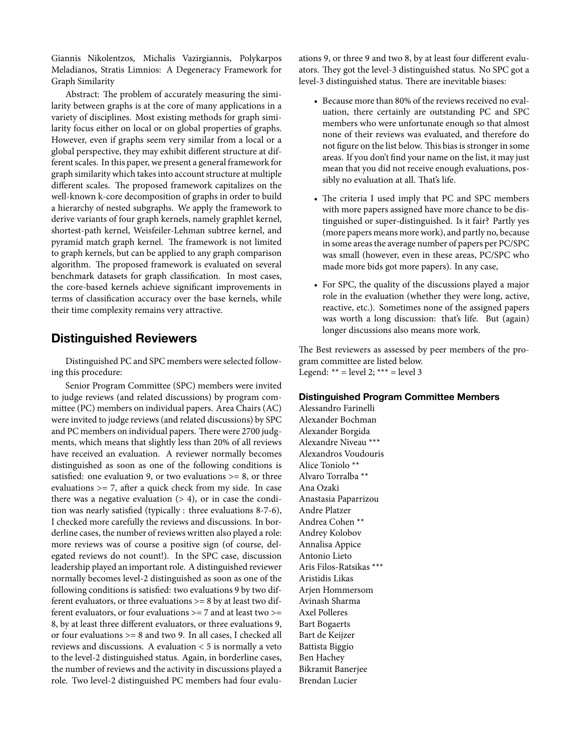Giannis Nikolentzos, Michalis Vazirgiannis, Polykarpos Meladianos, Stratis Limnios: A Degeneracy Framework for Graph Similarity

Abstract: The problem of accurately measuring the similarity between graphs is at the core of many applications in a variety of disciplines. Most existing methods for graph similarity focus either on local or on global properties of graphs. However, even if graphs seem very similar from a local or a global perspective, they may exhibit different structure at different scales. In this paper, we present a general framework for graph similarity which takes into account structure at multiple different scales. The proposed framework capitalizes on the well-known k-core decomposition of graphs in order to build a hierarchy of nested subgraphs. We apply the framework to derive variants of four graph kernels, namely graphlet kernel, shortest-path kernel, Weisfeiler-Lehman subtree kernel, and pyramid match graph kernel. The framework is not limited to graph kernels, but can be applied to any graph comparison algorithm. The proposed framework is evaluated on several benchmark datasets for graph classification. In most cases, the core-based kernels achieve significant improvements in terms of classification accuracy over the base kernels, while their time complexity remains very attractive.

## Distinguished Reviewers

Distinguished PC and SPC members were selected following this procedure:

Senior Program Committee (SPC) members were invited to judge reviews (and related discussions) by program committee (PC) members on individual papers. Area Chairs (AC) were invited to judge reviews (and related discussions) by SPC and PC members on individual papers. There were 2700 judgments, which means that slightly less than 20% of all reviews have received an evaluation. A reviewer normally becomes distinguished as soon as one of the following conditions is satisfied: one evaluation 9, or two evaluations >= 8, or three evaluations >= 7, after a quick check from my side. In case there was a negative evaluation (> 4), or in case the condition was nearly satisfied (typically : three evaluations 8-7-6), I checked more carefully the reviews and discussions. In borderline cases, the number of reviews written also played a role: more reviews was of course a positive sign (of course, delegated reviews do not count!). In the SPC case, discussion leadership played an important role. A distinguished reviewer normally becomes level-2 distinguished as soon as one of the following conditions is satisfied: two evaluations 9 by two different evaluators, or three evaluations >= 8 by at least two different evaluators, or four evaluations >= 7 and at least two >= 8, by at least three different evaluators, or three evaluations 9, or four evaluations >= 8 and two 9. In all cases, I checked all reviews and discussions. A evaluation < 5 is normally a veto to the level-2 distinguished status. Again, in borderline cases, the number of reviews and the activity in discussions played a role. Two level-2 distinguished PC members had four evaluations 9, or three 9 and two 8, by at least four different evaluators. They got the level-3 distinguished status. No SPC got a level-3 distinguished status. There are inevitable biases:

- Because more than 80% of the reviews received no evaluation, there certainly are outstanding PC and SPC members who were unfortunate enough so that almost none of their reviews was evaluated, and therefore do not figure on the list below. This bias is stronger in some areas. If you don't find your name on the list, it may just mean that you did not receive enough evaluations, possibly no evaluation at all. That's life.
- The criteria I used imply that PC and SPC members with more papers assigned have more chance to be distinguished or super-distinguished. Is it fair? Partly yes (more papers means more work), and partly no, because in some areas the average number of papers per PC/SPC was small (however, even in these areas, PC/SPC who made more bids got more papers). In any case,
- For SPC, the quality of the discussions played a major role in the evaluation (whether they were long, active, reactive, etc.). Sometimes none of the assigned papers was worth a long discussion: that's life. But (again) longer discussions also means more work.

The Best reviewers as assessed by peer members of the program committee are listed below.
Legend: ** = level 2; *** = level 3

### Distinguished Program Committee Members

Alessandro Farinelli
Alexander Bochman
Alexander Borgida
Alexandre Niveau ***
Alexandros Voudouris
Alice Toniolo **
Alvaro Torralba **
Ana Ozaki
Anastasia Paparrizou
Andre Platzer
Andrea Cohen **
Andrey Kolobov
Annalisa Appice
Antonio Lieto
Aris Filos-Ratsikas ***
Aristidis Likas
Arjen Hommersom
Avinash Sharma
Axel Polleres
Bart Bogaerts
Bart de Keijzer
Battista Biggio
Ben Hachey
Bikramit Banerjee
Brendan Lucier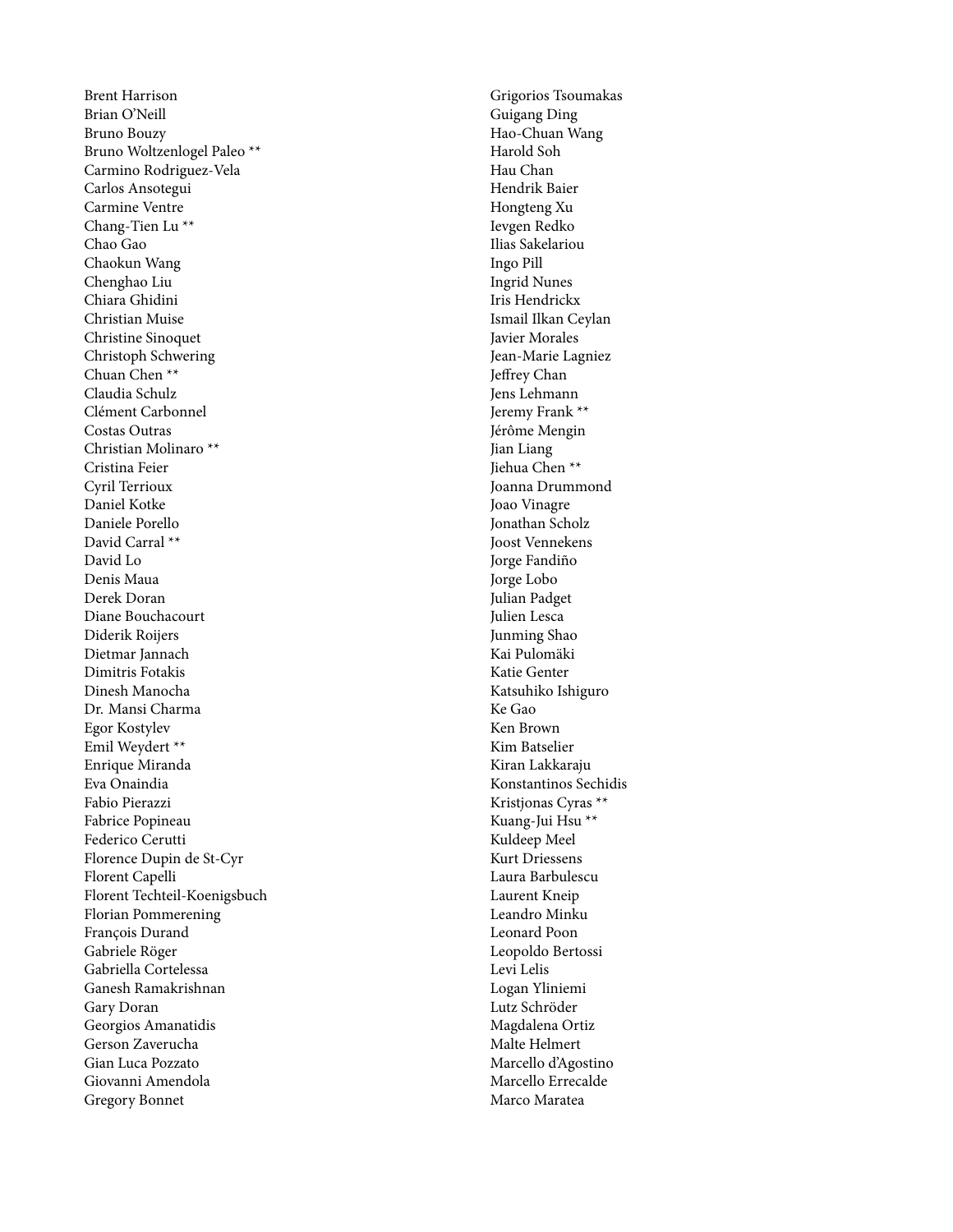Brent Harrison
Brian O'Neill
Bruno Bouzy
Bruno Woltzenlogel Paleo **
Carmino Rodriguez-Vela
Carlos Ansotegui
Carmine Ventre
Chang-Tien Lu **
Chao Gao
Chaokun Wang
Chenghao Liu
Chiara Ghidini
Christian Muise
Christine Sinoquet
Christoph Schwering
Chuan Chen **
Claudia Schulz
Clément Carbonnel
Costas Outras
Christian Molinaro **
Cristina Feier
Cyril Terrioux
Daniel Kotke
Daniele Porello
David Carral **
David Lo
Denis Maua
Derek Doran
Diane Bouchacourt
Diderik Roijers
Dietmar Jannach
Dimitris Fotakis
Dinesh Manocha
Dr. Mansi Charma
Egor Kostylev
Emil Weydert **
Enrique Miranda
Eva Onaindia
Fabio Pierazzi
Fabrice Popineau
Federico Cerutti
Florence Dupin de St-Cyr
Florent Capelli
Florent Techteil-Koenigsbuch
Florian Pommerening
François Durand
Gabriele Röger
Gabriella Cortelessa
Ganesh Ramakrishnan
Gary Doran
Georgios Amanatidis
Gerson Zaverucha
Gian Luca Pozzato
Giovanni Amendola
Gregory Bonnet
Grigorios Tsoumakas
Guigang Ding
Hao-Chuan Wang
Harold Soh
Hau Chan
Hendrik Baier
Hongteng Xu
Ievgen Redko
Ilias Sakelariou
Ingo Pill
Ingrid Nunes
Iris Hendrickx
Ismail Ilkan Ceylan
Javier Morales
Jean-Marie Lagniez
Jeffrey Chan
Jens Lehmann
Jeremy Frank **
Jérôme Mengin
Jian Liang
Jiehua Chen **
Joanna Drummond
Joao Vinagre
Jonathan Scholz
Joost Vennekens
Jorge Fandiño
Jorge Lobo
Julian Padget
Julien Lesca
Junming Shao
Kai Pulomäki
Katie Genter
Katsuhiko Ishiguro
Ke Gao
Ken Brown
Kim Batselier
Kiran Lakkaraju
Konstantinos Sechidis
Kristjonas Cyras **
Kuang-Jui Hsu **
Kuldeep Meel
Kurt Driessens
Laura Barbulescu
Laurent Kneip
Leandro Minku
Leonard Poon
Leopoldo Bertossi
Levi Lelis
Logan Yliniemi
Lutz Schröder
Magdalena Ortiz
Malte Helmert
Marcello d'Agostino
Marcello Errecalde
Marco Maratea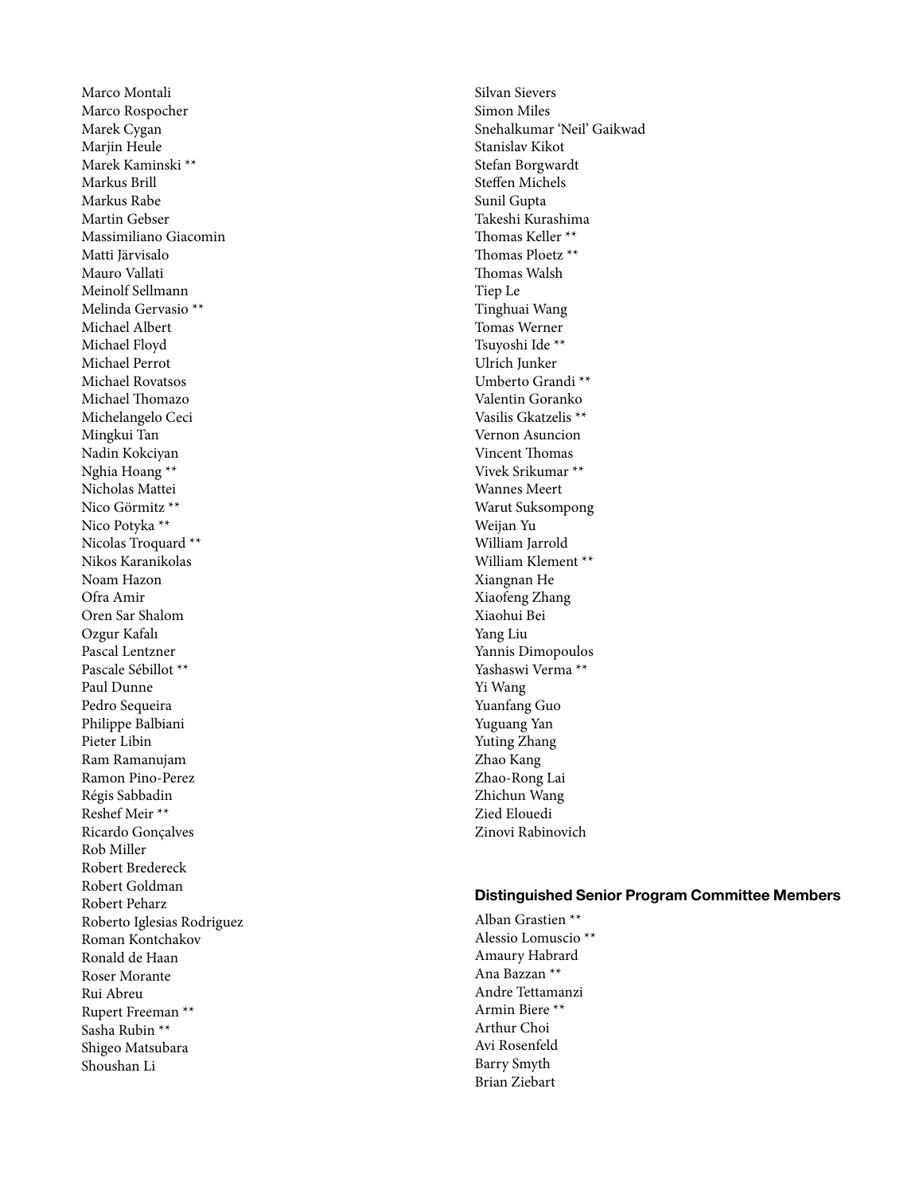Marco Montali
Marco Rospocher
Marek Cygan
Marjin Heule
Marek Kaminski **
Markus Brill
Markus Rabe
Martin Gebser
Massimiliano Giacomin
Matti Järvisalo
Mauro Vallati
Meinolf Sellmann
Melinda Gervasio **
Michael Albert
Michael Floyd
Michael Perrot
Michael Rovatsos
Michael Thomazo
Michelangelo Ceci
Mingkui Tan
Nadin Kokciyan
Nghia Hoang **
Nicholas Mattei
Nico Görmitz **
Nico Potyka **
Nicolas Troquard **
Nikos Karanikolas
Noam Hazon
Ofra Amir
Oren Sar Shalom
Ozgur Kafalı
Pascal Lentzner
Pascale Sébillot **
Paul Dunne
Pedro Sequeira
Philippe Balbiani
Pieter Libin
Ram Ramanujam
Ramon Pino-Perez
Régis Sabbadin
Reshef Meir **
Ricardo Gonçalves
Rob Miller
Robert Bredereck
Robert Goldman
Robert Peharz
Roberto Iglesias Rodriguez
Roman Kontchakov
Ronald de Haan
Roser Morante
Rui Abreu
Rupert Freeman **
Sasha Rubin **
Shigeo Matsubara
Shoushan Li
Silvan Sievers
Simon Miles
Snehalkumar 'Neil' Gaikwad
Stanislav Kikot
Stefan Borgwardt
Steffen Michels
Sunil Gupta
Takeshi Kurashima
Thomas Keller **
Thomas Ploetz **
Thomas Walsh
Tiep Le
Tinghuai Wang
Tomas Werner
Tsuyoshi Ide **
Ulrich Junker
Umberto Grandi **
Valentin Goranko
Vasilis Gkatzelis **
Vernon Asuncion
Vincent Thomas
Vivek Srikumar **
Wannes Meert
Warut Suksompong
Weijan Yu
William Jarrold
William Klement **
Xiangnan He
Xiaofeng Zhang
Xiaohui Bei
Yang Liu
Yannis Dimopoulos
Yashaswi Verma **
Yi Wang
Yuanfang Guo
Yuguang Yan
Yuting Zhang
Zhao Kang
Zhao-Rong Lai
Zhichun Wang
Zied Elouedi
Zinovi Rabinovich

### Distinguished Senior Program Committee Members

Alban Grastien **
Alessio Lomuscio **
Amaury Habrard
Ana Bazzan **
Andre Tettamanzi
Armin Biere **
Arthur Choi
Avi Rosenfeld
Barry Smyth
Brian Ziebart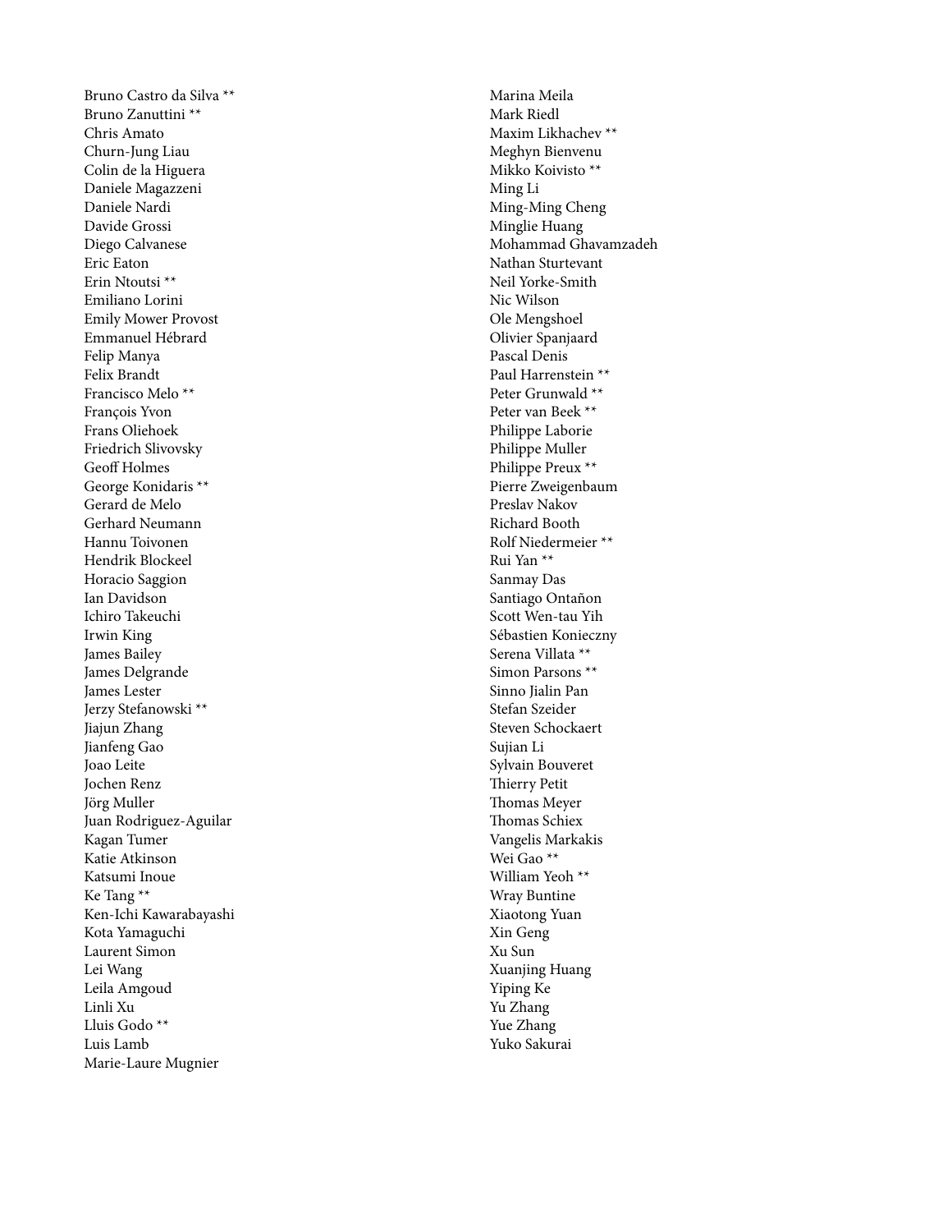Bruno Castro da Silva **
Bruno Zanuttini **
Chris Amato
Churn-Jung Liau
Colin de la Higuera
Daniele Magazzeni
Daniele Nardi
Davide Grossi
Diego Calvanese
Eric Eaton
Erin Ntoutsi **
Emiliano Lorini
Emily Mower Provost
Emmanuel Hébrard
Felip Manya
Felix Brandt
Francisco Melo **
François Yvon
Frans Oliehoek
Friedrich Slivovsky
Geoff Holmes
George Konidaris **
Gerard de Melo
Gerhard Neumann
Hannu Toivonen
Hendrik Blockeel
Horacio Saggion
Ian Davidson
Ichiro Takeuchi
Irwin King
James Bailey
James Delgrande
James Lester
Jerzy Stefanowski **
Jiajun Zhang
Jianfeng Gao
Joao Leite
Jochen Renz
Jörg Muller
Juan Rodriguez-Aguilar
Kagan Tumer
Katie Atkinson
Katsumi Inoue
Ke Tang **
Ken-Ichi Kawarabayashi
Kota Yamaguchi
Laurent Simon
Lei Wang
Leila Amgoud
Linli Xu
Lluis Godo **
Luis Lamb
Marie-Laure Mugnier
Marina Meila
Mark Riedl
Maxim Likhachev **
Meghyn Bienvenu
Mikko Koivisto **
Ming Li
Ming-Ming Cheng
Minglie Huang
Mohammad Ghavamzadeh
Nathan Sturtevant
Neil Yorke-Smith
Nic Wilson
Ole Mengshoel
Olivier Spanjaard
Pascal Denis
Paul Harrenstein **
Peter Grunwald **
Peter van Beek **
Philippe Laborie
Philippe Muller
Philippe Preux **
Pierre Zweigenbaum
Preslav Nakov
Richard Booth
Rolf Niedermeier **
Rui Yan **
Sanmay Das
Santiago Ontañon
Scott Wen-tau Yih
Sébastien Konieczny
Serena Villata **
Simon Parsons **
Sinno Jialin Pan
Stefan Szeider
Steven Schockaert
Sujian Li
Sylvain Bouveret
Thierry Petit
Thomas Meyer
Thomas Schiex
Vangelis Markakis
Wei Gao **
William Yeoh **
Wray Buntine
Xiaotong Yuan
Xin Geng
Xu Sun
Xuanjing Huang
Yiping Ke
Yu Zhang
Yue Zhang
Yuko Sakurai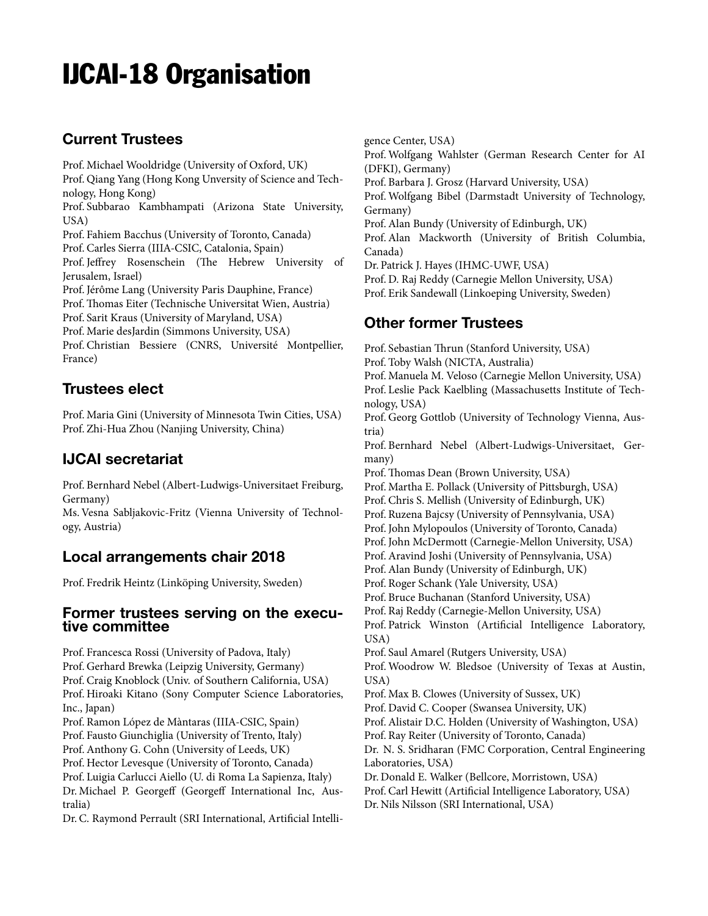# IJCAI-18 Organisation

## Current Trustees

Prof. Michael Wooldridge (University of Oxford, UK)
Prof. Qiang Yang (Hong Kong Unversity of Science and Technology, Hong Kong)
Prof. Subbarao Kambhampati (Arizona State University, USA)
Prof. Fahiem Bacchus (University of Toronto, Canada)
Prof. Carles Sierra (IIIA-CSIC, Catalonia, Spain)
Prof. Jeffrey Rosenschein (The Hebrew University of Jerusalem, Israel)
Prof. Jérôme Lang (University Paris Dauphine, France)
Prof. Thomas Eiter (Technische Universitat Wien, Austria)
Prof. Sarit Kraus (University of Maryland, USA)
Prof. Marie desJardin (Simmons University, USA)
Prof. Christian Bessiere (CNRS, Université Montpellier, France)

## Trustees elect

Prof. Maria Gini (University of Minnesota Twin Cities, USA)
Prof. Zhi-Hua Zhou (Nanjing University, China)

## IJCAI secretariat

Prof. Bernhard Nebel (Albert-Ludwigs-Universitaet Freiburg, Germany)
Ms. Vesna Sabljakovic-Fritz (Vienna University of Technology, Austria)

## Local arrangements chair 2018

Prof. Fredrik Heintz (Linköping University, Sweden)

## Former trustees serving on the executive committee

Prof. Francesca Rossi (University of Padova, Italy)
Prof. Gerhard Brewka (Leipzig University, Germany)
Prof. Craig Knoblock (Univ. of Southern California, USA)
Prof. Hiroaki Kitano (Sony Computer Science Laboratories, Inc., Japan)
Prof. Ramon López de Màntaras (IIIA-CSIC, Spain)
Prof. Fausto Giunchiglia (University of Trento, Italy)
Prof. Anthony G. Cohn (University of Leeds, UK)
Prof. Hector Levesque (University of Toronto, Canada)
Prof. Luigia Carlucci Aiello (U. di Roma La Sapienza, Italy)
Dr. Michael P. Georgeff (Georgeff International Inc, Australia)
Dr. C. Raymond Perrault (SRI International, Artificial Intelligence Center, USA)
Prof. Wolfgang Wahlster (German Research Center for AI (DFKI), Germany)
Prof. Barbara J. Grosz (Harvard University, USA)
Prof. Wolfgang Bibel (Darmstadt University of Technology, Germany)
Prof. Alan Bundy (University of Edinburgh, UK)
Prof. Alan Mackworth (University of British Columbia, Canada)
Dr. Patrick J. Hayes (IHMC-UWF, USA)
Prof. D. Raj Reddy (Carnegie Mellon University, USA)
Prof. Erik Sandewall (Linkoeping University, Sweden)

## Other former Trustees

Prof. Sebastian Thrun (Stanford University, USA)
Prof. Toby Walsh (NICTA, Australia)
Prof. Manuela M. Veloso (Carnegie Mellon University, USA)
Prof. Leslie Pack Kaelbling (Massachusetts Institute of Technology, USA)
Prof. Georg Gottlob (University of Technology Vienna, Austria)
Prof. Bernhard Nebel (Albert-Ludwigs-Universitaet, Germany)
Prof. Thomas Dean (Brown University, USA)
Prof. Martha E. Pollack (University of Pittsburgh, USA)
Prof. Chris S. Mellish (University of Edinburgh, UK)
Prof. Ruzena Bajcsy (University of Pennsylvania, USA)
Prof. John Mylopoulos (University of Toronto, Canada)
Prof. John McDermott (Carnegie-Mellon University, USA)
Prof. Aravind Joshi (University of Pennsylvania, USA)
Prof. Alan Bundy (University of Edinburgh, UK)
Prof. Roger Schank (Yale University, USA)
Prof. Bruce Buchanan (Stanford University, USA)
Prof. Raj Reddy (Carnegie-Mellon University, USA)
Prof. Patrick Winston (Artificial Intelligence Laboratory, USA)
Prof. Saul Amarel (Rutgers University, USA)
Prof. Woodrow W. Bledsoe (University of Texas at Austin, USA)
Prof. Max B. Clowes (University of Sussex, UK)
Prof. David C. Cooper (Swansea University, UK)
Prof. Alistair D.C. Holden (University of Washington, USA)
Prof. Ray Reiter (University of Toronto, Canada)
Dr. N. S. Sridharan (FMC Corporation, Central Engineering Laboratories, USA)
Dr. Donald E. Walker (Bellcore, Morristown, USA)
Prof. Carl Hewitt (Artificial Intelligence Laboratory, USA)
Dr. Nils Nilsson (SRI International, USA)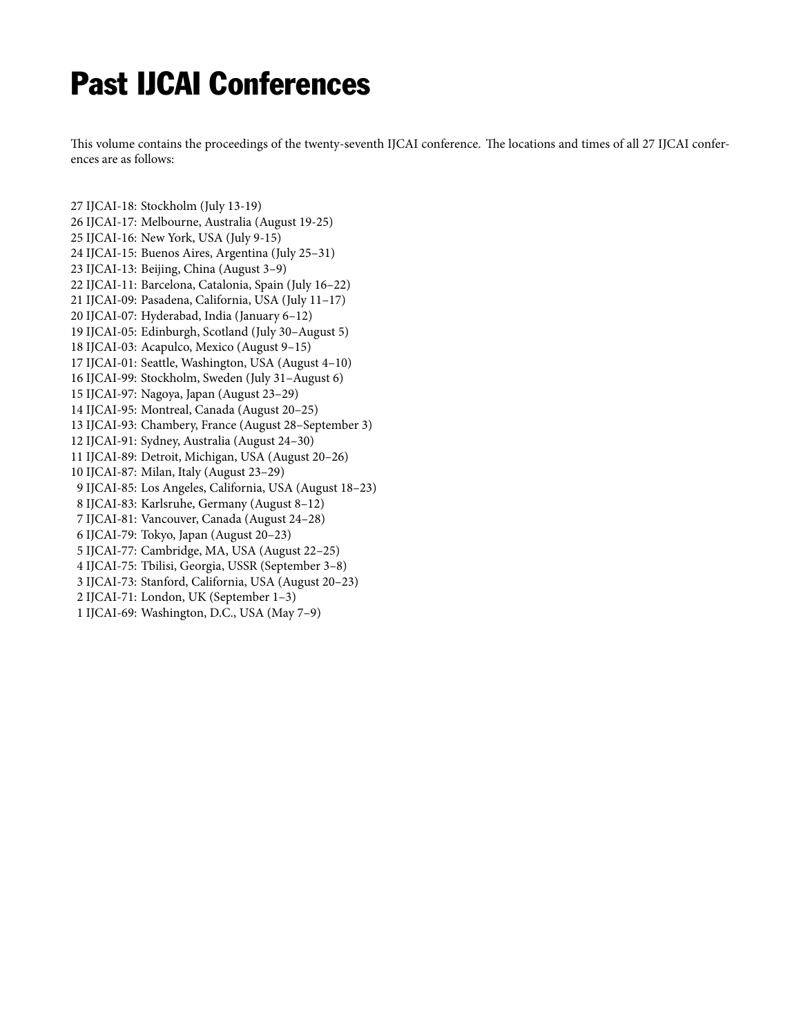# Past IJCAI Conferences

This volume contains the proceedings of the twenty-seventh IJCAI conference. The locations and times of all 27 IJCAI conferences are as follows:

27 IJCAI-18: Stockholm (July 13-19)
26 IJCAI-17: Melbourne, Australia (August 19-25)
25 IJCAI-16: New York, USA (July 9-15)
24 IJCAI-15: Buenos Aires, Argentina (July 25–31)
23 IJCAI-13: Beijing, China (August 3–9)
22 IJCAI-11: Barcelona, Catalonia, Spain (July 16–22)
21 IJCAI-09: Pasadena, California, USA (July 11–17)
20 IJCAI-07: Hyderabad, India (January 6–12)
19 IJCAI-05: Edinburgh, Scotland (July 30–August 5)
18 IJCAI-03: Acapulco, Mexico (August 9–15)
17 IJCAI-01: Seattle, Washington, USA (August 4–10)
16 IJCAI-99: Stockholm, Sweden (July 31–August 6)
15 IJCAI-97: Nagoya, Japan (August 23–29)
14 IJCAI-95: Montreal, Canada (August 20–25)
13 IJCAI-93: Chambery, France (August 28–September 3)
12 IJCAI-91: Sydney, Australia (August 24–30)
11 IJCAI-89: Detroit, Michigan, USA (August 20–26)
10 IJCAI-87: Milan, Italy (August 23–29)
9 IJCAI-85: Los Angeles, California, USA (August 18–23)
8 IJCAI-83: Karlsruhe, Germany (August 8–12)
7 IJCAI-81: Vancouver, Canada (August 24–28)
6 IJCAI-79: Tokyo, Japan (August 20–23)
5 IJCAI-77: Cambridge, MA, USA (August 22–25)
4 IJCAI-75: Tbilisi, Georgia, USSR (September 3–8)
3 IJCAI-73: Stanford, California, USA (August 20–23)
2 IJCAI-71: London, UK (September 1–3)
1 IJCAI-69: Washington, D.C., USA (May 7–9)